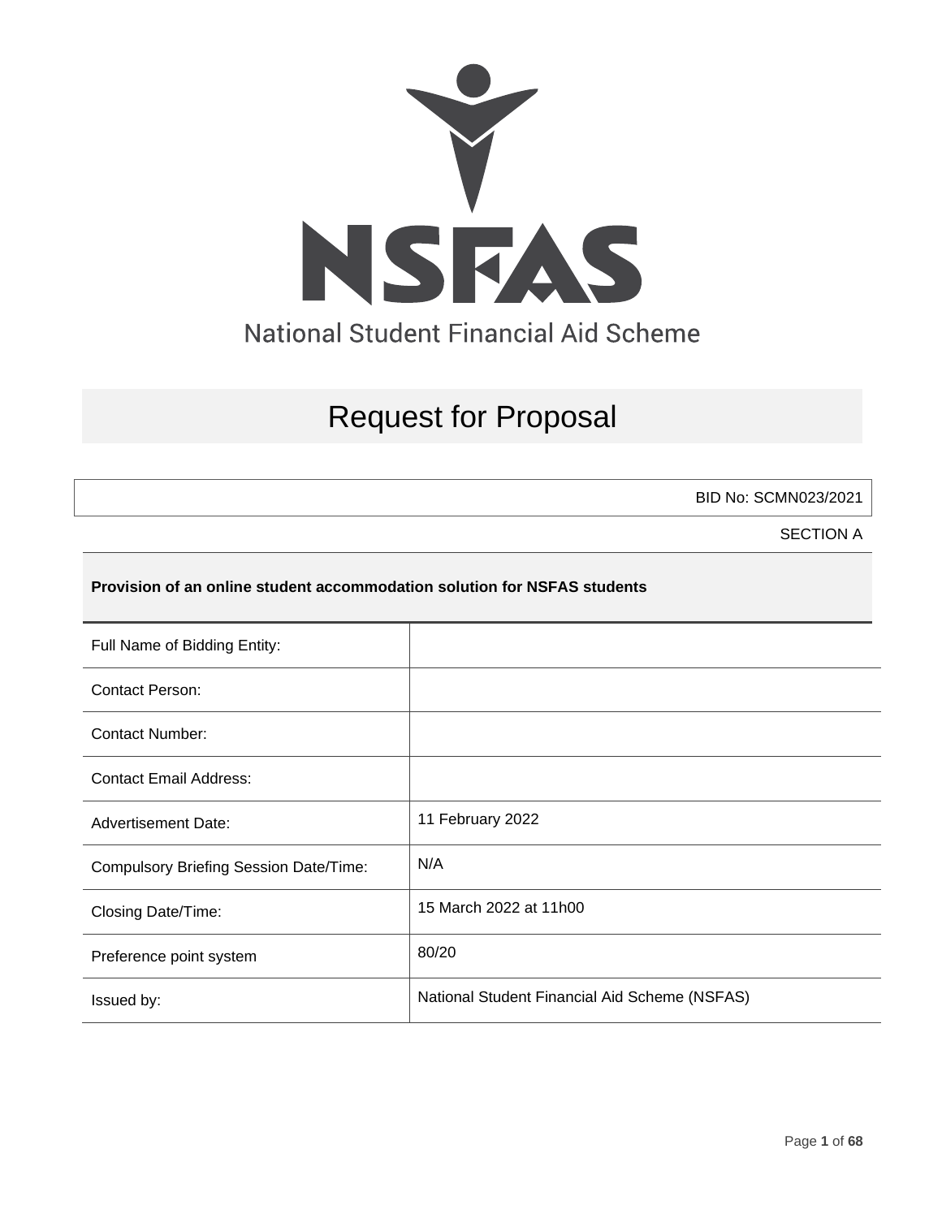# NSFAS

National Student Financial Aid Scheme

# Request for Proposal

BID No: SCMN023/2021

SECTION A

**Provision of an online student accommodation solution for NSFAS students**

| | |
|---|---|
| Full Name of Bidding Entity: | |
| Contact Person: | |
| Contact Number: | |
| Contact Email Address: | |
| Advertisement Date: | 11 February 2022 |
| Compulsory Briefing Session Date/Time: | N/A |
| Closing Date/Time: | 15 March 2022 at 11h00 |
| Preference point system | 80/20 |
| Issued by: | National Student Financial Aid Scheme (NSFAS) |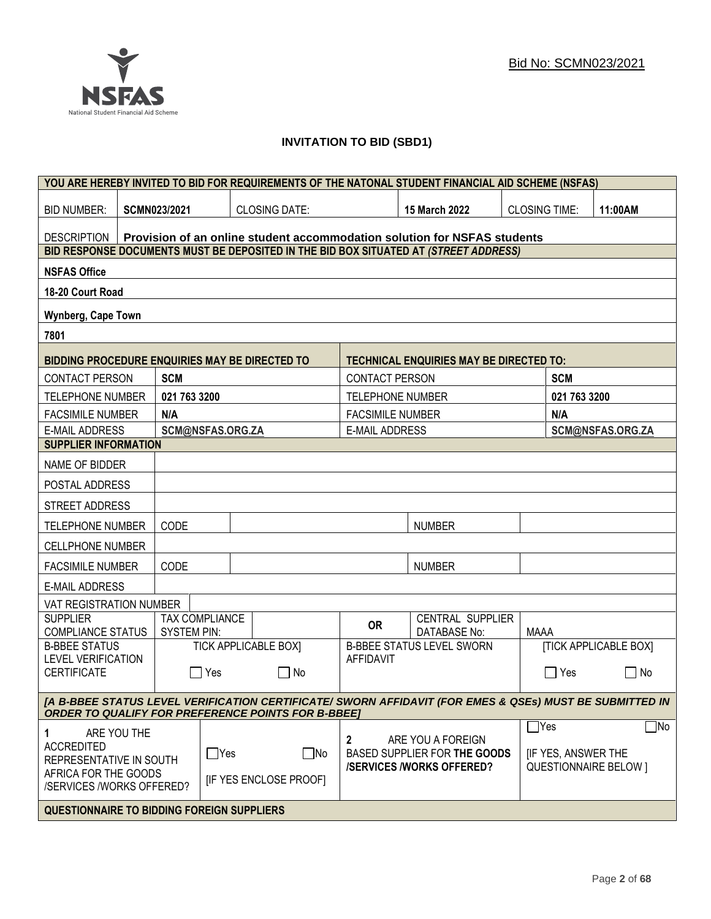Bid No: SCMN023/2021

# INVITATION TO BID (SBD1)

| YOU ARE HEREBY INVITED TO BID FOR REQUIREMENTS OF THE NATONAL STUDENT FINANCIAL AID SCHEME (NSFAS) | | | | | |
|---|---|---|---|---|---|
| BID NUMBER: | **SCMN023/2021** | CLOSING DATE: | **15 March 2022** | CLOSING TIME: | **11:00AM** |
| DESCRIPTION | **Provision of an online student accommodation solution for NSFAS students** | | | | |

| BID RESPONSE DOCUMENTS MUST BE DEPOSITED IN THE BID BOX SITUATED AT *(STREET ADDRESS)* |
|---|
| **NSFAS Office** |
| **18-20 Court Road** |
| **Wynberg, Cape Town** |
| **7801** |

| BIDDING PROCEDURE ENQUIRIES MAY BE DIRECTED TO | | TECHNICAL ENQUIRIES MAY BE DIRECTED TO: | |
|---|---|---|---|
| CONTACT PERSON | **SCM** | CONTACT PERSON | **SCM** |
| TELEPHONE NUMBER | **021 763 3200** | TELEPHONE NUMBER | **021 763 3200** |
| FACSIMILE NUMBER | **N/A** | FACSIMILE NUMBER | **N/A** |
| E-MAIL ADDRESS | **SCM@NSFAS.ORG.ZA** | E-MAIL ADDRESS | **SCM@NSFAS.ORG.ZA** |

| SUPPLIER INFORMATION | | | | | |
|---|---|---|---|---|---|
| NAME OF BIDDER | | | | | |
| POSTAL ADDRESS | | | | | |
| STREET ADDRESS | | | | | |
| TELEPHONE NUMBER | CODE | | NUMBER | | |
| CELLPHONE NUMBER | | | | | |
| FACSIMILE NUMBER | CODE | | NUMBER | | |
| E-MAIL ADDRESS | | | | | |
| VAT REGISTRATION NUMBER | | | | | |
| SUPPLIER COMPLIANCE STATUS | TAX COMPLIANCE SYSTEM PIN: | | **OR** | CENTRAL SUPPLIER DATABASE No: | MAAA |
| B-BBEE STATUS LEVEL VERIFICATION CERTIFICATE | TICK APPLICABLE BOX] ☐ Yes ☐ No | | B-BBEE STATUS LEVEL SWORN AFFIDAVIT | | [TICK APPLICABLE BOX] ☐ Yes ☐ No |

***[A B-BBEE STATUS LEVEL VERIFICATION CERTIFICATE/ SWORN AFFIDAVIT (FOR EMES & QSEs) MUST BE SUBMITTED IN ORDER TO QUALIFY FOR PREFERENCE POINTS FOR B-BBEE]***

| **1** ARE YOU THE ACCREDITED REPRESENTATIVE IN SOUTH AFRICA FOR THE GOODS /SERVICES /WORKS OFFERED? | ☐Yes ☐No [IF YES ENCLOSE PROOF] | **2** ARE YOU A FOREIGN BASED SUPPLIER FOR **THE GOODS /SERVICES /WORKS OFFERED?** | ☐Yes ☐No [IF YES, ANSWER THE QUESTIONNAIRE BELOW ] |
|---|---|---|---|

**QUESTIONNAIRE TO BIDDING FOREIGN SUPPLIERS**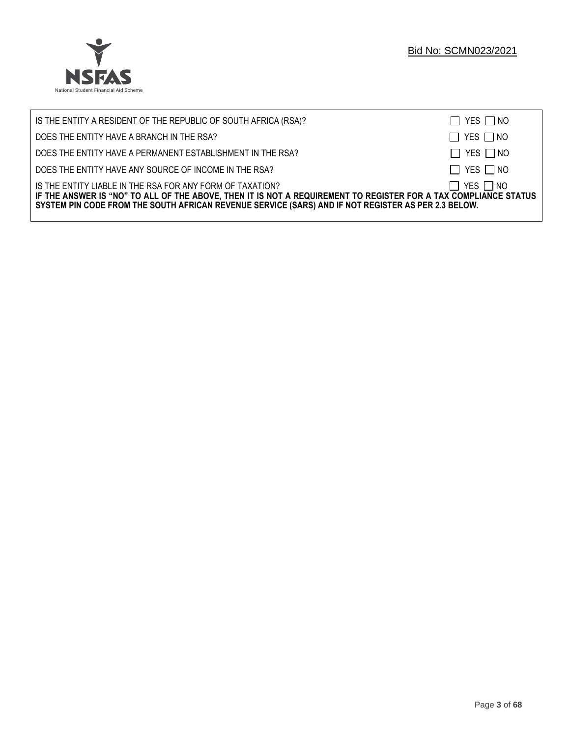| | |
|---|---|
| IS THE ENTITY A RESIDENT OF THE REPUBLIC OF SOUTH AFRICA (RSA)? | ☐ YES ☐ NO |
| DOES THE ENTITY HAVE A BRANCH IN THE RSA? | ☐ YES ☐ NO |
| DOES THE ENTITY HAVE A PERMANENT ESTABLISHMENT IN THE RSA? | ☐ YES ☐ NO |
| DOES THE ENTITY HAVE ANY SOURCE OF INCOME IN THE RSA? | ☐ YES ☐ NO |
| IS THE ENTITY LIABLE IN THE RSA FOR ANY FORM OF TAXATION? | ☐ YES ☐ NO |

**IF THE ANSWER IS "NO" TO ALL OF THE ABOVE, THEN IT IS NOT A REQUIREMENT TO REGISTER FOR A TAX COMPLIANCE STATUS SYSTEM PIN CODE FROM THE SOUTH AFRICAN REVENUE SERVICE (SARS) AND IF NOT REGISTER AS PER 2.3 BELOW.**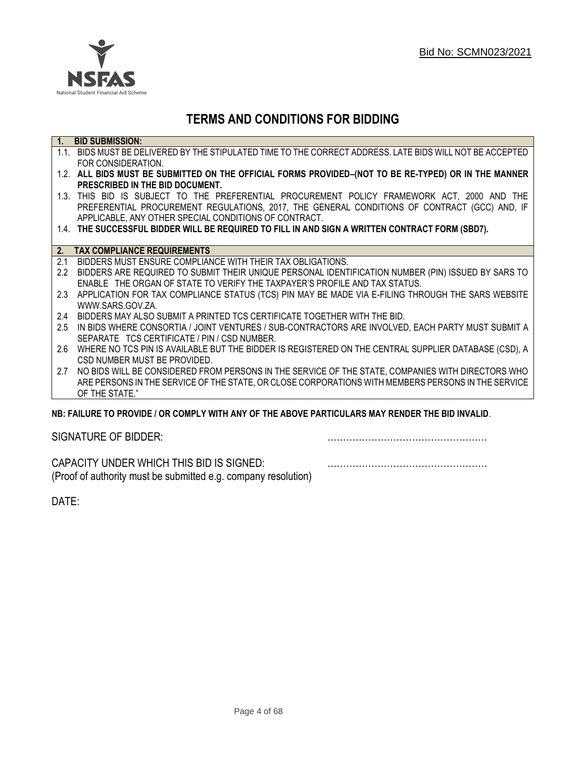Bid No: SCMN023/2021

# TERMS AND CONDITIONS FOR BIDDING

**1. BID SUBMISSION:**

1.1. BIDS MUST BE DELIVERED BY THE STIPULATED TIME TO THE CORRECT ADDRESS. LATE BIDS WILL NOT BE ACCEPTED FOR CONSIDERATION.

1.2. **ALL BIDS MUST BE SUBMITTED ON THE OFFICIAL FORMS PROVIDED–(NOT TO BE RE-TYPED) OR IN THE MANNER PRESCRIBED IN THE BID DOCUMENT.**

1.3. THIS BID IS SUBJECT TO THE PREFERENTIAL PROCUREMENT POLICY FRAMEWORK ACT, 2000 AND THE PREFERENTIAL PROCUREMENT REGULATIONS, 2017, THE GENERAL CONDITIONS OF CONTRACT (GCC) AND, IF APPLICABLE, ANY OTHER SPECIAL CONDITIONS OF CONTRACT.

1.4. **THE SUCCESSFUL BIDDER WILL BE REQUIRED TO FILL IN AND SIGN A WRITTEN CONTRACT FORM (SBD7).**

**2. TAX COMPLIANCE REQUIREMENTS**

2.1 BIDDERS MUST ENSURE COMPLIANCE WITH THEIR TAX OBLIGATIONS.

2.2 BIDDERS ARE REQUIRED TO SUBMIT THEIR UNIQUE PERSONAL IDENTIFICATION NUMBER (PIN) ISSUED BY SARS TO ENABLE THE ORGAN OF STATE TO VERIFY THE TAXPAYER'S PROFILE AND TAX STATUS.

2.3 APPLICATION FOR TAX COMPLIANCE STATUS (TCS) PIN MAY BE MADE VIA E-FILING THROUGH THE SARS WEBSITE WWW.SARS.GOV.ZA.

2.4 BIDDERS MAY ALSO SUBMIT A PRINTED TCS CERTIFICATE TOGETHER WITH THE BID.

2.5 IN BIDS WHERE CONSORTIA / JOINT VENTURES / SUB-CONTRACTORS ARE INVOLVED, EACH PARTY MUST SUBMIT A SEPARATE TCS CERTIFICATE / PIN / CSD NUMBER.

2.6 WHERE NO TCS PIN IS AVAILABLE BUT THE BIDDER IS REGISTERED ON THE CENTRAL SUPPLIER DATABASE (CSD), A CSD NUMBER MUST BE PROVIDED.

2.7 NO BIDS WILL BE CONSIDERED FROM PERSONS IN THE SERVICE OF THE STATE, COMPANIES WITH DIRECTORS WHO ARE PERSONS IN THE SERVICE OF THE STATE, OR CLOSE CORPORATIONS WITH MEMBERS PERSONS IN THE SERVICE OF THE STATE."

**NB: FAILURE TO PROVIDE / OR COMPLY WITH ANY OF THE ABOVE PARTICULARS MAY RENDER THE BID INVALID**.

SIGNATURE OF BIDDER: ……………………………………………

CAPACITY UNDER WHICH THIS BID IS SIGNED: ……………………………………………
(Proof of authority must be submitted e.g. company resolution)

DATE: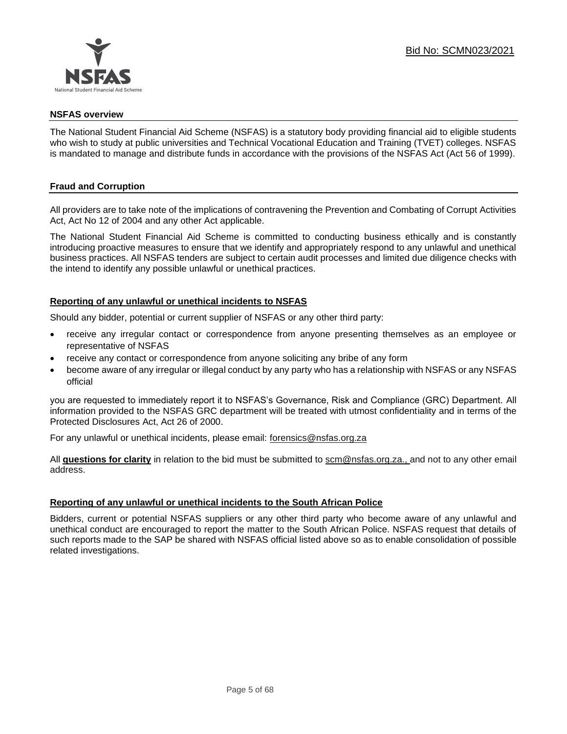Bid No: SCMN023/2021

## NSFAS overview

The National Student Financial Aid Scheme (NSFAS) is a statutory body providing financial aid to eligible students who wish to study at public universities and Technical Vocational Education and Training (TVET) colleges. NSFAS is mandated to manage and distribute funds in accordance with the provisions of the NSFAS Act (Act 56 of 1999).

## Fraud and Corruption

All providers are to take note of the implications of contravening the Prevention and Combating of Corrupt Activities Act, Act No 12 of 2004 and any other Act applicable.

The National Student Financial Aid Scheme is committed to conducting business ethically and is constantly introducing proactive measures to ensure that we identify and appropriately respond to any unlawful and unethical business practices. All NSFAS tenders are subject to certain audit processes and limited due diligence checks with the intend to identify any possible unlawful or unethical practices.

### Reporting of any unlawful or unethical incidents to NSFAS

Should any bidder, potential or current supplier of NSFAS or any other third party:

- receive any irregular contact or correspondence from anyone presenting themselves as an employee or representative of NSFAS
- receive any contact or correspondence from anyone soliciting any bribe of any form
- become aware of any irregular or illegal conduct by any party who has a relationship with NSFAS or any NSFAS official

you are requested to immediately report it to NSFAS's Governance, Risk and Compliance (GRC) Department. All information provided to the NSFAS GRC department will be treated with utmost confidentiality and in terms of the Protected Disclosures Act, Act 26 of 2000.

For any unlawful or unethical incidents, please email: forensics@nsfas.org.za

All **questions for clarity** in relation to the bid must be submitted to scm@nsfas.org.za., and not to any other email address.

### Reporting of any unlawful or unethical incidents to the South African Police

Bidders, current or potential NSFAS suppliers or any other third party who become aware of any unlawful and unethical conduct are encouraged to report the matter to the South African Police. NSFAS request that details of such reports made to the SAP be shared with NSFAS official listed above so as to enable consolidation of possible related investigations.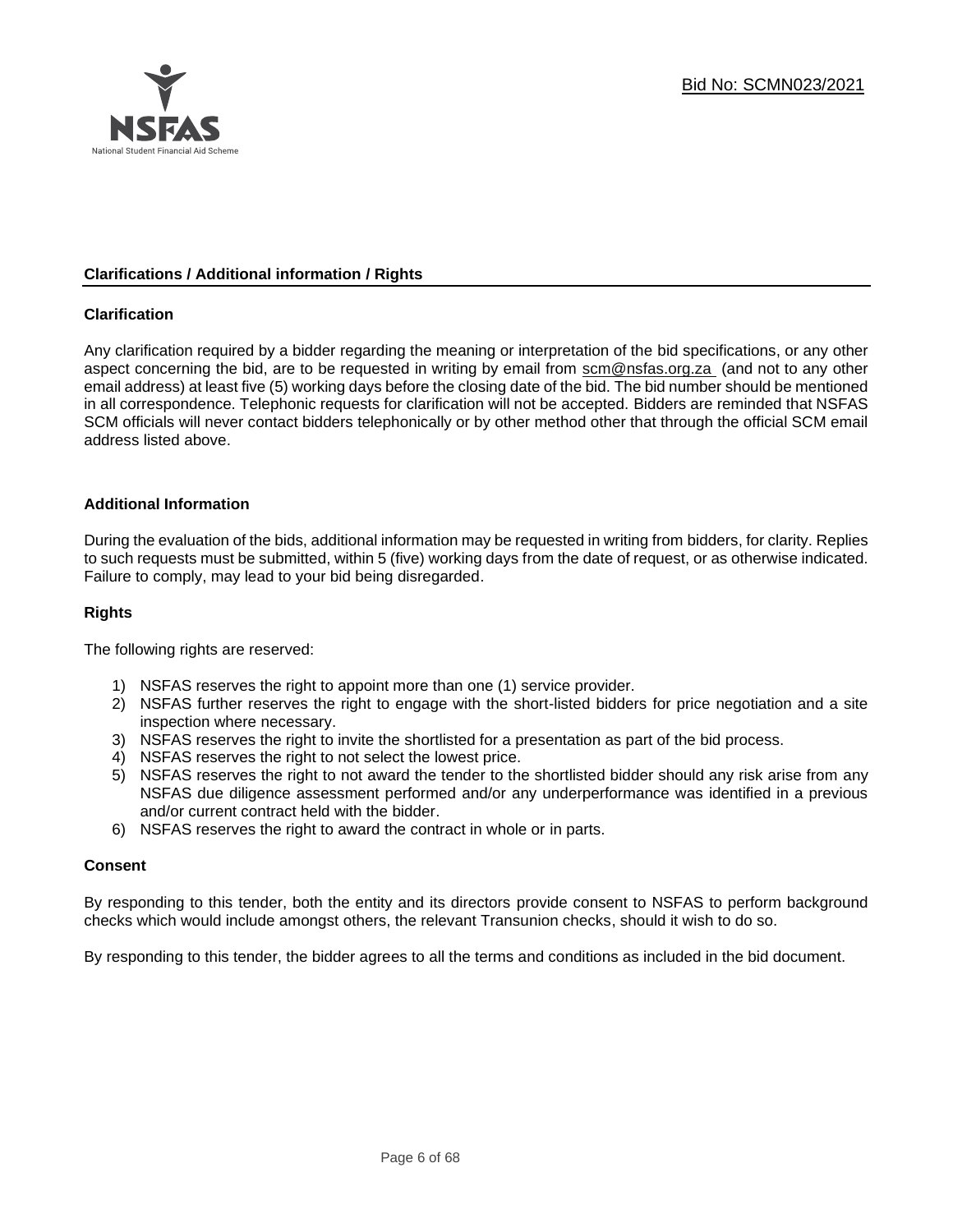## Clarifications / Additional information / Rights

### Clarification

Any clarification required by a bidder regarding the meaning or interpretation of the bid specifications, or any other aspect concerning the bid, are to be requested in writing by email from scm@nsfas.org.za (and not to any other email address) at least five (5) working days before the closing date of the bid. The bid number should be mentioned in all correspondence. Telephonic requests for clarification will not be accepted. Bidders are reminded that NSFAS SCM officials will never contact bidders telephonically or by other method other that through the official SCM email address listed above.

### Additional Information

During the evaluation of the bids, additional information may be requested in writing from bidders, for clarity. Replies to such requests must be submitted, within 5 (five) working days from the date of request, or as otherwise indicated. Failure to comply, may lead to your bid being disregarded.

### Rights

The following rights are reserved:

1) NSFAS reserves the right to appoint more than one (1) service provider.
2) NSFAS further reserves the right to engage with the short-listed bidders for price negotiation and a site inspection where necessary.
3) NSFAS reserves the right to invite the shortlisted for a presentation as part of the bid process.
4) NSFAS reserves the right to not select the lowest price.
5) NSFAS reserves the right to not award the tender to the shortlisted bidder should any risk arise from any NSFAS due diligence assessment performed and/or any underperformance was identified in a previous and/or current contract held with the bidder.
6) NSFAS reserves the right to award the contract in whole or in parts.

### Consent

By responding to this tender, both the entity and its directors provide consent to NSFAS to perform background checks which would include amongst others, the relevant Transunion checks, should it wish to do so.

By responding to this tender, the bidder agrees to all the terms and conditions as included in the bid document.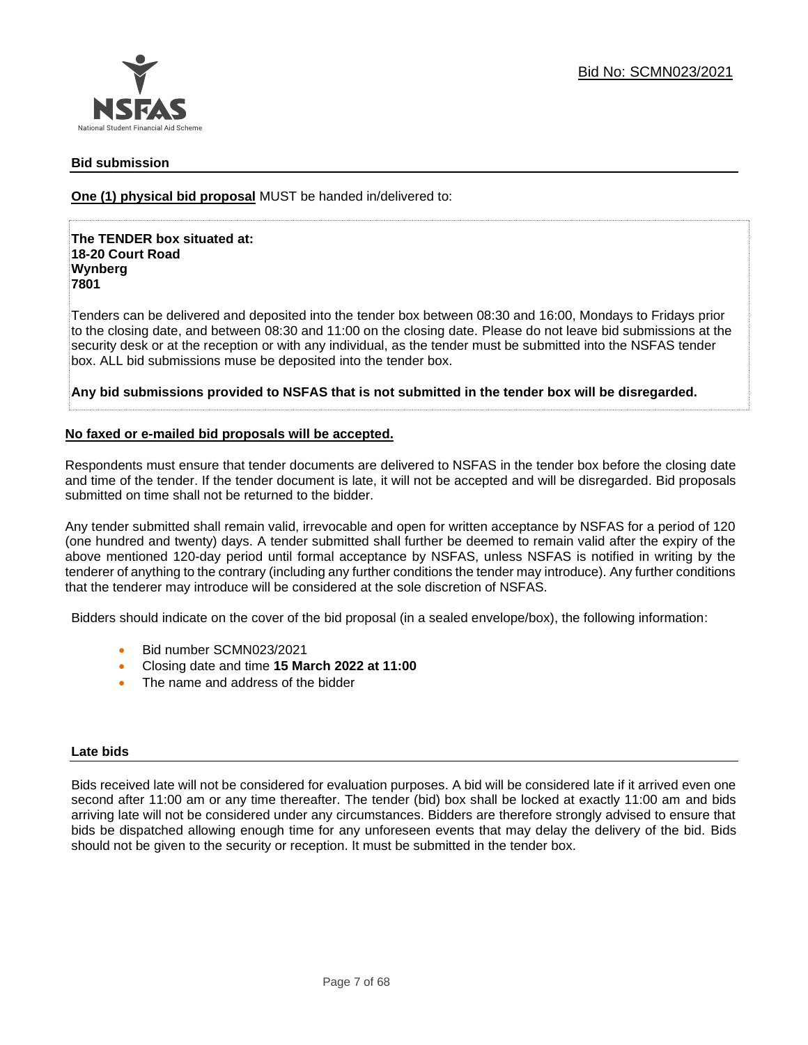## Bid submission

**One (1) physical bid proposal** MUST be handed in/delivered to:

**The TENDER box situated at:**
**18-20 Court Road**
**Wynberg**
**7801**

Tenders can be delivered and deposited into the tender box between 08:30 and 16:00, Mondays to Fridays prior to the closing date, and between 08:30 and 11:00 on the closing date. Please do not leave bid submissions at the security desk or at the reception or with any individual, as the tender must be submitted into the NSFAS tender box. ALL bid submissions muse be deposited into the tender box.

**Any bid submissions provided to NSFAS that is not submitted in the tender box will be disregarded.**

**No faxed or e-mailed bid proposals will be accepted.**

Respondents must ensure that tender documents are delivered to NSFAS in the tender box before the closing date and time of the tender. If the tender document is late, it will not be accepted and will be disregarded. Bid proposals submitted on time shall not be returned to the bidder.

Any tender submitted shall remain valid, irrevocable and open for written acceptance by NSFAS for a period of 120 (one hundred and twenty) days. A tender submitted shall further be deemed to remain valid after the expiry of the above mentioned 120-day period until formal acceptance by NSFAS, unless NSFAS is notified in writing by the tenderer of anything to the contrary (including any further conditions the tender may introduce). Any further conditions that the tenderer may introduce will be considered at the sole discretion of NSFAS.

Bidders should indicate on the cover of the bid proposal (in a sealed envelope/box), the following information:

- Bid number SCMN023/2021
- Closing date and time **15 March 2022 at 11:00**
- The name and address of the bidder

## Late bids

Bids received late will not be considered for evaluation purposes. A bid will be considered late if it arrived even one second after 11:00 am or any time thereafter. The tender (bid) box shall be locked at exactly 11:00 am and bids arriving late will not be considered under any circumstances. Bidders are therefore strongly advised to ensure that bids be dispatched allowing enough time for any unforeseen events that may delay the delivery of the bid. Bids should not be given to the security or reception. It must be submitted in the tender box.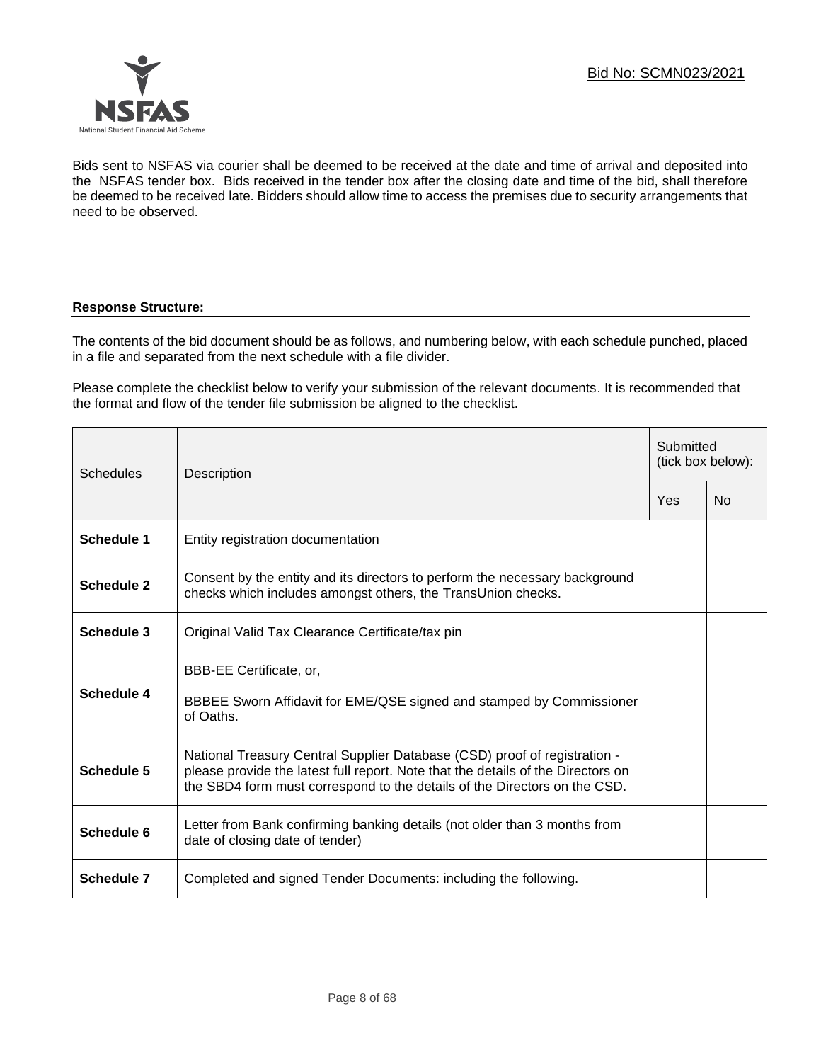Bid No: SCMN023/2021

Bids sent to NSFAS via courier shall be deemed to be received at the date and time of arrival and deposited into the NSFAS tender box. Bids received in the tender box after the closing date and time of the bid, shall therefore be deemed to be received late. Bidders should allow time to access the premises due to security arrangements that need to be observed.

**Response Structure:**

The contents of the bid document should be as follows, and numbering below, with each schedule punched, placed in a file and separated from the next schedule with a file divider.

Please complete the checklist below to verify your submission of the relevant documents. It is recommended that the format and flow of the tender file submission be aligned to the checklist.

| Schedules | Description | Submitted (tick box below): | |
|---|---|---|---|
| | | Yes | No |
| **Schedule 1** | Entity registration documentation | | |
| **Schedule 2** | Consent by the entity and its directors to perform the necessary background checks which includes amongst others, the TransUnion checks. | | |
| **Schedule 3** | Original Valid Tax Clearance Certificate/tax pin | | |
| **Schedule 4** | BBB-EE Certificate, or,<br><br>BBBEE Sworn Affidavit for EME/QSE signed and stamped by Commissioner of Oaths. | | |
| **Schedule 5** | National Treasury Central Supplier Database (CSD) proof of registration - please provide the latest full report. Note that the details of the Directors on the SBD4 form must correspond to the details of the Directors on the CSD. | | |
| **Schedule 6** | Letter from Bank confirming banking details (not older than 3 months from date of closing date of tender) | | |
| **Schedule 7** | Completed and signed Tender Documents: including the following. | | |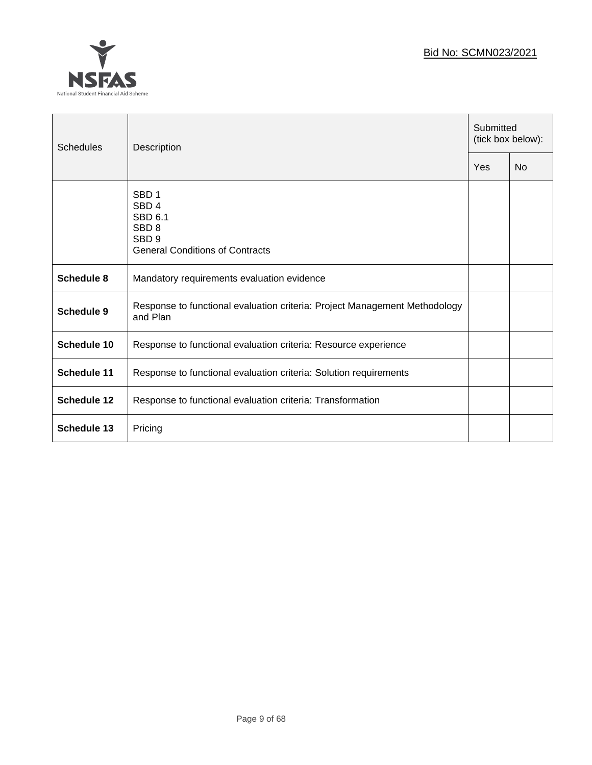| Schedules | Description | Submitted (tick box below): | |
|---|---|---|---|
| | | Yes | No |
| | SBD 1<br>SBD 4<br>SBD 6.1<br>SBD 8<br>SBD 9<br>General Conditions of Contracts | | |
| **Schedule 8** | Mandatory requirements evaluation evidence | | |
| **Schedule 9** | Response to functional evaluation criteria: Project Management Methodology and Plan | | |
| **Schedule 10** | Response to functional evaluation criteria: Resource experience | | |
| **Schedule 11** | Response to functional evaluation criteria: Solution requirements | | |
| **Schedule 12** | Response to functional evaluation criteria: Transformation | | |
| **Schedule 13** | Pricing | | |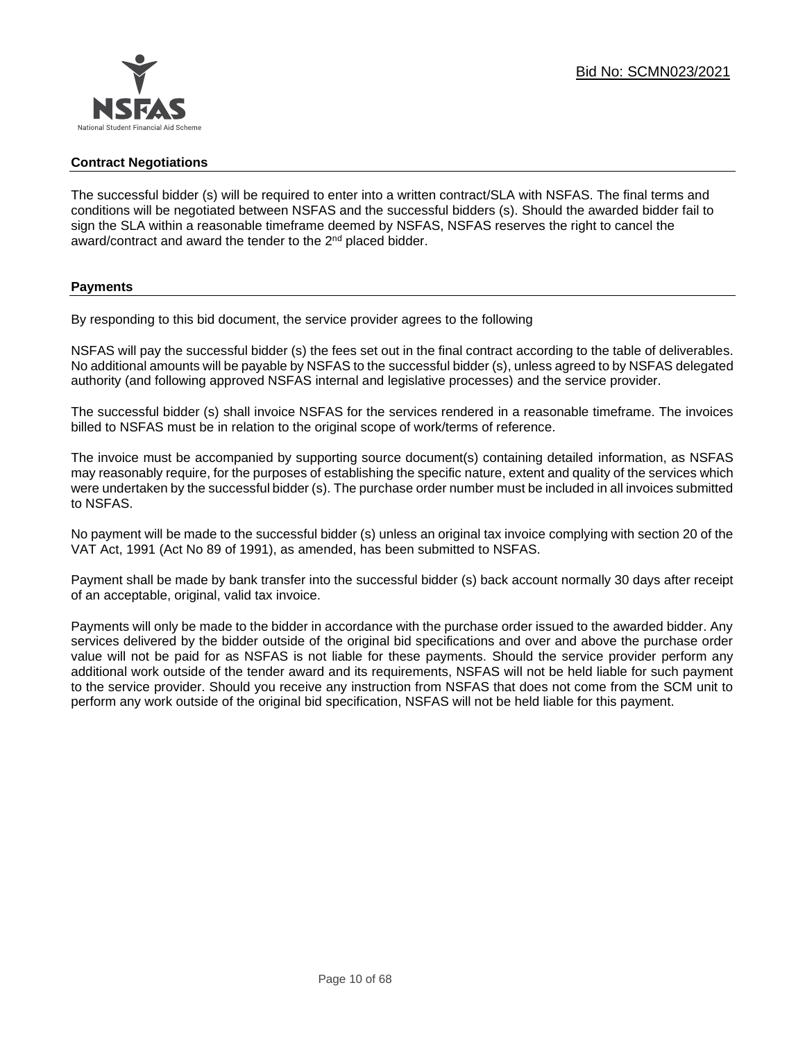## Contract Negotiations

The successful bidder (s) will be required to enter into a written contract/SLA with NSFAS. The final terms and conditions will be negotiated between NSFAS and the successful bidders (s). Should the awarded bidder fail to sign the SLA within a reasonable timeframe deemed by NSFAS, NSFAS reserves the right to cancel the award/contract and award the tender to the 2nd placed bidder.

## Payments

By responding to this bid document, the service provider agrees to the following

NSFAS will pay the successful bidder (s) the fees set out in the final contract according to the table of deliverables. No additional amounts will be payable by NSFAS to the successful bidder (s), unless agreed to by NSFAS delegated authority (and following approved NSFAS internal and legislative processes) and the service provider.

The successful bidder (s) shall invoice NSFAS for the services rendered in a reasonable timeframe. The invoices billed to NSFAS must be in relation to the original scope of work/terms of reference.

The invoice must be accompanied by supporting source document(s) containing detailed information, as NSFAS may reasonably require, for the purposes of establishing the specific nature, extent and quality of the services which were undertaken by the successful bidder (s). The purchase order number must be included in all invoices submitted to NSFAS.

No payment will be made to the successful bidder (s) unless an original tax invoice complying with section 20 of the VAT Act, 1991 (Act No 89 of 1991), as amended, has been submitted to NSFAS.

Payment shall be made by bank transfer into the successful bidder (s) back account normally 30 days after receipt of an acceptable, original, valid tax invoice.

Payments will only be made to the bidder in accordance with the purchase order issued to the awarded bidder. Any services delivered by the bidder outside of the original bid specifications and over and above the purchase order value will not be paid for as NSFAS is not liable for these payments. Should the service provider perform any additional work outside of the tender award and its requirements, NSFAS will not be held liable for such payment to the service provider. Should you receive any instruction from NSFAS that does not come from the SCM unit to perform any work outside of the original bid specification, NSFAS will not be held liable for this payment.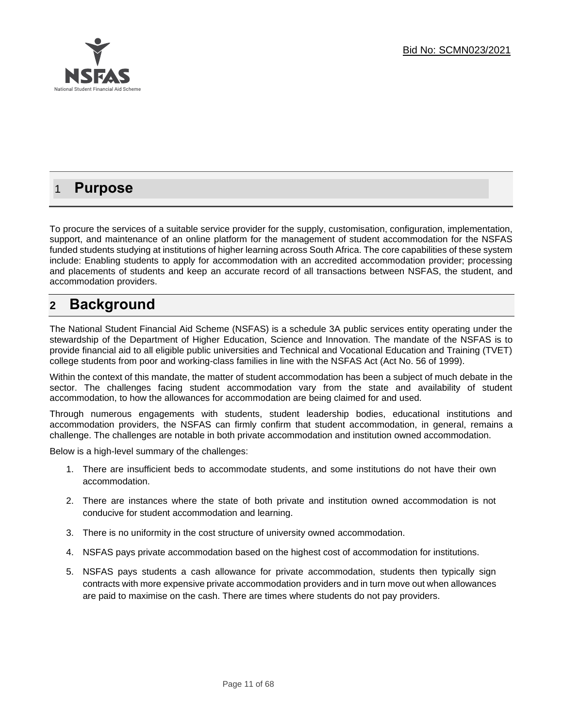# 1 Purpose

To procure the services of a suitable service provider for the supply, customisation, configuration, implementation, support, and maintenance of an online platform for the management of student accommodation for the NSFAS funded students studying at institutions of higher learning across South Africa. The core capabilities of these system include: Enabling students to apply for accommodation with an accredited accommodation provider; processing and placements of students and keep an accurate record of all transactions between NSFAS, the student, and accommodation providers.

# 2 Background

The National Student Financial Aid Scheme (NSFAS) is a schedule 3A public services entity operating under the stewardship of the Department of Higher Education, Science and Innovation. The mandate of the NSFAS is to provide financial aid to all eligible public universities and Technical and Vocational Education and Training (TVET) college students from poor and working-class families in line with the NSFAS Act (Act No. 56 of 1999).

Within the context of this mandate, the matter of student accommodation has been a subject of much debate in the sector. The challenges facing student accommodation vary from the state and availability of student accommodation, to how the allowances for accommodation are being claimed for and used.

Through numerous engagements with students, student leadership bodies, educational institutions and accommodation providers, the NSFAS can firmly confirm that student accommodation, in general, remains a challenge. The challenges are notable in both private accommodation and institution owned accommodation.

Below is a high-level summary of the challenges:

1. There are insufficient beds to accommodate students, and some institutions do not have their own accommodation.
2. There are instances where the state of both private and institution owned accommodation is not conducive for student accommodation and learning.
3. There is no uniformity in the cost structure of university owned accommodation.
4. NSFAS pays private accommodation based on the highest cost of accommodation for institutions.
5. NSFAS pays students a cash allowance for private accommodation, students then typically sign contracts with more expensive private accommodation providers and in turn move out when allowances are paid to maximise on the cash. There are times where students do not pay providers.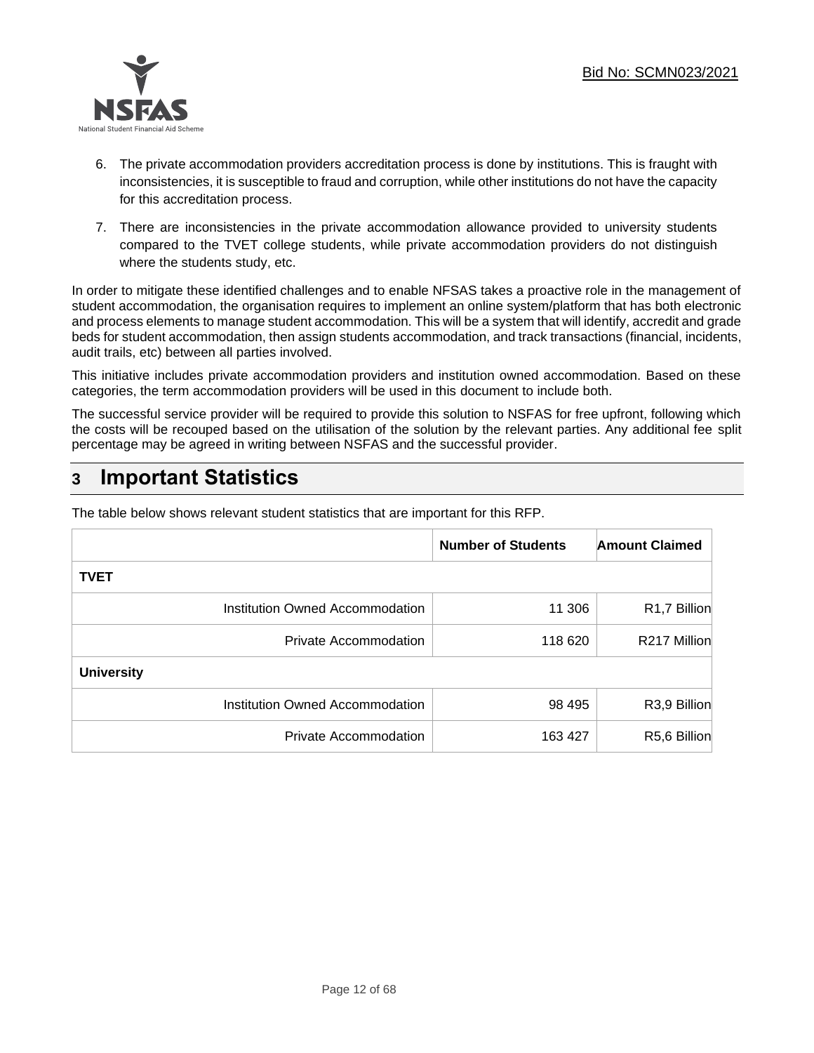6. The private accommodation providers accreditation process is done by institutions. This is fraught with inconsistencies, it is susceptible to fraud and corruption, while other institutions do not have the capacity for this accreditation process.

7. There are inconsistencies in the private accommodation allowance provided to university students compared to the TVET college students, while private accommodation providers do not distinguish where the students study, etc.

In order to mitigate these identified challenges and to enable NFSAS takes a proactive role in the management of student accommodation, the organisation requires to implement an online system/platform that has both electronic and process elements to manage student accommodation. This will be a system that will identify, accredit and grade beds for student accommodation, then assign students accommodation, and track transactions (financial, incidents, audit trails, etc) between all parties involved.

This initiative includes private accommodation providers and institution owned accommodation. Based on these categories, the term accommodation providers will be used in this document to include both.

The successful service provider will be required to provide this solution to NSFAS for free upfront, following which the costs will be recouped based on the utilisation of the solution by the relevant parties. Any additional fee split percentage may be agreed in writing between NSFAS and the successful provider.

# 3 Important Statistics

The table below shows relevant student statistics that are important for this RFP.

| | Number of Students | Amount Claimed |
|---|---|---|
| **TVET** | | |
| Institution Owned Accommodation | 11 306 | R1,7 Billion |
| Private Accommodation | 118 620 | R217 Million |
| **University** | | |
| Institution Owned Accommodation | 98 495 | R3,9 Billion |
| Private Accommodation | 163 427 | R5,6 Billion |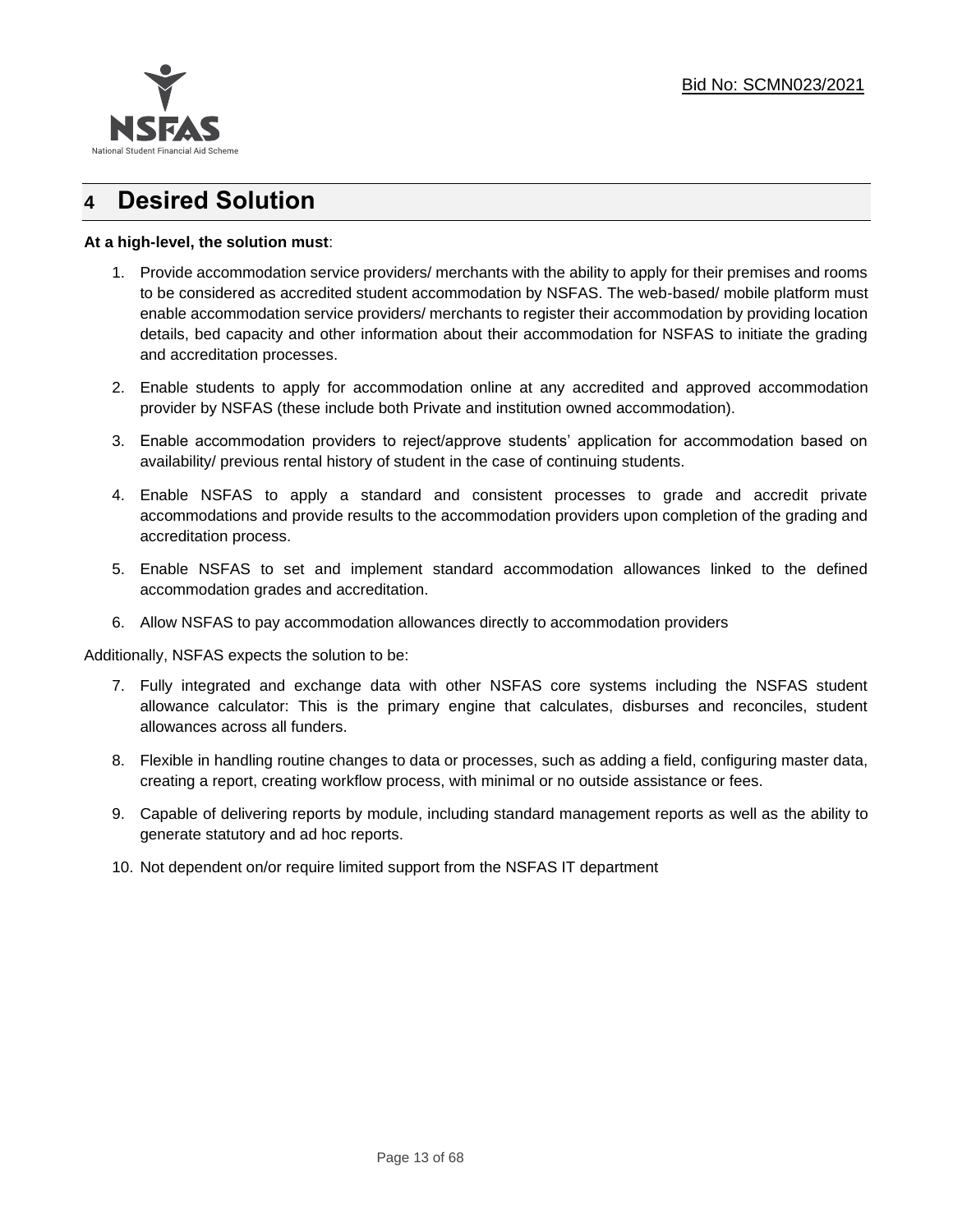# 4 Desired Solution

**At a high-level, the solution must**:

1. Provide accommodation service providers/ merchants with the ability to apply for their premises and rooms to be considered as accredited student accommodation by NSFAS. The web-based/ mobile platform must enable accommodation service providers/ merchants to register their accommodation by providing location details, bed capacity and other information about their accommodation for NSFAS to initiate the grading and accreditation processes.
2. Enable students to apply for accommodation online at any accredited and approved accommodation provider by NSFAS (these include both Private and institution owned accommodation).
3. Enable accommodation providers to reject/approve students' application for accommodation based on availability/ previous rental history of student in the case of continuing students.
4. Enable NSFAS to apply a standard and consistent processes to grade and accredit private accommodations and provide results to the accommodation providers upon completion of the grading and accreditation process.
5. Enable NSFAS to set and implement standard accommodation allowances linked to the defined accommodation grades and accreditation.
6. Allow NSFAS to pay accommodation allowances directly to accommodation providers

Additionally, NSFAS expects the solution to be:

7. Fully integrated and exchange data with other NSFAS core systems including the NSFAS student allowance calculator: This is the primary engine that calculates, disburses and reconciles, student allowances across all funders.
8. Flexible in handling routine changes to data or processes, such as adding a field, configuring master data, creating a report, creating workflow process, with minimal or no outside assistance or fees.
9. Capable of delivering reports by module, including standard management reports as well as the ability to generate statutory and ad hoc reports.
10. Not dependent on/or require limited support from the NSFAS IT department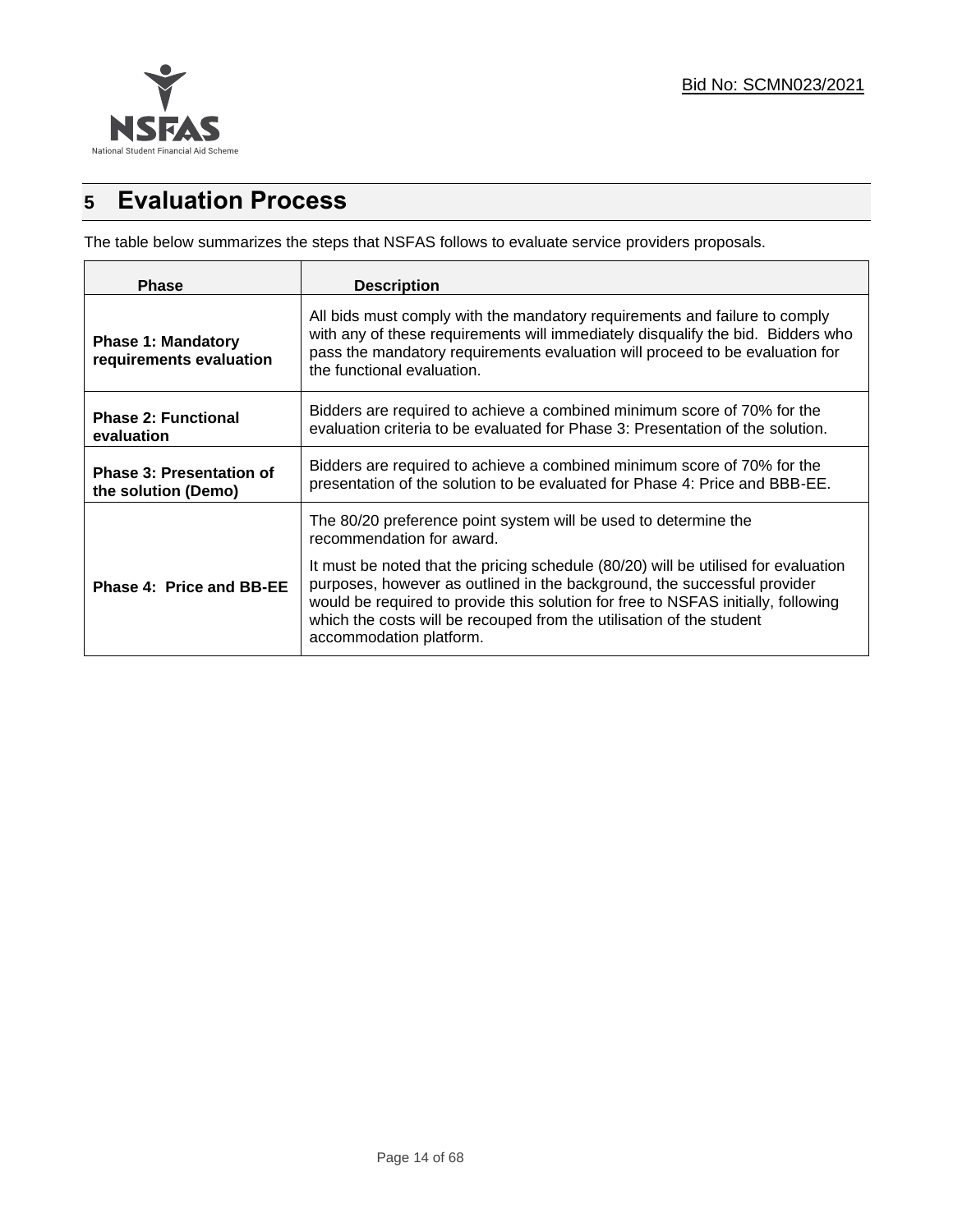# 5 Evaluation Process

The table below summarizes the steps that NSFAS follows to evaluate service providers proposals.

| Phase | Description |
| --- | --- |
| **Phase 1: Mandatory requirements evaluation** | All bids must comply with the mandatory requirements and failure to comply with any of these requirements will immediately disqualify the bid. Bidders who pass the mandatory requirements evaluation will proceed to be evaluation for the functional evaluation. |
| **Phase 2: Functional evaluation** | Bidders are required to achieve a combined minimum score of 70% for the evaluation criteria to be evaluated for Phase 3: Presentation of the solution. |
| **Phase 3: Presentation of the solution (Demo)** | Bidders are required to achieve a combined minimum score of 70% for the presentation of the solution to be evaluated for Phase 4: Price and BBB-EE. |
| **Phase 4: Price and BB-EE** | The 80/20 preference point system will be used to determine the recommendation for award.<br><br>It must be noted that the pricing schedule (80/20) will be utilised for evaluation purposes, however as outlined in the background, the successful provider would be required to provide this solution for free to NSFAS initially, following which the costs will be recouped from the utilisation of the student accommodation platform. |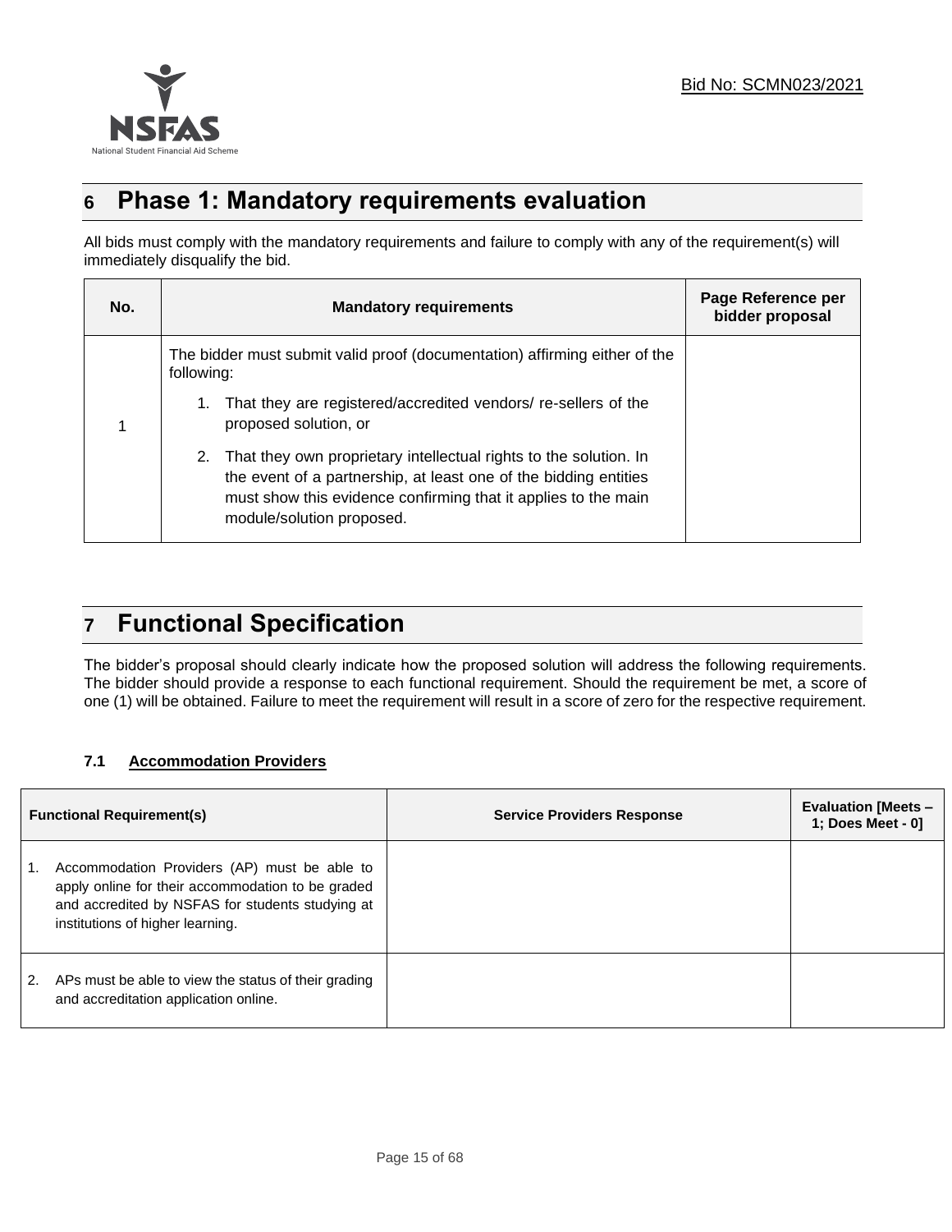# 6 Phase 1: Mandatory requirements evaluation

All bids must comply with the mandatory requirements and failure to comply with any of the requirement(s) will immediately disqualify the bid.

| No. | Mandatory requirements | Page Reference per bidder proposal |
|---|---|---|
| 1 | The bidder must submit valid proof (documentation) affirming either of the following:<br>1. That they are registered/accredited vendors/ re-sellers of the proposed solution, or<br>2. That they own proprietary intellectual rights to the solution. In the event of a partnership, at least one of the bidding entities must show this evidence confirming that it applies to the main module/solution proposed. | |

# 7 Functional Specification

The bidder's proposal should clearly indicate how the proposed solution will address the following requirements. The bidder should provide a response to each functional requirement. Should the requirement be met, a score of one (1) will be obtained. Failure to meet the requirement will result in a score of zero for the respective requirement.

## 7.1 Accommodation Providers

| Functional Requirement(s) | Service Providers Response | Evaluation [Meets – 1; Does Meet - 0] |
|---|---|---|
| 1. Accommodation Providers (AP) must be able to apply online for their accommodation to be graded and accredited by NSFAS for students studying at institutions of higher learning. | | |
| 2. APs must be able to view the status of their grading and accreditation application online. | | |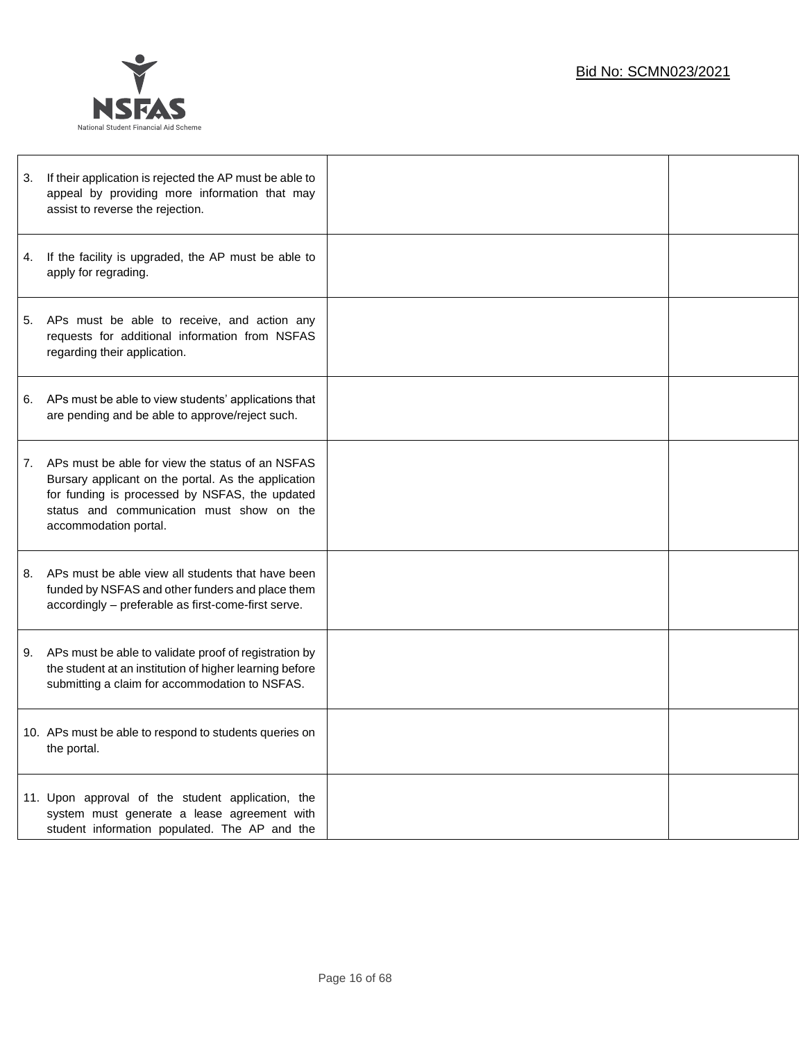| | | |
|---|---|---|
| 3. If their application is rejected the AP must be able to appeal by providing more information that may assist to reverse the rejection. | | |
| 4. If the facility is upgraded, the AP must be able to apply for regrading. | | |
| 5. APs must be able to receive, and action any requests for additional information from NSFAS regarding their application. | | |
| 6. APs must be able to view students' applications that are pending and be able to approve/reject such. | | |
| 7. APs must be able for view the status of an NSFAS Bursary applicant on the portal. As the application for funding is processed by NSFAS, the updated status and communication must show on the accommodation portal. | | |
| 8. APs must be able view all students that have been funded by NSFAS and other funders and place them accordingly – preferable as first-come-first serve. | | |
| 9. APs must be able to validate proof of registration by the student at an institution of higher learning before submitting a claim for accommodation to NSFAS. | | |
| 10. APs must be able to respond to students queries on the portal. | | |
| 11. Upon approval of the student application, the system must generate a lease agreement with student information populated. The AP and the | | |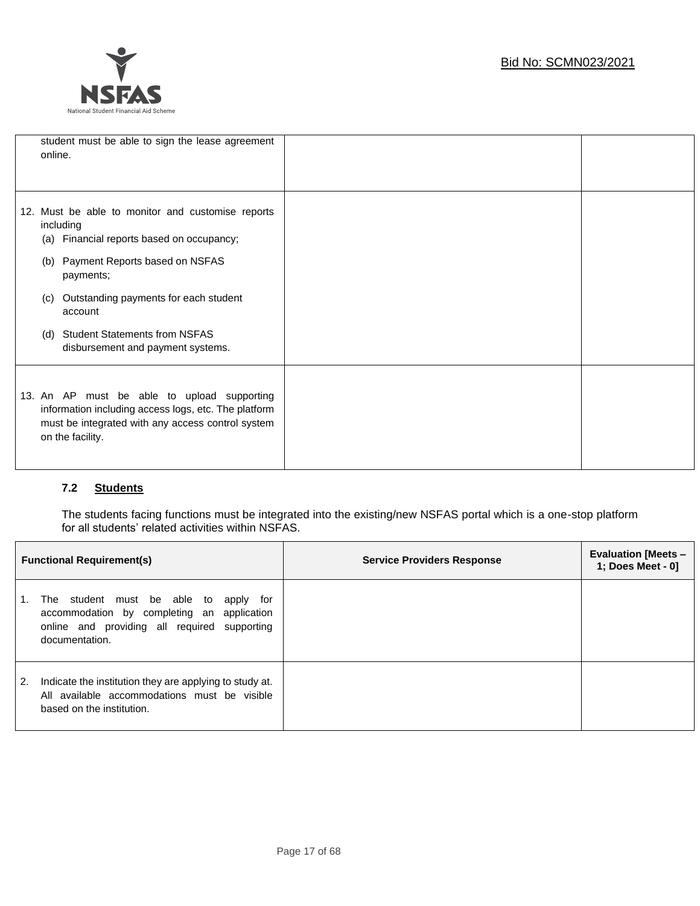| | | |
|---|---|---|
| student must be able to sign the lease agreement online. | | |
| 12. Must be able to monitor and customise reports including<br>(a) Financial reports based on occupancy;<br>(b) Payment Reports based on NSFAS payments;<br>(c) Outstanding payments for each student account<br>(d) Student Statements from NSFAS disbursement and payment systems. | | |
| 13. An AP must be able to upload supporting information including access logs, etc. The platform must be integrated with any access control system on the facility. | | |

### 7.2 Students

The students facing functions must be integrated into the existing/new NSFAS portal which is a one-stop platform for all students' related activities within NSFAS.

| Functional Requirement(s) | Service Providers Response | Evaluation [Meets – 1; Does Meet - 0] |
|---|---|---|
| 1. The student must be able to apply for accommodation by completing an application online and providing all required supporting documentation. | | |
| 2. Indicate the institution they are applying to study at. All available accommodations must be visible based on the institution. | | |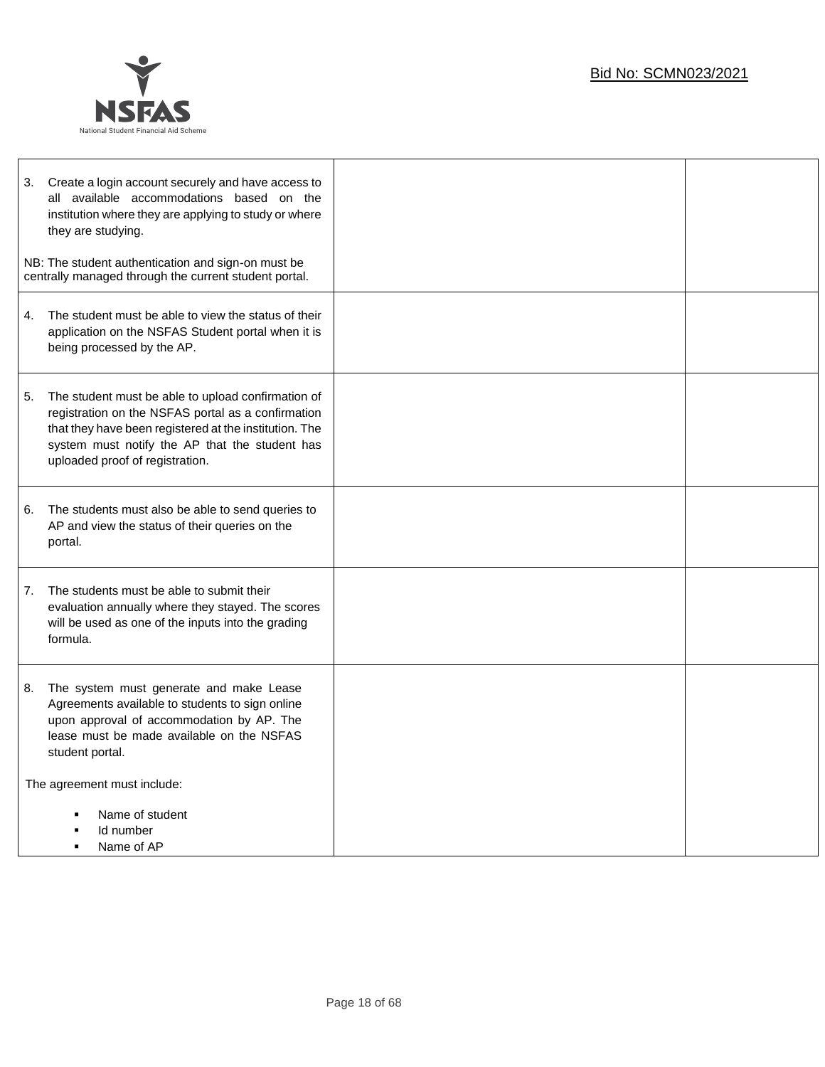| | | |
|---|---|---|
| 3. Create a login account securely and have access to all available accommodations based on the institution where they are applying to study or where they are studying.<br><br>NB: The student authentication and sign-on must be centrally managed through the current student portal. | | |
| 4. The student must be able to view the status of their application on the NSFAS Student portal when it is being processed by the AP. | | |
| 5. The student must be able to upload confirmation of registration on the NSFAS portal as a confirmation that they have been registered at the institution. The system must notify the AP that the student has uploaded proof of registration. | | |
| 6. The students must also be able to send queries to AP and view the status of their queries on the portal. | | |
| 7. The students must be able to submit their evaluation annually where they stayed. The scores will be used as one of the inputs into the grading formula. | | |
| 8. The system must generate and make Lease Agreements available to students to sign online upon approval of accommodation by AP. The lease must be made available on the NSFAS student portal.<br><br>The agreement must include:<br><br>▪ Name of student<br>▪ Id number<br>▪ Name of AP | | |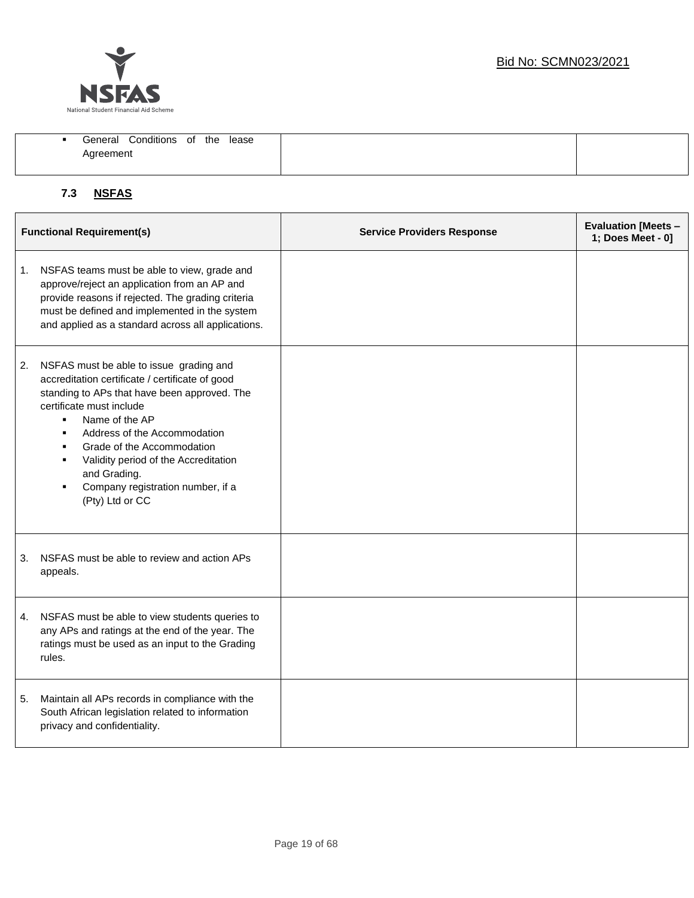| | | |
|---|---|---|
| ▪ General Conditions of the lease Agreement | | |

### 7.3 NSFAS

| Functional Requirement(s) | Service Providers Response | Evaluation [Meets – 1; Does Meet - 0] |
|---|---|---|
| 1. NSFAS teams must be able to view, grade and approve/reject an application from an AP and provide reasons if rejected. The grading criteria must be defined and implemented in the system and applied as a standard across all applications. | | |
| 2. NSFAS must be able to issue grading and accreditation certificate / certificate of good standing to APs that have been approved. The certificate must include<br>▪ Name of the AP<br>▪ Address of the Accommodation<br>▪ Grade of the Accommodation<br>▪ Validity period of the Accreditation and Grading.<br>▪ Company registration number, if a (Pty) Ltd or CC | | |
| 3. NSFAS must be able to review and action APs appeals. | | |
| 4. NSFAS must be able to view students queries to any APs and ratings at the end of the year. The ratings must be used as an input to the Grading rules. | | |
| 5. Maintain all APs records in compliance with the South African legislation related to information privacy and confidentiality. | | |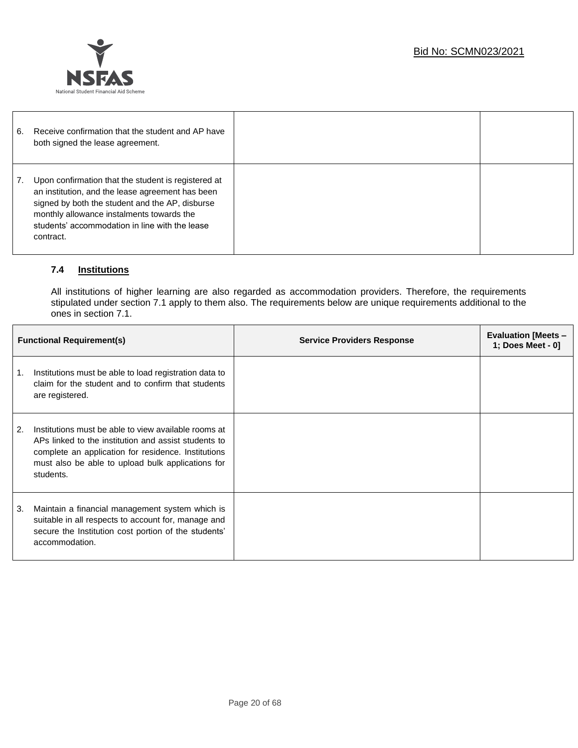| | | |
|---|---|---|
| 6. Receive confirmation that the student and AP have both signed the lease agreement. | | |
| 7. Upon confirmation that the student is registered at an institution, and the lease agreement has been signed by both the student and the AP, disburse monthly allowance instalments towards the students' accommodation in line with the lease contract. | | |

### 7.4 Institutions

All institutions of higher learning are also regarded as accommodation providers. Therefore, the requirements stipulated under section 7.1 apply to them also. The requirements below are unique requirements additional to the ones in section 7.1.

| Functional Requirement(s) | Service Providers Response | Evaluation [Meets – 1; Does Meet - 0] |
|---|---|---|
| 1. Institutions must be able to load registration data to claim for the student and to confirm that students are registered. | | |
| 2. Institutions must be able to view available rooms at APs linked to the institution and assist students to complete an application for residence. Institutions must also be able to upload bulk applications for students. | | |
| 3. Maintain a financial management system which is suitable in all respects to account for, manage and secure the Institution cost portion of the students' accommodation. | | |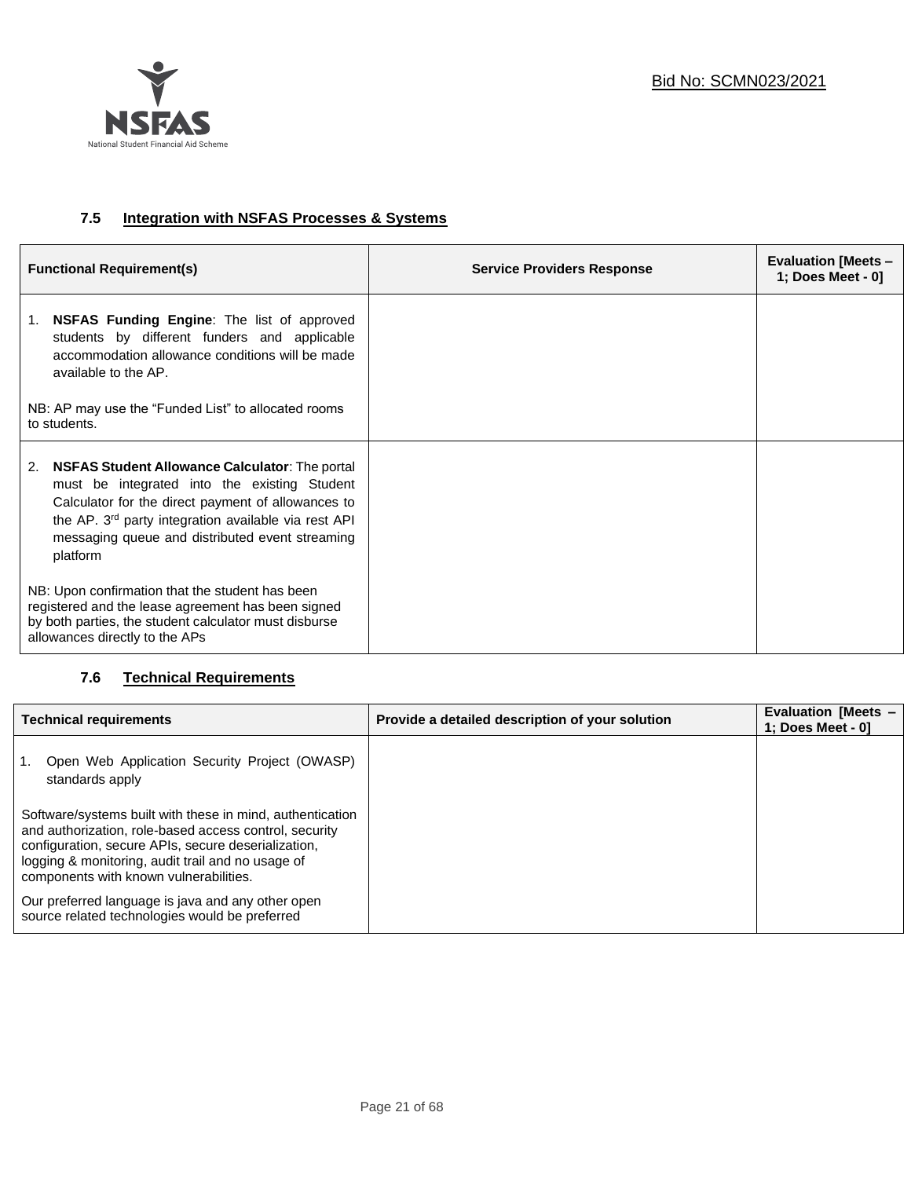### 7.5 Integration with NSFAS Processes & Systems

| Functional Requirement(s) | Service Providers Response | Evaluation [Meets – 1; Does Meet - 0] |
| --- | --- | --- |
| 1. **NSFAS Funding Engine**: The list of approved students by different funders and applicable accommodation allowance conditions will be made available to the AP.<br><br>NB: AP may use the "Funded List" to allocated rooms to students. | | |
| 2. **NSFAS Student Allowance Calculator**: The portal must be integrated into the existing Student Calculator for the direct payment of allowances to the AP. 3rd party integration available via rest API messaging queue and distributed event streaming platform<br><br>NB: Upon confirmation that the student has been registered and the lease agreement has been signed by both parties, the student calculator must disburse allowances directly to the APs | | |

### 7.6 Technical Requirements

| Technical requirements | Provide a detailed description of your solution | Evaluation [Meets – 1; Does Meet - 0] |
| --- | --- | --- |
| 1. Open Web Application Security Project (OWASP) standards apply<br><br>Software/systems built with these in mind, authentication and authorization, role-based access control, security configuration, secure APIs, secure deserialization, logging & monitoring, audit trail and no usage of components with known vulnerabilities.<br><br>Our preferred language is java and any other open source related technologies would be preferred | | |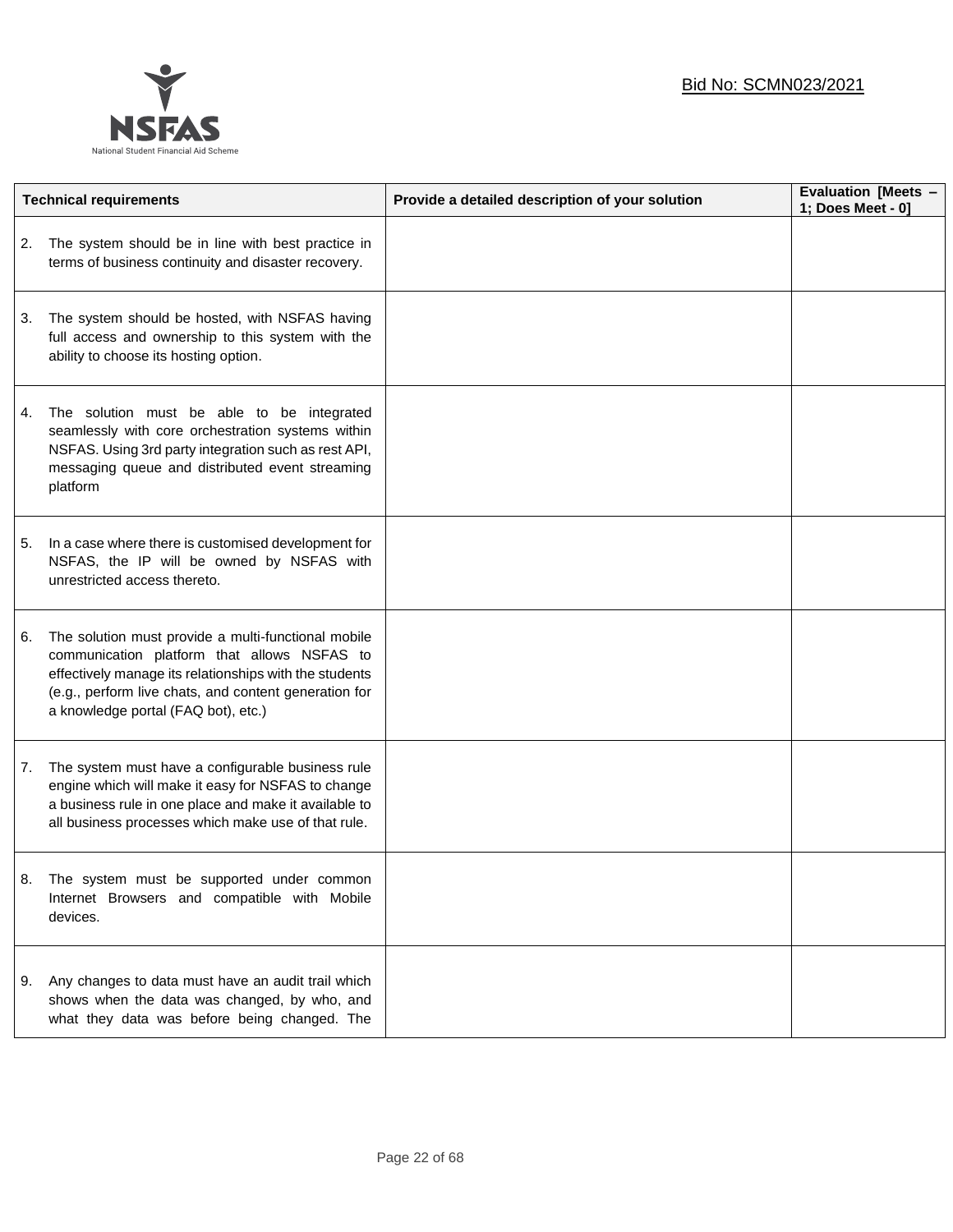Bid No: SCMN023/2021

| Technical requirements | Provide a detailed description of your solution | Evaluation [Meets – 1; Does Meet - 0] |
|---|---|---|
| 2. The system should be in line with best practice in terms of business continuity and disaster recovery. | | |
| 3. The system should be hosted, with NSFAS having full access and ownership to this system with the ability to choose its hosting option. | | |
| 4. The solution must be able to be integrated seamlessly with core orchestration systems within NSFAS. Using 3rd party integration such as rest API, messaging queue and distributed event streaming platform | | |
| 5. In a case where there is customised development for NSFAS, the IP will be owned by NSFAS with unrestricted access thereto. | | |
| 6. The solution must provide a multi-functional mobile communication platform that allows NSFAS to effectively manage its relationships with the students (e.g., perform live chats, and content generation for a knowledge portal (FAQ bot), etc.) | | |
| 7. The system must have a configurable business rule engine which will make it easy for NSFAS to change a business rule in one place and make it available to all business processes which make use of that rule. | | |
| 8. The system must be supported under common Internet Browsers and compatible with Mobile devices. | | |
| 9. Any changes to data must have an audit trail which shows when the data was changed, by who, and what they data was before being changed. The | | |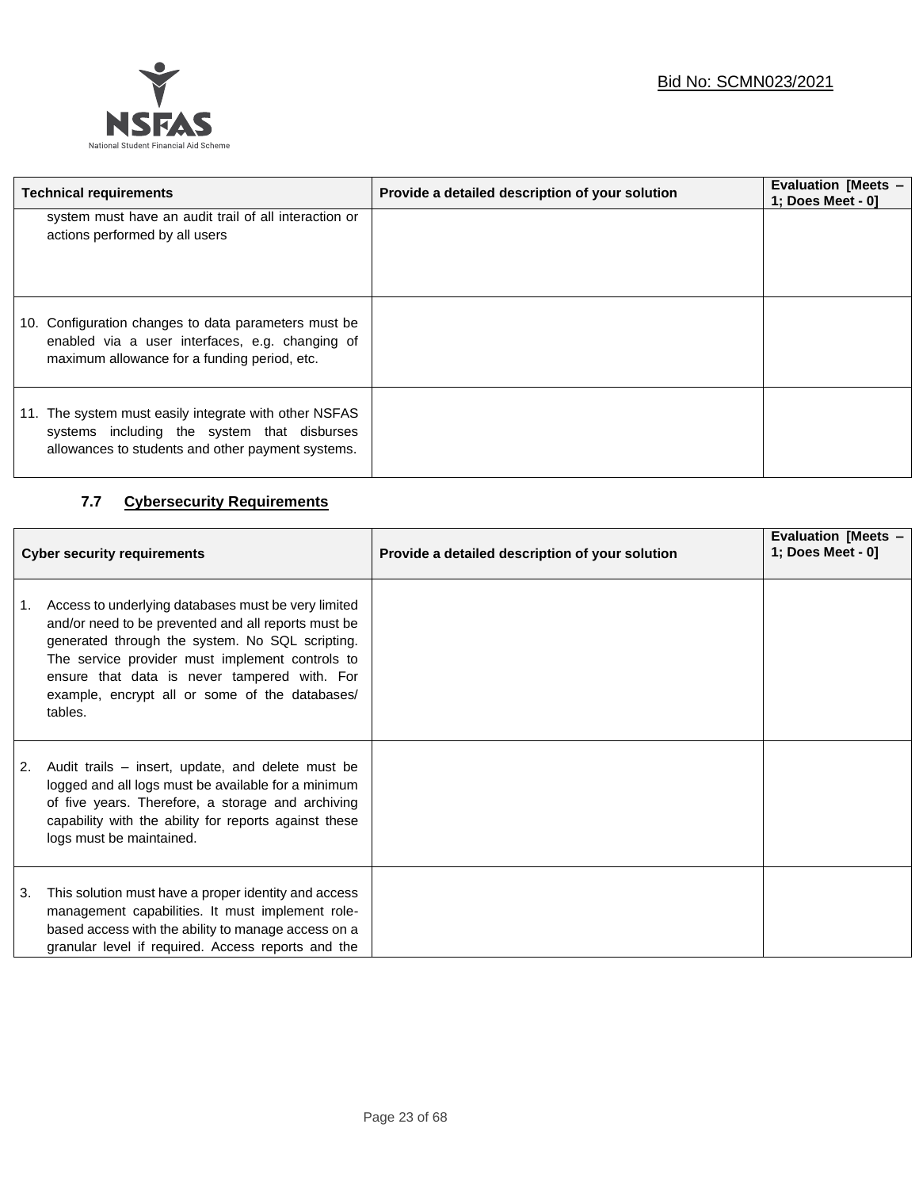| Technical requirements | Provide a detailed description of your solution | Evaluation [Meets – 1; Does Meet - 0] |
| --- | --- | --- |
| system must have an audit trail of all interaction or actions performed by all users | | |
| 10. Configuration changes to data parameters must be enabled via a user interfaces, e.g. changing of maximum allowance for a funding period, etc. | | |
| 11. The system must easily integrate with other NSFAS systems including the system that disburses allowances to students and other payment systems. | | |

### 7.7 Cybersecurity Requirements

| Cyber security requirements | Provide a detailed description of your solution | Evaluation [Meets – 1; Does Meet - 0] |
| --- | --- | --- |
| 1. Access to underlying databases must be very limited and/or need to be prevented and all reports must be generated through the system. No SQL scripting. The service provider must implement controls to ensure that data is never tampered with. For example, encrypt all or some of the databases/ tables. | | |
| 2. Audit trails – insert, update, and delete must be logged and all logs must be available for a minimum of five years. Therefore, a storage and archiving capability with the ability for reports against these logs must be maintained. | | |
| 3. This solution must have a proper identity and access management capabilities. It must implement role-based access with the ability to manage access on a granular level if required. Access reports and the | | |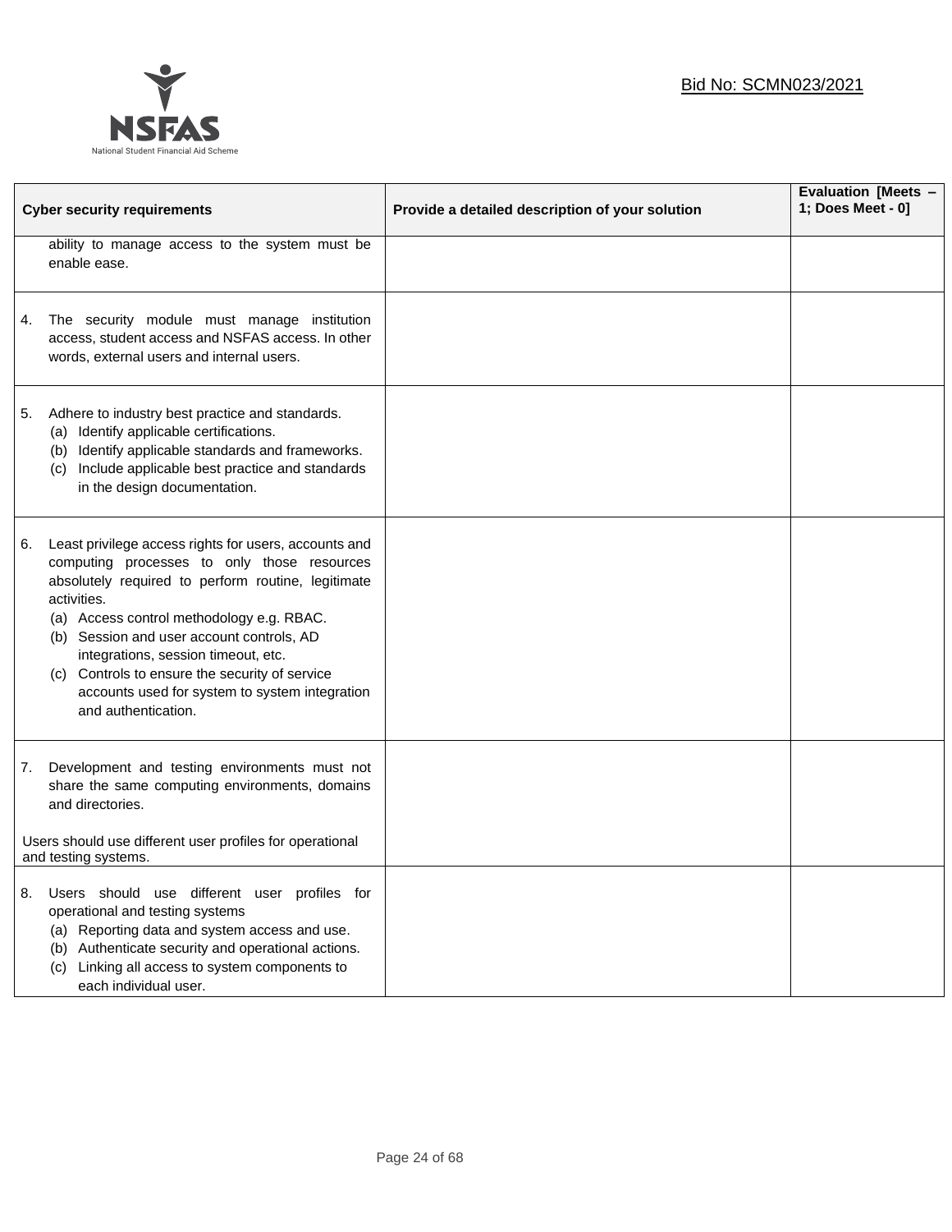| Cyber security requirements | Provide a detailed description of your solution | Evaluation [Meets – 1; Does Meet - 0] |
|---|---|---|
| ability to manage access to the system must be enable ease. | | |
| 4. The security module must manage institution access, student access and NSFAS access. In other words, external users and internal users. | | |
| 5. Adhere to industry best practice and standards.<br>(a) Identify applicable certifications.<br>(b) Identify applicable standards and frameworks.<br>(c) Include applicable best practice and standards in the design documentation. | | |
| 6. Least privilege access rights for users, accounts and computing processes to only those resources absolutely required to perform routine, legitimate activities.<br>(a) Access control methodology e.g. RBAC.<br>(b) Session and user account controls, AD integrations, session timeout, etc.<br>(c) Controls to ensure the security of service accounts used for system to system integration and authentication. | | |
| 7. Development and testing environments must not share the same computing environments, domains and directories.<br><br>Users should use different user profiles for operational and testing systems. | | |
| 8. Users should use different user profiles for operational and testing systems<br>(a) Reporting data and system access and use.<br>(b) Authenticate security and operational actions.<br>(c) Linking all access to system components to each individual user. | | |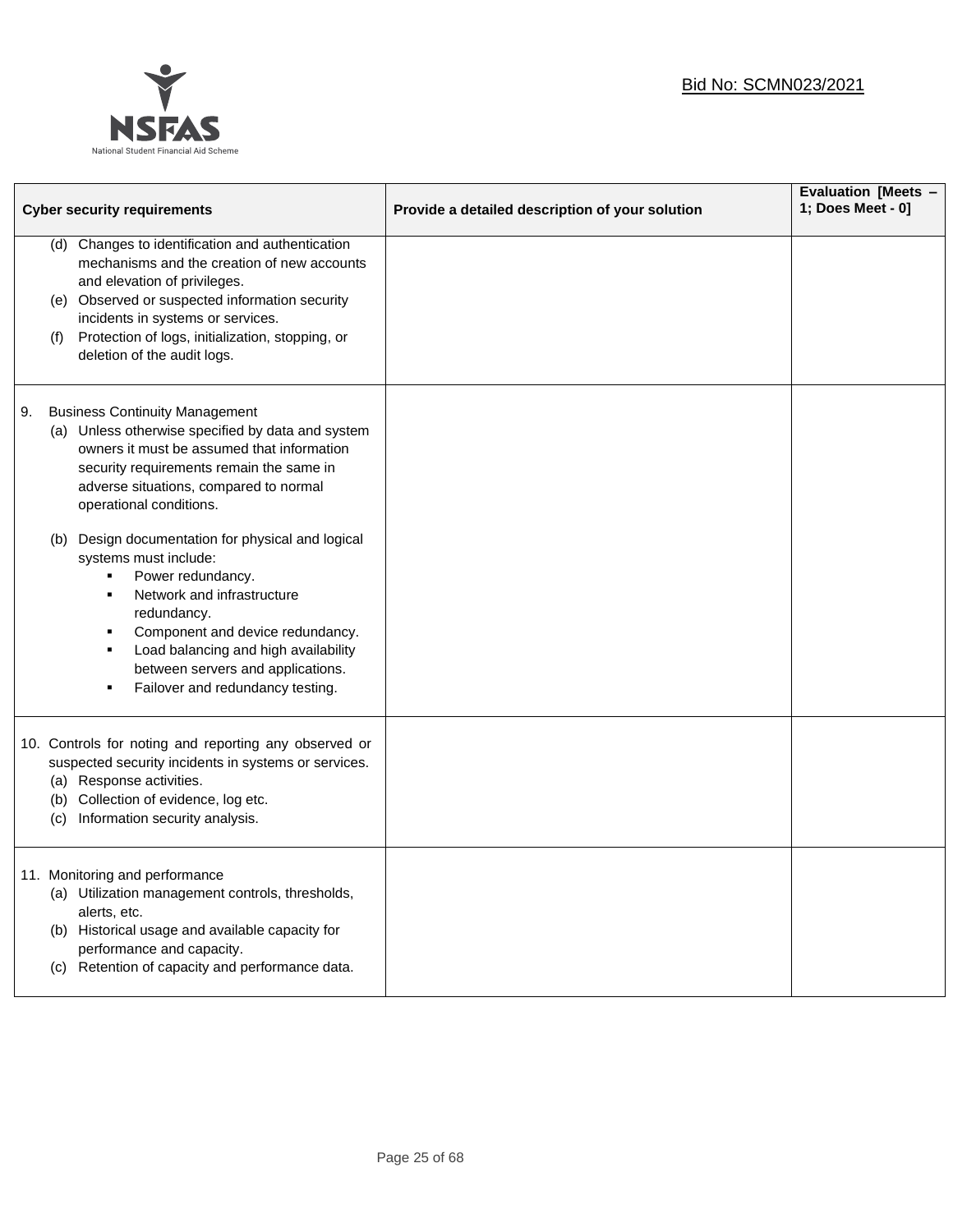Bid No: SCMN023/2021

| Cyber security requirements | Provide a detailed description of your solution | Evaluation [Meets – 1; Does Meet - 0] |
|---|---|---|
| (d) Changes to identification and authentication mechanisms and the creation of new accounts and elevation of privileges.<br>(e) Observed or suspected information security incidents in systems or services.<br>(f) Protection of logs, initialization, stopping, or deletion of the audit logs. | | |
| 9. Business Continuity Management<br>(a) Unless otherwise specified by data and system owners it must be assumed that information security requirements remain the same in adverse situations, compared to normal operational conditions.<br>(b) Design documentation for physical and logical systems must include:<br>▪ Power redundancy.<br>▪ Network and infrastructure redundancy.<br>▪ Component and device redundancy.<br>▪ Load balancing and high availability between servers and applications.<br>▪ Failover and redundancy testing. | | |
| 10. Controls for noting and reporting any observed or suspected security incidents in systems or services.<br>(a) Response activities.<br>(b) Collection of evidence, log etc.<br>(c) Information security analysis. | | |
| 11. Monitoring and performance<br>(a) Utilization management controls, thresholds, alerts, etc.<br>(b) Historical usage and available capacity for performance and capacity.<br>(c) Retention of capacity and performance data. | | |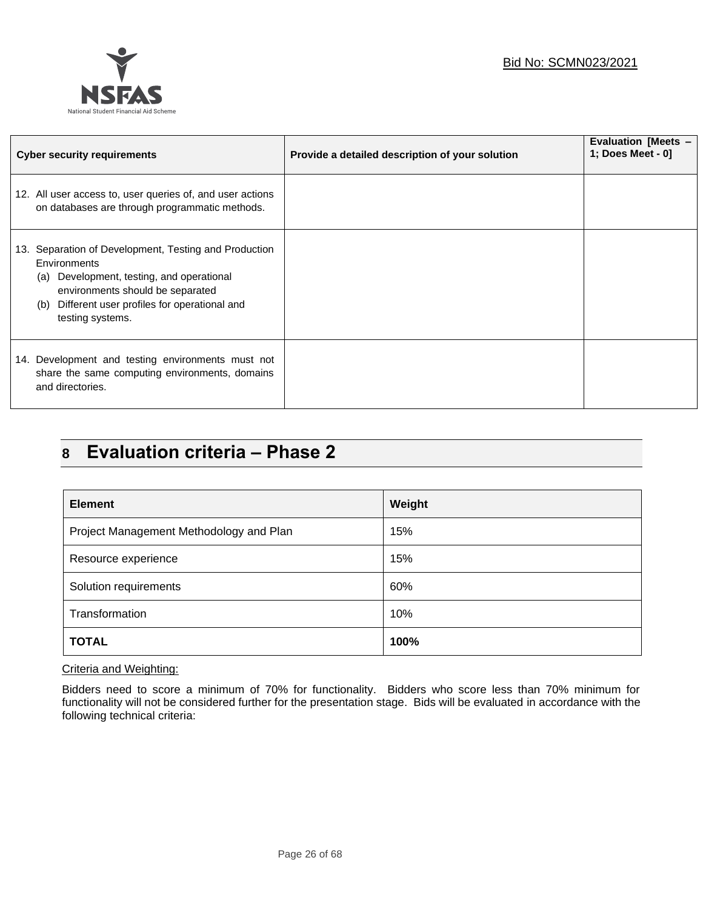| Cyber security requirements | Provide a detailed description of your solution | Evaluation [Meets – 1; Does Meet - 0] |
|---|---|---|
| 12. All user access to, user queries of, and user actions on databases are through programmatic methods. | | |
| 13. Separation of Development, Testing and Production Environments<br>(a) Development, testing, and operational environments should be separated<br>(b) Different user profiles for operational and testing systems. | | |
| 14. Development and testing environments must not share the same computing environments, domains and directories. | | |

# 8 Evaluation criteria – Phase 2

| Element | Weight |
|---|---|
| Project Management Methodology and Plan | 15% |
| Resource experience | 15% |
| Solution requirements | 60% |
| Transformation | 10% |
| **TOTAL** | **100%** |

Criteria and Weighting:

Bidders need to score a minimum of 70% for functionality. Bidders who score less than 70% minimum for functionality will not be considered further for the presentation stage. Bids will be evaluated in accordance with the following technical criteria: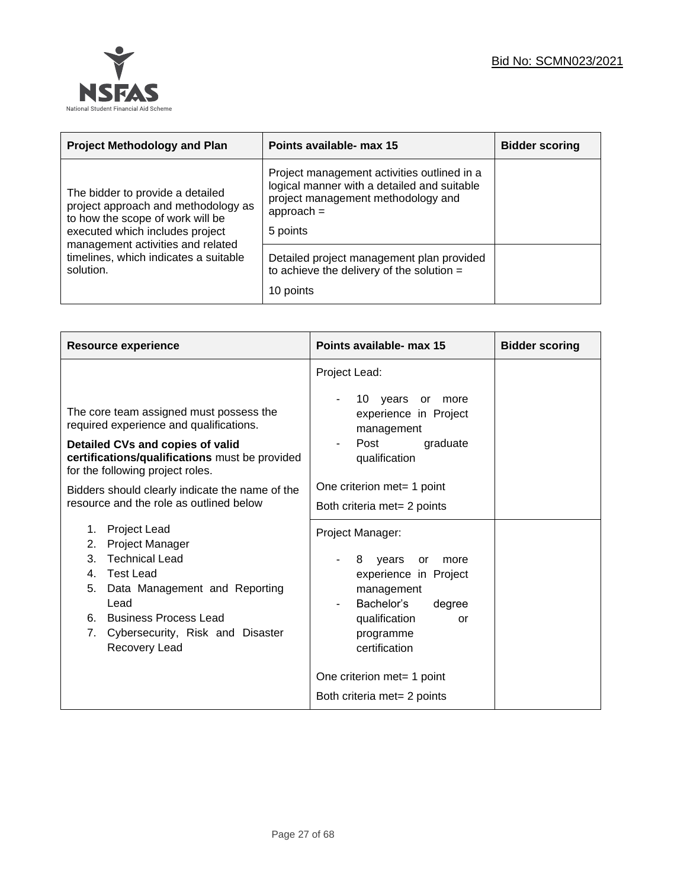| Project Methodology and Plan | Points available- max 15 | Bidder scoring |
|---|---|---|
| The bidder to provide a detailed project approach and methodology as to how the scope of work will be executed which includes project management activities and related timelines, which indicates a suitable solution. | Project management activities outlined in a logical manner with a detailed and suitable project management methodology and approach = 5 points | |
| | Detailed project management plan provided to achieve the delivery of the solution = 10 points | |

| Resource experience | Points available- max 15 | Bidder scoring |
|---|---|---|
| The core team assigned must possess the required experience and qualifications.<br><br>**Detailed CVs and copies of valid certifications/qualifications** must be provided for the following project roles.<br><br>Bidders should clearly indicate the name of the resource and the role as outlined below<br><br>1. Project Lead<br>2. Project Manager<br>3. Technical Lead<br>4. Test Lead<br>5. Data Management and Reporting Lead<br>6. Business Process Lead<br>7. Cybersecurity, Risk and Disaster Recovery Lead | Project Lead:<br><br>- 10 years or more experience in Project management<br>- Post graduate qualification<br><br>One criterion met= 1 point<br><br>Both criteria met= 2 points | |
| | Project Manager:<br><br>- 8 years or more experience in Project management<br>- Bachelor's degree qualification or programme certification<br><br>One criterion met= 1 point<br><br>Both criteria met= 2 points | |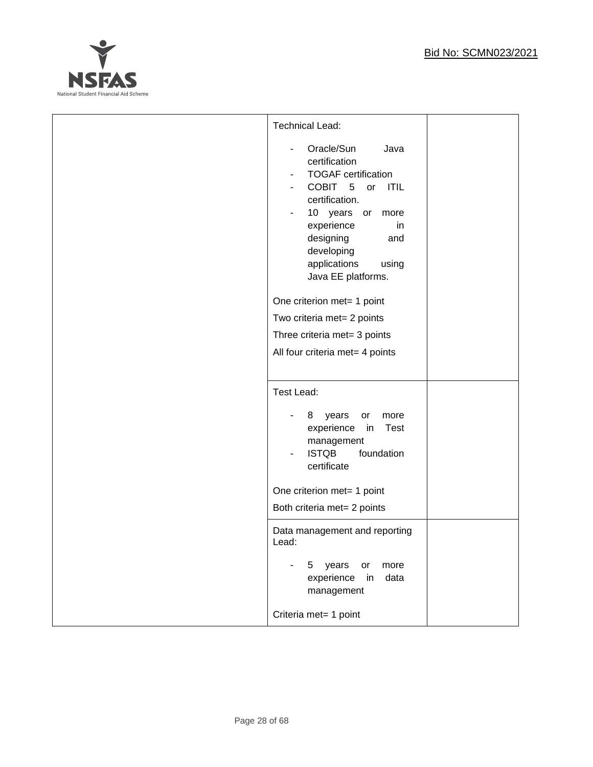|  |  |  |
|---|---|---|
|  | Technical Lead:<br><br>- Oracle/Sun Java certification<br>- TOGAF certification<br>- COBIT 5 or ITIL certification.<br>- 10 years or more experience in designing and developing applications using Java EE platforms.<br><br>One criterion met= 1 point<br>Two criteria met= 2 points<br>Three criteria met= 3 points<br>All four criteria met= 4 points |  |
|  | Test Lead:<br><br>- 8 years or more experience in Test management<br>- ISTQB foundation certificate<br><br>One criterion met= 1 point<br>Both criteria met= 2 points |  |
|  | Data management and reporting Lead:<br><br>- 5 years or more experience in data management<br><br>Criteria met= 1 point |  |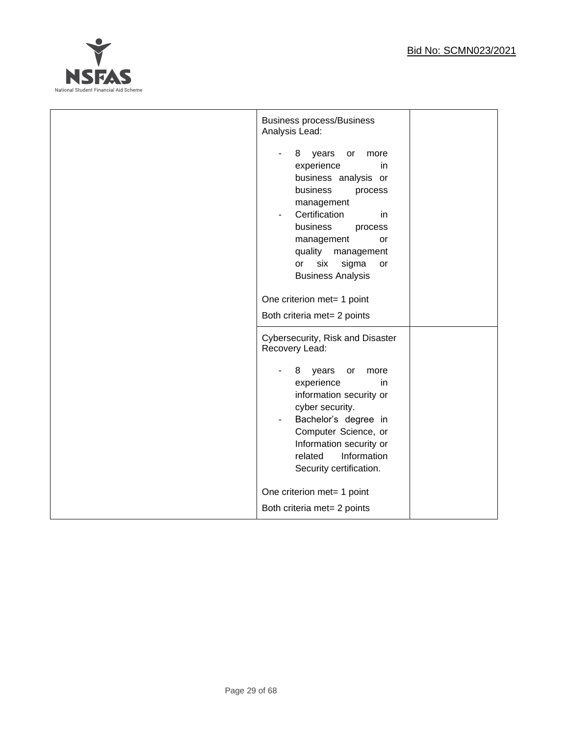| | | |
|---|---|---|
| | Business process/Business Analysis Lead:<br><br>- 8 years or more experience in business analysis or business process management<br>- Certification in business process management or quality management or six sigma or Business Analysis<br><br>One criterion met= 1 point<br><br>Both criteria met= 2 points | |
| | Cybersecurity, Risk and Disaster Recovery Lead:<br><br>- 8 years or more experience in information security or cyber security.<br>- Bachelor's degree in Computer Science, or Information security or related Information Security certification.<br><br>One criterion met= 1 point<br><br>Both criteria met= 2 points | |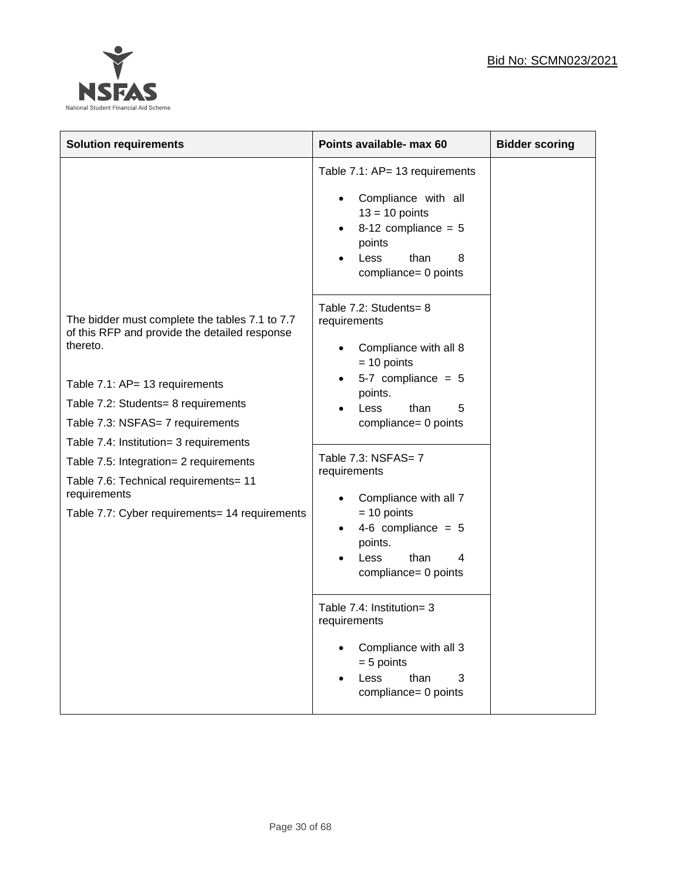| Solution requirements | Points available- max 60 | Bidder scoring |
|---|---|---|
| The bidder must complete the tables 7.1 to 7.7 of this RFP and provide the detailed response thereto.<br><br>Table 7.1: AP= 13 requirements<br>Table 7.2: Students= 8 requirements<br>Table 7.3: NSFAS= 7 requirements<br>Table 7.4: Institution= 3 requirements<br>Table 7.5: Integration= 2 requirements<br>Table 7.6: Technical requirements= 11 requirements<br>Table 7.7: Cyber requirements= 14 requirements | Table 7.1: AP= 13 requirements<br>• Compliance with all 13 = 10 points<br>• 8-12 compliance = 5 points<br>• Less than 8 compliance= 0 points | |
| | Table 7.2: Students= 8 requirements<br>• Compliance with all 8 = 10 points<br>• 5-7 compliance = 5 points.<br>• Less than 5 compliance= 0 points | |
| | Table 7.3: NSFAS= 7 requirements<br>• Compliance with all 7 = 10 points<br>• 4-6 compliance = 5 points.<br>• Less than 4 compliance= 0 points | |
| | Table 7.4: Institution= 3 requirements<br>• Compliance with all 3 = 5 points<br>• Less than 3 compliance= 0 points | |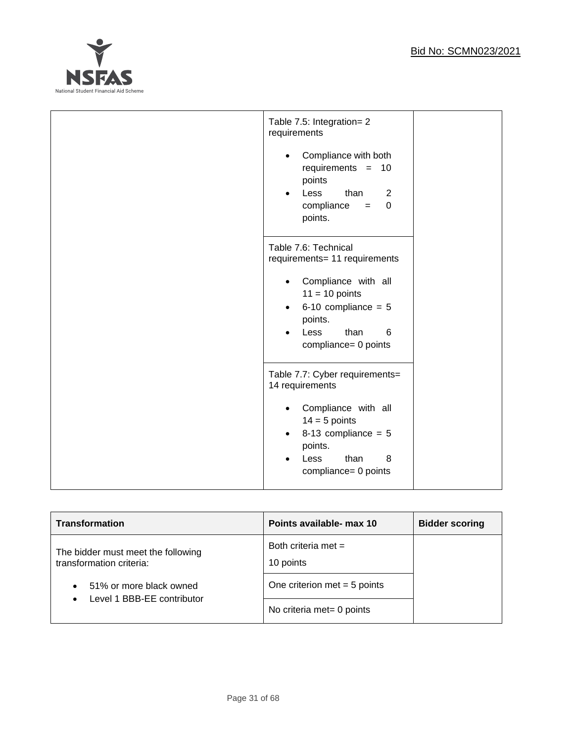| | | |
|---|---|---|
| | Table 7.5: Integration= 2 requirements<br><br>• Compliance with both requirements = 10 points<br>• Less than 2 compliance = 0 points. | |
| | Table 7.6: Technical requirements= 11 requirements<br><br>• Compliance with all 11 = 10 points<br>• 6-10 compliance = 5 points.<br>• Less than 6 compliance= 0 points | |
| | Table 7.7: Cyber requirements= 14 requirements<br><br>• Compliance with all 14 = 5 points<br>• 8-13 compliance = 5 points.<br>• Less than 8 compliance= 0 points | |

| Transformation | Points available- max 10 | Bidder scoring |
|---|---|---|
| The bidder must meet the following transformation criteria:<br><br>• 51% or more black owned<br>• Level 1 BBB-EE contributor | Both criteria met =<br>10 points | |
| | One criterion met = 5 points | |
| | No criteria met= 0 points | |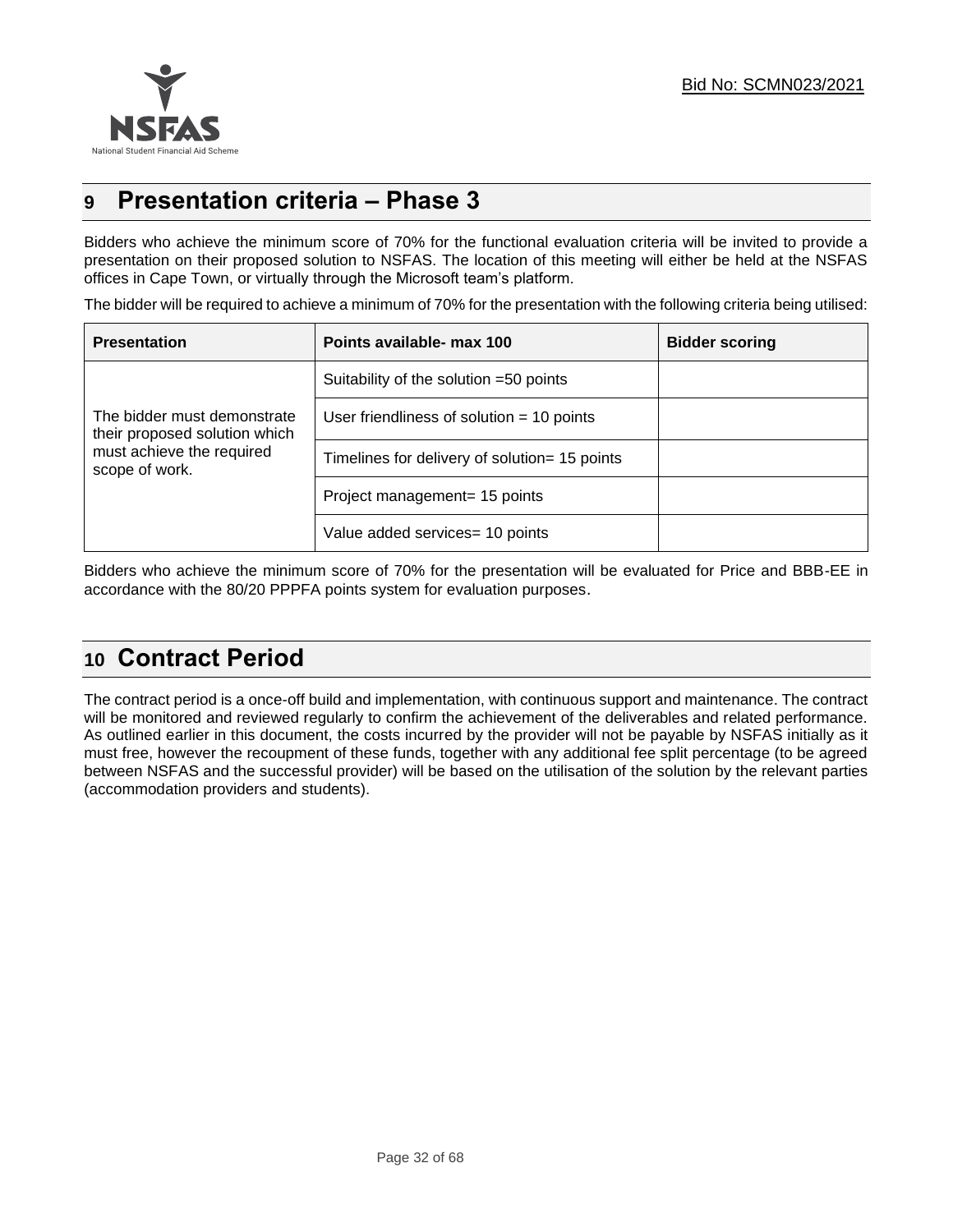## 9 Presentation criteria – Phase 3

Bidders who achieve the minimum score of 70% for the functional evaluation criteria will be invited to provide a presentation on their proposed solution to NSFAS. The location of this meeting will either be held at the NSFAS offices in Cape Town, or virtually through the Microsoft team's platform.

The bidder will be required to achieve a minimum of 70% for the presentation with the following criteria being utilised:

| Presentation | Points available- max 100 | Bidder scoring |
|---|---|---|
| The bidder must demonstrate their proposed solution which must achieve the required scope of work. | Suitability of the solution =50 points | |
| | User friendliness of solution = 10 points | |
| | Timelines for delivery of solution= 15 points | |
| | Project management= 15 points | |
| | Value added services= 10 points | |

Bidders who achieve the minimum score of 70% for the presentation will be evaluated for Price and BBB-EE in accordance with the 80/20 PPPFA points system for evaluation purposes.

## 10 Contract Period

The contract period is a once-off build and implementation, with continuous support and maintenance. The contract will be monitored and reviewed regularly to confirm the achievement of the deliverables and related performance. As outlined earlier in this document, the costs incurred by the provider will not be payable by NSFAS initially as it must free, however the recoupment of these funds, together with any additional fee split percentage (to be agreed between NSFAS and the successful provider) will be based on the utilisation of the solution by the relevant parties (accommodation providers and students).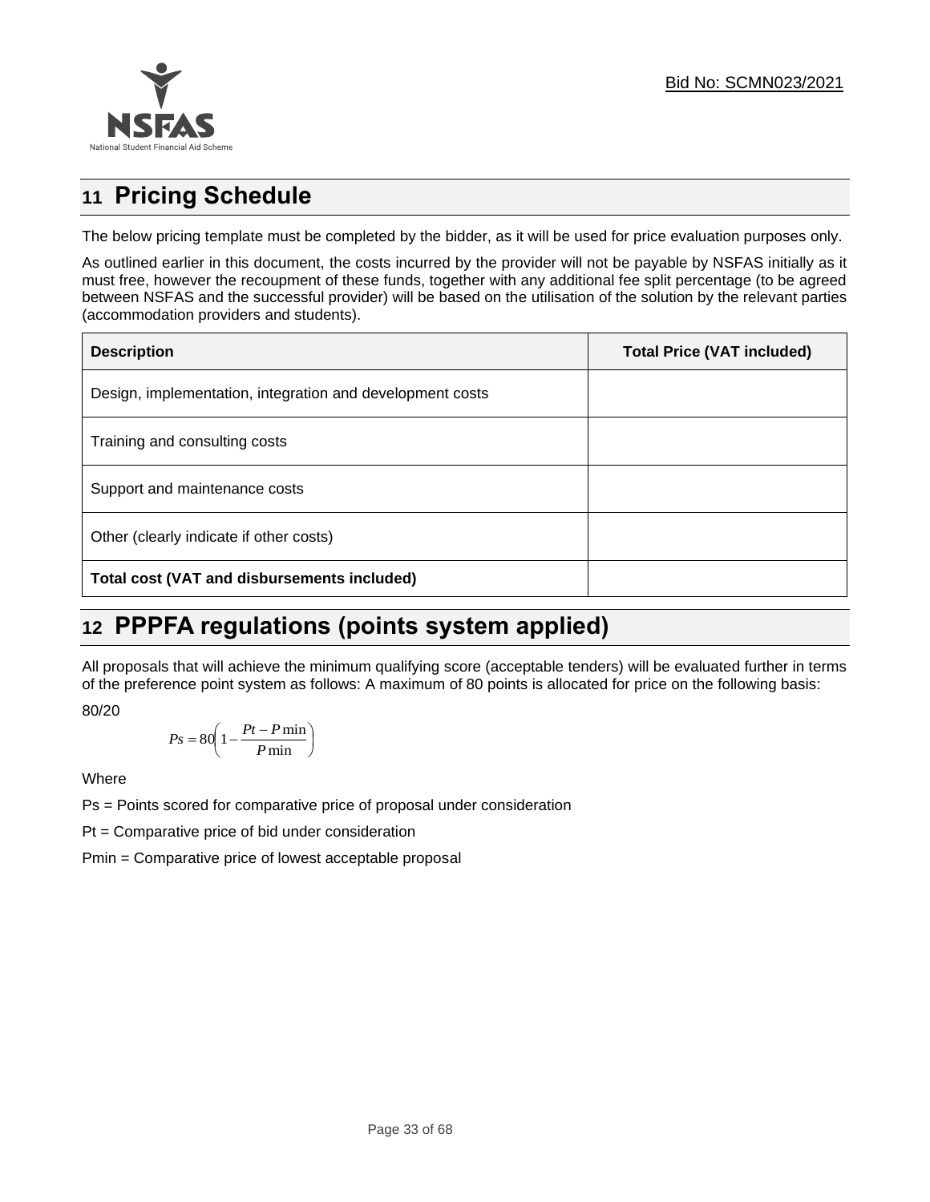## 11 Pricing Schedule

The below pricing template must be completed by the bidder, as it will be used for price evaluation purposes only.

As outlined earlier in this document, the costs incurred by the provider will not be payable by NSFAS initially as it must free, however the recoupment of these funds, together with any additional fee split percentage (to be agreed between NSFAS and the successful provider) will be based on the utilisation of the solution by the relevant parties (accommodation providers and students).

| Description | Total Price (VAT included) |
|---|---|
| Design, implementation, integration and development costs | |
| Training and consulting costs | |
| Support and maintenance costs | |
| Other (clearly indicate if other costs) | |
| **Total cost (VAT and disbursements included)** | |

## 12 PPPFA regulations (points system applied)

All proposals that will achieve the minimum qualifying score (acceptable tenders) will be evaluated further in terms of the preference point system as follows: A maximum of 80 points is allocated for price on the following basis:

80/20

$$Ps = 80\left(1 - \frac{Pt - P\min}{P\min}\right)$$

Where

Ps = Points scored for comparative price of proposal under consideration

Pt = Comparative price of bid under consideration

Pmin = Comparative price of lowest acceptable proposal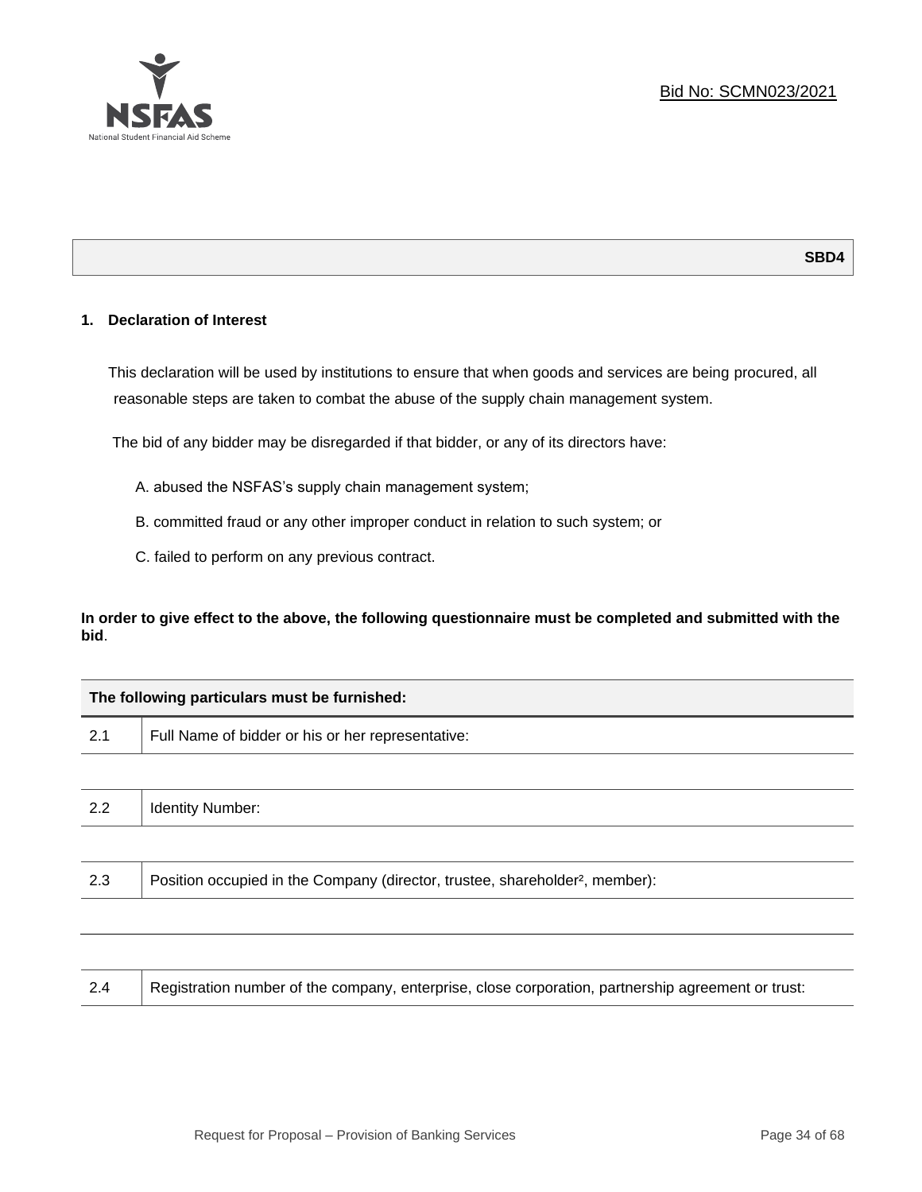Bid No: SCMN023/2021

**SBD4**

## 1. Declaration of Interest

This declaration will be used by institutions to ensure that when goods and services are being procured, all reasonable steps are taken to combat the abuse of the supply chain management system.

The bid of any bidder may be disregarded if that bidder, or any of its directors have:

A. abused the NSFAS's supply chain management system;

B. committed fraud or any other improper conduct in relation to such system; or

C. failed to perform on any previous contract.

**In order to give effect to the above, the following questionnaire must be completed and submitted with the bid**.

| The following particulars must be furnished: | |
|---|---|
| 2.1 | Full Name of bidder or his or her representative: |
| | |
| 2.2 | Identity Number: |
| | |
| 2.3 | Position occupied in the Company (director, trustee, shareholder[2], member): |
| | |
| 2.4 | Registration number of the company, enterprise, close corporation, partnership agreement or trust: |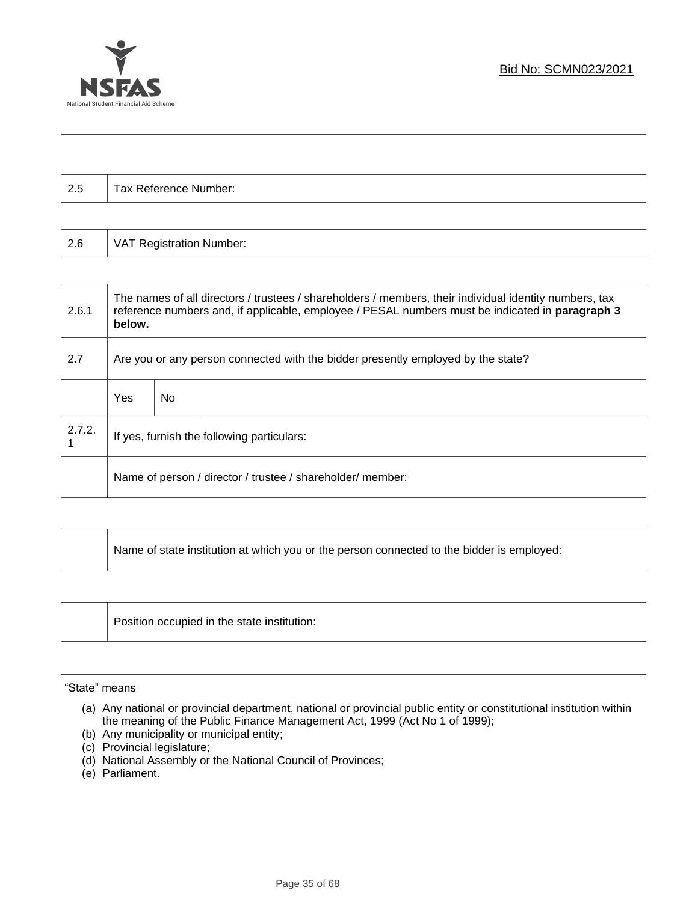| 2.5 | Tax Reference Number: |
|---|---|

| 2.6 | VAT Registration Number: |
|---|---|

| 2.6.1 | The names of all directors / trustees / shareholders / members, their individual identity numbers, tax reference numbers and, if applicable, employee / PESAL numbers must be indicated in **paragraph 3 below.** | | |
|---|---|---|---|
| 2.7 | Are you or any person connected with the bidder presently employed by the state? | | |
| | Yes | No | |
| 2.7.2.1 | If yes, furnish the following particulars: | | |
| | Name of person / director / trustee / shareholder/ member: | | |

| | Name of state institution at which you or the person connected to the bidder is employed: |
|---|---|

| | Position occupied in the state institution: |
|---|---|

"State" means

(a) Any national or provincial department, national or provincial public entity or constitutional institution within the meaning of the Public Finance Management Act, 1999 (Act No 1 of 1999);
(b) Any municipality or municipal entity;
(c) Provincial legislature;
(d) National Assembly or the National Council of Provinces;
(e) Parliament.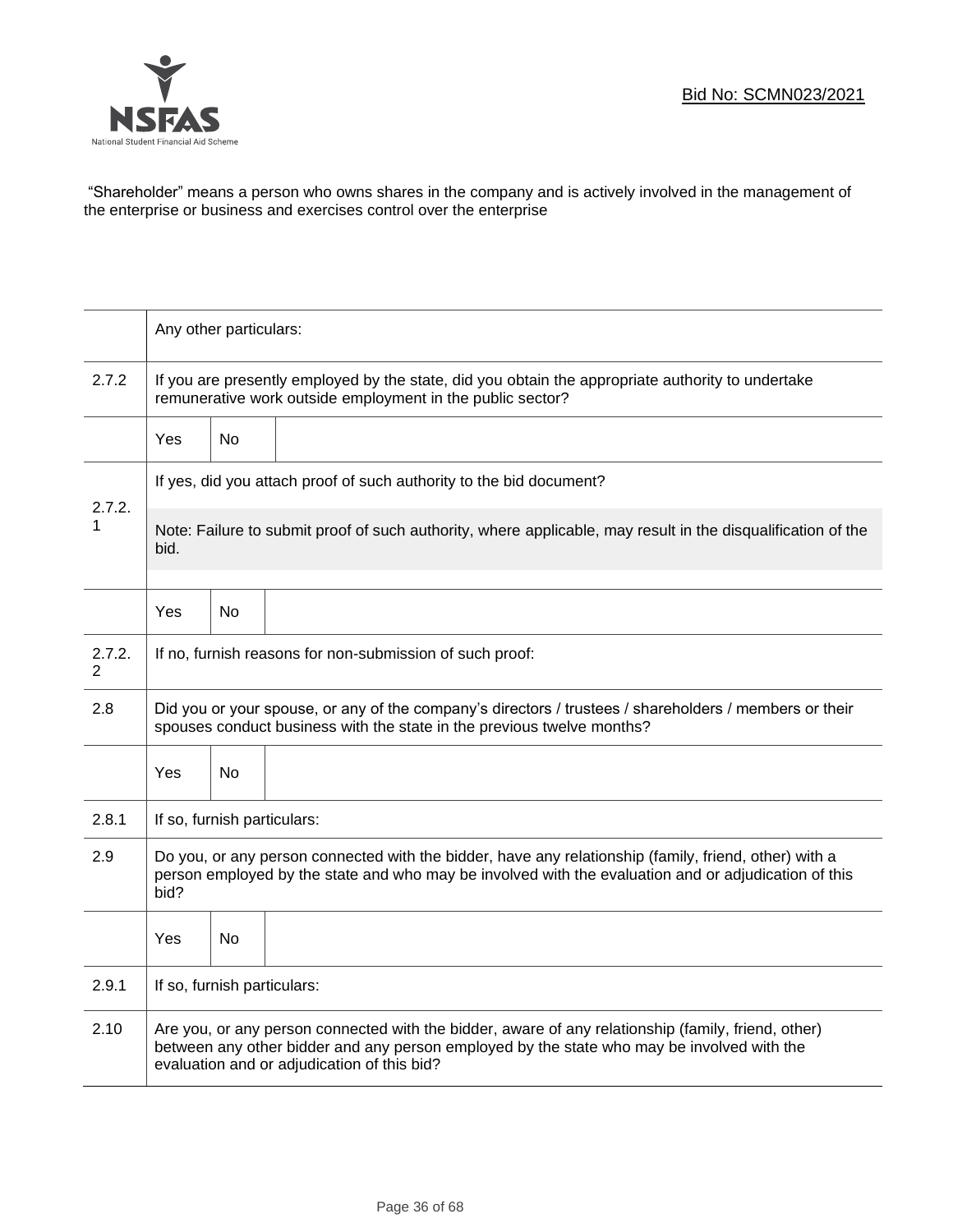"Shareholder" means a person who owns shares in the company and is actively involved in the management of the enterprise or business and exercises control over the enterprise

| | | | |
|---|---|---|---|
| | Any other particulars: | | |
| 2.7.2 | If you are presently employed by the state, did you obtain the appropriate authority to undertake remunerative work outside employment in the public sector? | | |
| | Yes | No | |
| 2.7.2.1 | If yes, did you attach proof of such authority to the bid document?<br><br>Note: Failure to submit proof of such authority, where applicable, may result in the disqualification of the bid. | | |
| | Yes | No | |
| 2.7.2.2 | If no, furnish reasons for non-submission of such proof: | | |
| 2.8 | Did you or your spouse, or any of the company's directors / trustees / shareholders / members or their spouses conduct business with the state in the previous twelve months? | | |
| | Yes | No | |
| 2.8.1 | If so, furnish particulars: | | |
| 2.9 | Do you, or any person connected with the bidder, have any relationship (family, friend, other) with a person employed by the state and who may be involved with the evaluation and or adjudication of this bid? | | |
| | Yes | No | |
| 2.9.1 | If so, furnish particulars: | | |
| 2.10 | Are you, or any person connected with the bidder, aware of any relationship (family, friend, other) between any other bidder and any person employed by the state who may be involved with the evaluation and or adjudication of this bid? | | |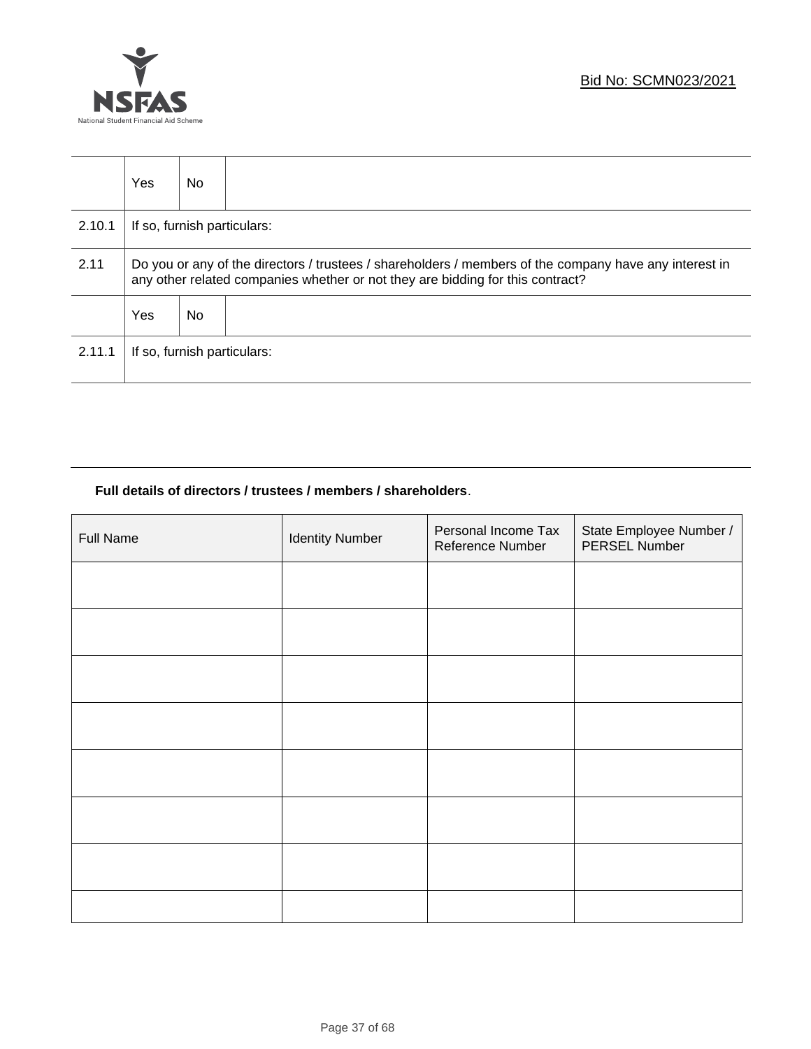| | Yes | No | |
|---|---|---|---|
| 2.10.1 | If so, furnish particulars: | | |
| 2.11 | Do you or any of the directors / trustees / shareholders / members of the company have any interest in any other related companies whether or not they are bidding for this contract? | | |
| | Yes | No | |
| 2.11.1 | If so, furnish particulars: | | |

**Full details of directors / trustees / members / shareholders**.

| Full Name | Identity Number | Personal Income Tax Reference Number | State Employee Number / PERSEL Number |
|---|---|---|---|
| | | | |
| | | | |
| | | | |
| | | | |
| | | | |
| | | | |
| | | | |
| | | | |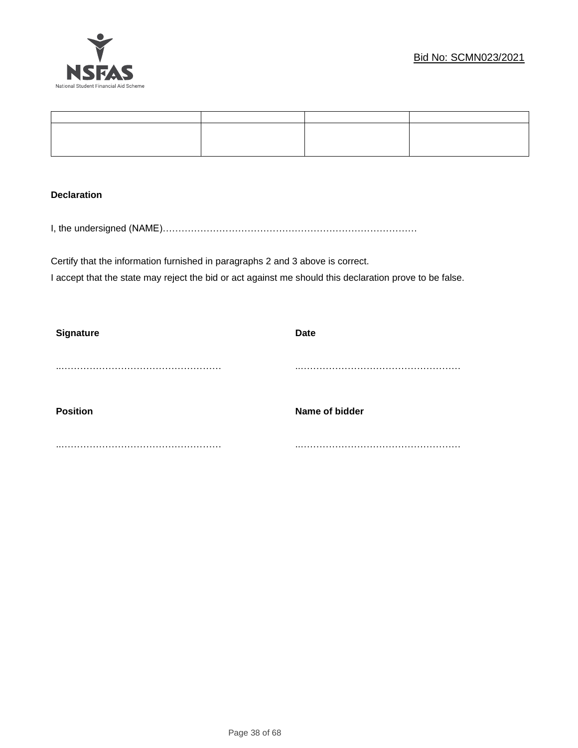Bid No: SCMN023/2021

| | | | |
|---|---|---|---|
| | | | |

**Declaration**

I, the undersigned (NAME)………………………………………………………………………

Certify that the information furnished in paragraphs 2 and 3 above is correct.
I accept that the state may reject the bid or act against me should this declaration prove to be false.

| **Signature** | **Date** |
|---|---|
| ..……………………………………………. | ..……………………………………………. |
| **Position** | **Name of bidder** |
| ..……………………………………………. | ..……………………………………………. |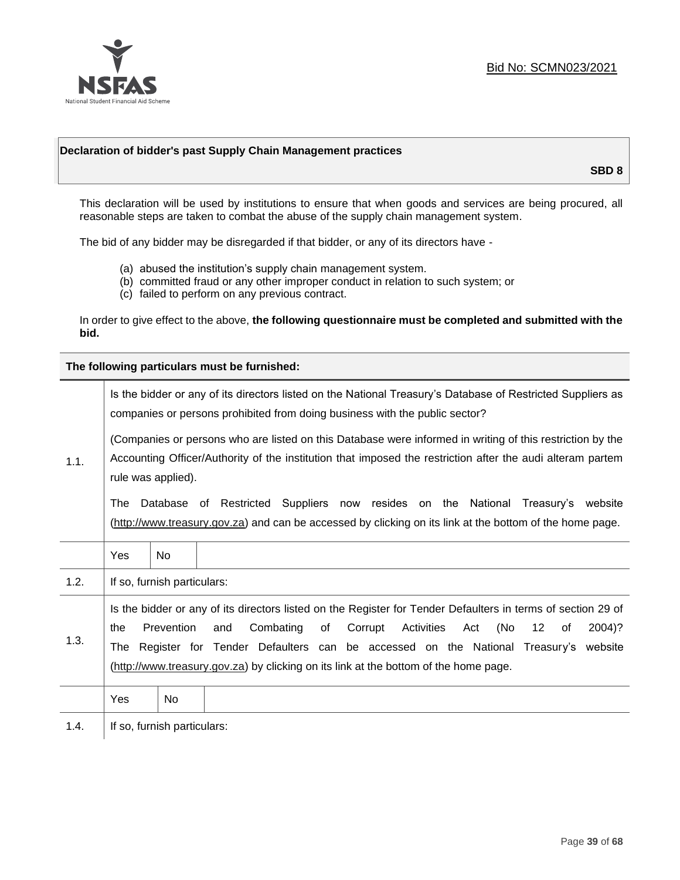Bid No: SCMN023/2021

## Declaration of bidder's past Supply Chain Management practices

**SBD 8**

This declaration will be used by institutions to ensure that when goods and services are being procured, all reasonable steps are taken to combat the abuse of the supply chain management system.

The bid of any bidder may be disregarded if that bidder, or any of its directors have -

(a) abused the institution's supply chain management system.
(b) committed fraud or any other improper conduct in relation to such system; or
(c) failed to perform on any previous contract.

In order to give effect to the above, **the following questionnaire must be completed and submitted with the bid.**

| **The following particulars must be furnished:** | |
|---|---|
| 1.1. | Is the bidder or any of its directors listed on the National Treasury's Database of Restricted Suppliers as companies or persons prohibited from doing business with the public sector?<br><br>(Companies or persons who are listed on this Database were informed in writing of this restriction by the Accounting Officer/Authority of the institution that imposed the restriction after the audi alteram partem rule was applied).<br><br>The Database of Restricted Suppliers now resides on the National Treasury's website (http://www.treasury.gov.za) and can be accessed by clicking on its link at the bottom of the home page. |
| | Yes / No |
| 1.2. | If so, furnish particulars: |
| 1.3. | Is the bidder or any of its directors listed on the Register for Tender Defaulters in terms of section 29 of the Prevention and Combating of Corrupt Activities Act (No 12 of 2004)? The Register for Tender Defaulters can be accessed on the National Treasury's website (http://www.treasury.gov.za) by clicking on its link at the bottom of the home page. |
| | Yes / No |
| 1.4. | If so, furnish particulars: |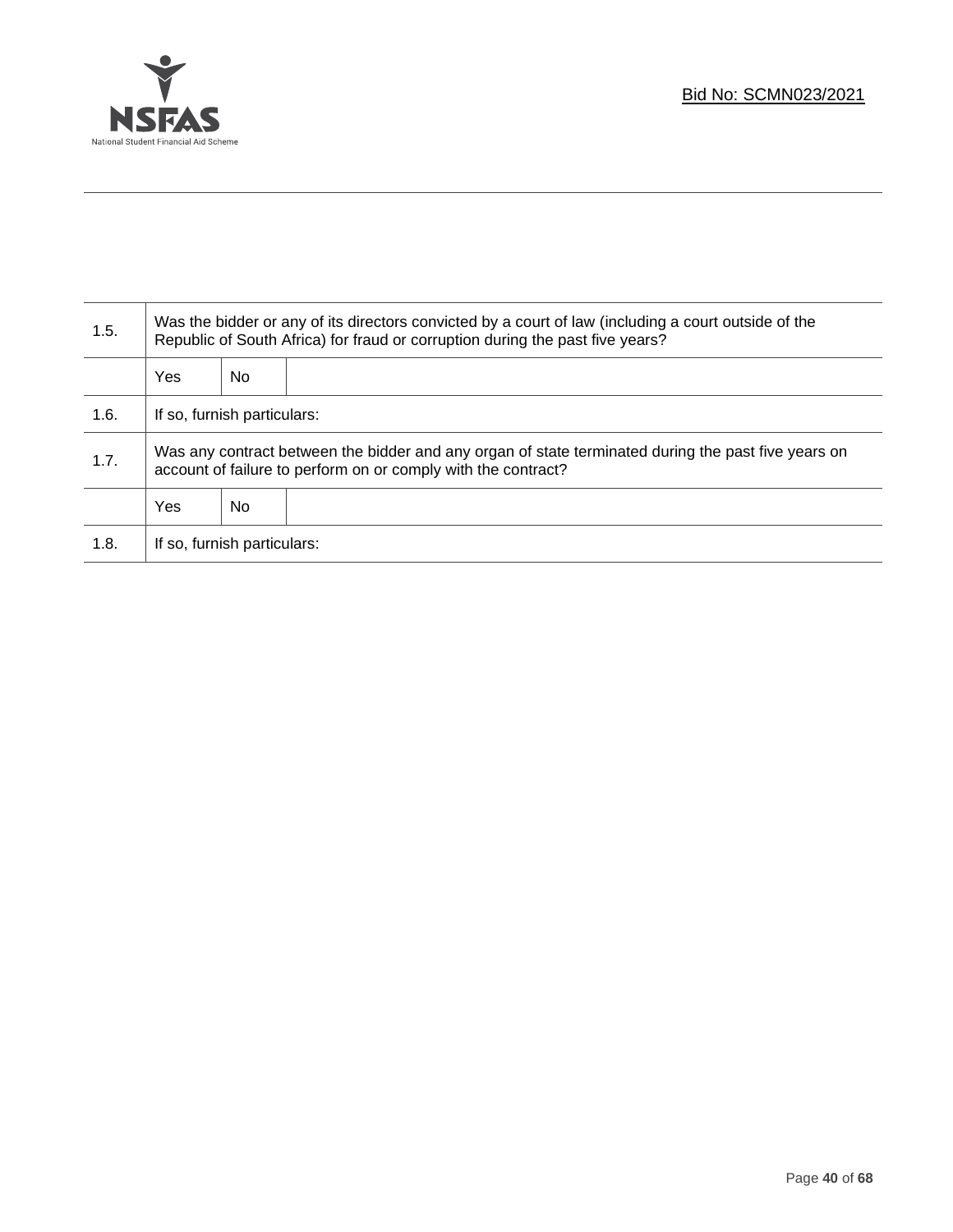| 1.5. | Was the bidder or any of its directors convicted by a court of law (including a court outside of the Republic of South Africa) for fraud or corruption during the past five years? | | |
|---|---|---|---|
| | Yes | No | |
| 1.6. | If so, furnish particulars: | | |
| 1.7. | Was any contract between the bidder and any organ of state terminated during the past five years on account of failure to perform on or comply with the contract? | | |
| | Yes | No | |
| 1.8. | If so, furnish particulars: | | |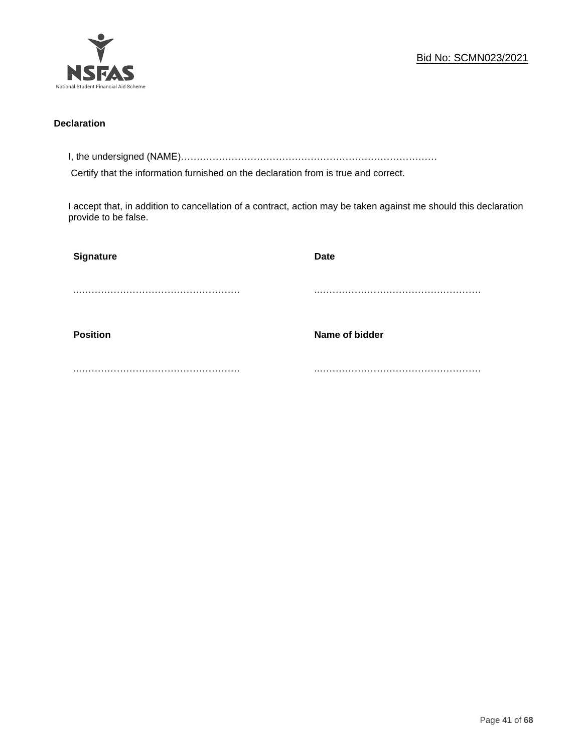**Declaration**

I, the undersigned (NAME)………………………………………………………………………

Certify that the information furnished on the declaration from is true and correct.

I accept that, in addition to cancellation of a contract, action may be taken against me should this declaration provide to be false.

| **Signature** | **Date** |
|---|---|
| ..……………………………………………… | ..……………………………………………… |
| **Position** | **Name of bidder** |
| ..……………………………………………… | ..……………………………………………… |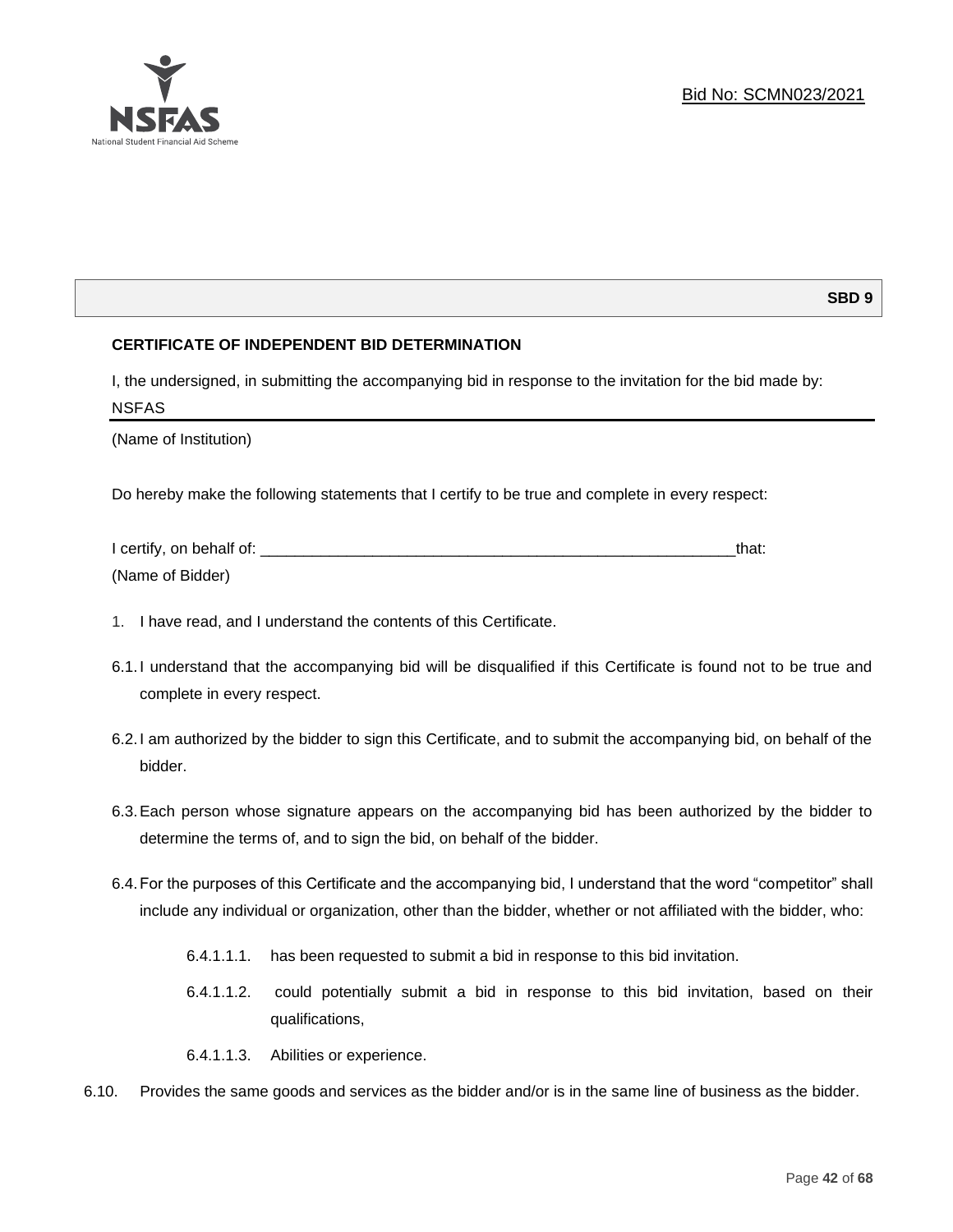**SBD 9**

**CERTIFICATE OF INDEPENDENT BID DETERMINATION**

I, the undersigned, in submitting the accompanying bid in response to the invitation for the bid made by:

NSFAS

(Name of Institution)

Do hereby make the following statements that I certify to be true and complete in every respect:

I certify, on behalf of: ___________________________________________________________that:

(Name of Bidder)

1. I have read, and I understand the contents of this Certificate.

6.1. I understand that the accompanying bid will be disqualified if this Certificate is found not to be true and complete in every respect.

6.2. I am authorized by the bidder to sign this Certificate, and to submit the accompanying bid, on behalf of the bidder.

6.3. Each person whose signature appears on the accompanying bid has been authorized by the bidder to determine the terms of, and to sign the bid, on behalf of the bidder.

6.4. For the purposes of this Certificate and the accompanying bid, I understand that the word "competitor" shall include any individual or organization, other than the bidder, whether or not affiliated with the bidder, who:

6.4.1.1.1. has been requested to submit a bid in response to this bid invitation.

6.4.1.1.2. could potentially submit a bid in response to this bid invitation, based on their qualifications,

6.4.1.1.3. Abilities or experience.

6.10. Provides the same goods and services as the bidder and/or is in the same line of business as the bidder.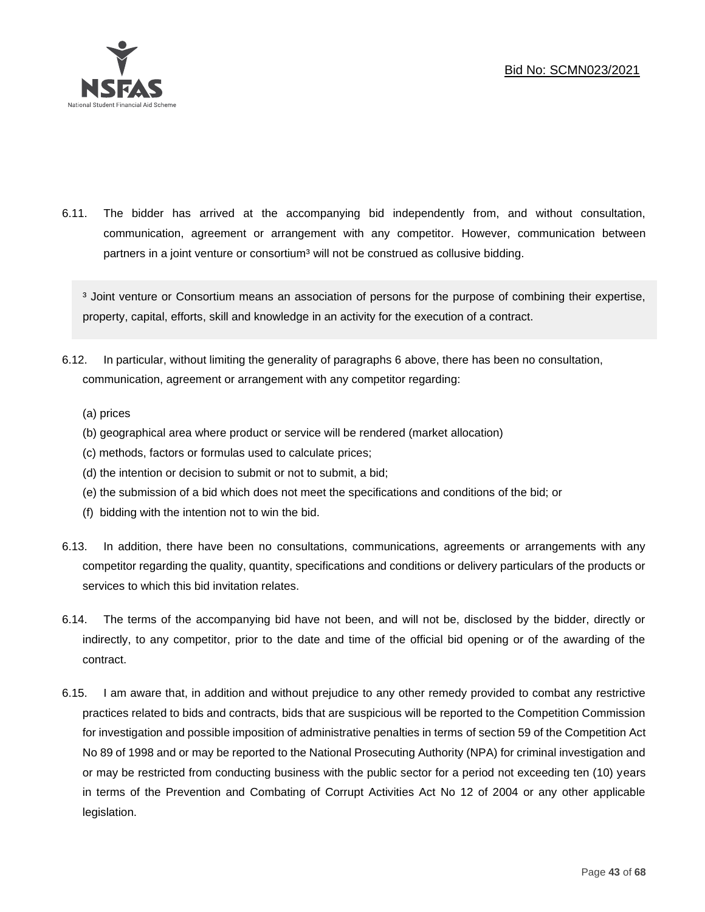6.11. The bidder has arrived at the accompanying bid independently from, and without consultation, communication, agreement or arrangement with any competitor. However, communication between partners in a joint venture or consortium[3] will not be construed as collusive bidding.

> [3] Joint venture or Consortium means an association of persons for the purpose of combining their expertise, property, capital, efforts, skill and knowledge in an activity for the execution of a contract.

6.12. In particular, without limiting the generality of paragraphs 6 above, there has been no consultation, communication, agreement or arrangement with any competitor regarding:

(a) prices
(b) geographical area where product or service will be rendered (market allocation)
(c) methods, factors or formulas used to calculate prices;
(d) the intention or decision to submit or not to submit, a bid;
(e) the submission of a bid which does not meet the specifications and conditions of the bid; or
(f) bidding with the intention not to win the bid.

6.13. In addition, there have been no consultations, communications, agreements or arrangements with any competitor regarding the quality, quantity, specifications and conditions or delivery particulars of the products or services to which this bid invitation relates.

6.14. The terms of the accompanying bid have not been, and will not be, disclosed by the bidder, directly or indirectly, to any competitor, prior to the date and time of the official bid opening or of the awarding of the contract.

6.15. I am aware that, in addition and without prejudice to any other remedy provided to combat any restrictive practices related to bids and contracts, bids that are suspicious will be reported to the Competition Commission for investigation and possible imposition of administrative penalties in terms of section 59 of the Competition Act No 89 of 1998 and or may be reported to the National Prosecuting Authority (NPA) for criminal investigation and or may be restricted from conducting business with the public sector for a period not exceeding ten (10) years in terms of the Prevention and Combating of Corrupt Activities Act No 12 of 2004 or any other applicable legislation.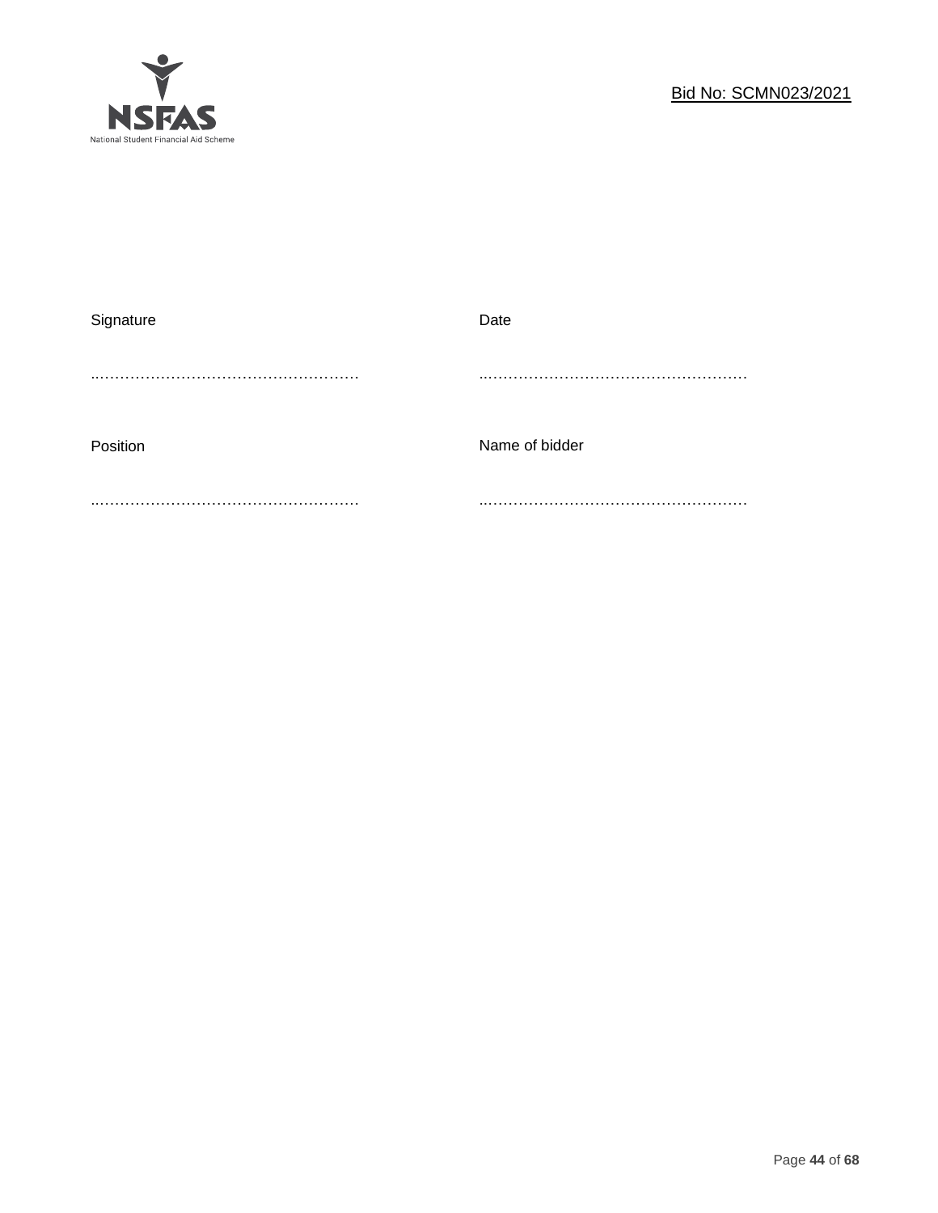| Signature | Date |
|---|---|
| ……………………………………………… | ……………………………………………… |
| Position | Name of bidder |
| ……………………………………………… | ……………………………………………… |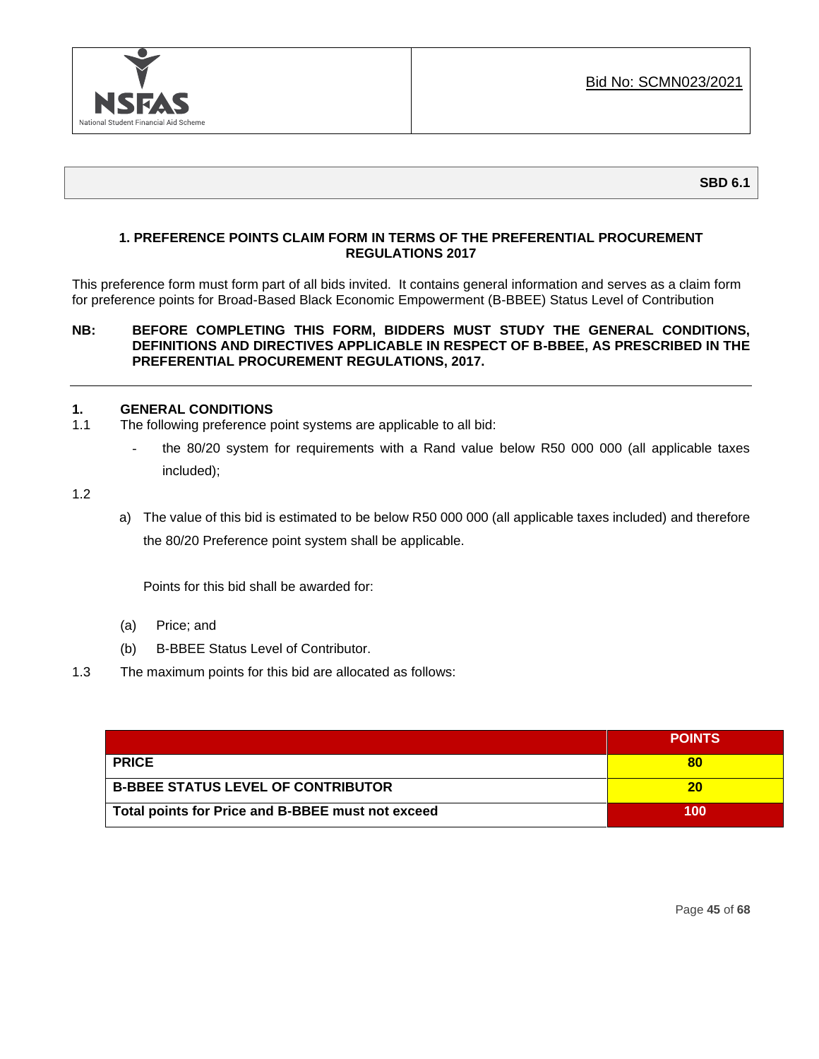Bid No: SCMN023/2021

**SBD 6.1**

## 1. PREFERENCE POINTS CLAIM FORM IN TERMS OF THE PREFERENTIAL PROCUREMENT REGULATIONS 2017

This preference form must form part of all bids invited. It contains general information and serves as a claim form for preference points for Broad-Based Black Economic Empowerment (B-BBEE) Status Level of Contribution

**NB: BEFORE COMPLETING THIS FORM, BIDDERS MUST STUDY THE GENERAL CONDITIONS, DEFINITIONS AND DIRECTIVES APPLICABLE IN RESPECT OF B-BBEE, AS PRESCRIBED IN THE PREFERENTIAL PROCUREMENT REGULATIONS, 2017.**

---

### 1. GENERAL CONDITIONS

1.1 The following preference point systems are applicable to all bid:

- the 80/20 system for requirements with a Rand value below R50 000 000 (all applicable taxes included);

1.2

a) The value of this bid is estimated to be below R50 000 000 (all applicable taxes included) and therefore the 80/20 Preference point system shall be applicable.

Points for this bid shall be awarded for:

(a) Price; and

(b) B-BBEE Status Level of Contributor.

1.3 The maximum points for this bid are allocated as follows:

| | POINTS |
|---|---|
| **PRICE** | **80** |
| **B-BBEE STATUS LEVEL OF CONTRIBUTOR** | **20** |
| **Total points for Price and B-BBEE must not exceed** | **100** |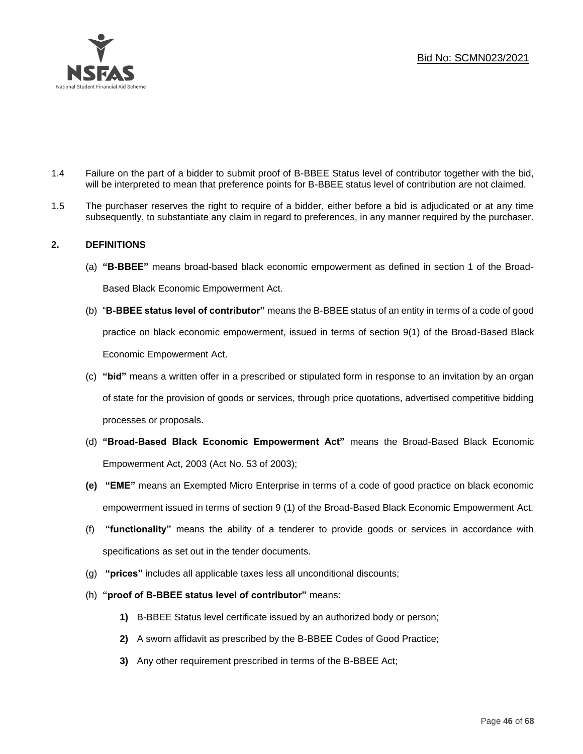1.4 Failure on the part of a bidder to submit proof of B-BBEE Status level of contributor together with the bid, will be interpreted to mean that preference points for B-BBEE status level of contribution are not claimed.

1.5 The purchaser reserves the right to require of a bidder, either before a bid is adjudicated or at any time subsequently, to substantiate any claim in regard to preferences, in any manner required by the purchaser.

**2. DEFINITIONS**

(a) **"B-BBEE"** means broad-based black economic empowerment as defined in section 1 of the Broad-Based Black Economic Empowerment Act.

(b) "**B-BBEE status level of contributor"** means the B-BBEE status of an entity in terms of a code of good practice on black economic empowerment, issued in terms of section 9(1) of the Broad-Based Black Economic Empowerment Act.

(c) **"bid"** means a written offer in a prescribed or stipulated form in response to an invitation by an organ of state for the provision of goods or services, through price quotations, advertised competitive bidding processes or proposals.

(d) **"Broad-Based Black Economic Empowerment Act"** means the Broad-Based Black Economic Empowerment Act, 2003 (Act No. 53 of 2003);

**(e)** **"EME"** means an Exempted Micro Enterprise in terms of a code of good practice on black economic empowerment issued in terms of section 9 (1) of the Broad-Based Black Economic Empowerment Act.

(f) **"functionality"** means the ability of a tenderer to provide goods or services in accordance with specifications as set out in the tender documents.

(g) **"prices"** includes all applicable taxes less all unconditional discounts;

(h) **"proof of B-BBEE status level of contributor"** means:

**1)** B-BBEE Status level certificate issued by an authorized body or person;

**2)** A sworn affidavit as prescribed by the B-BBEE Codes of Good Practice;

**3)** Any other requirement prescribed in terms of the B-BBEE Act;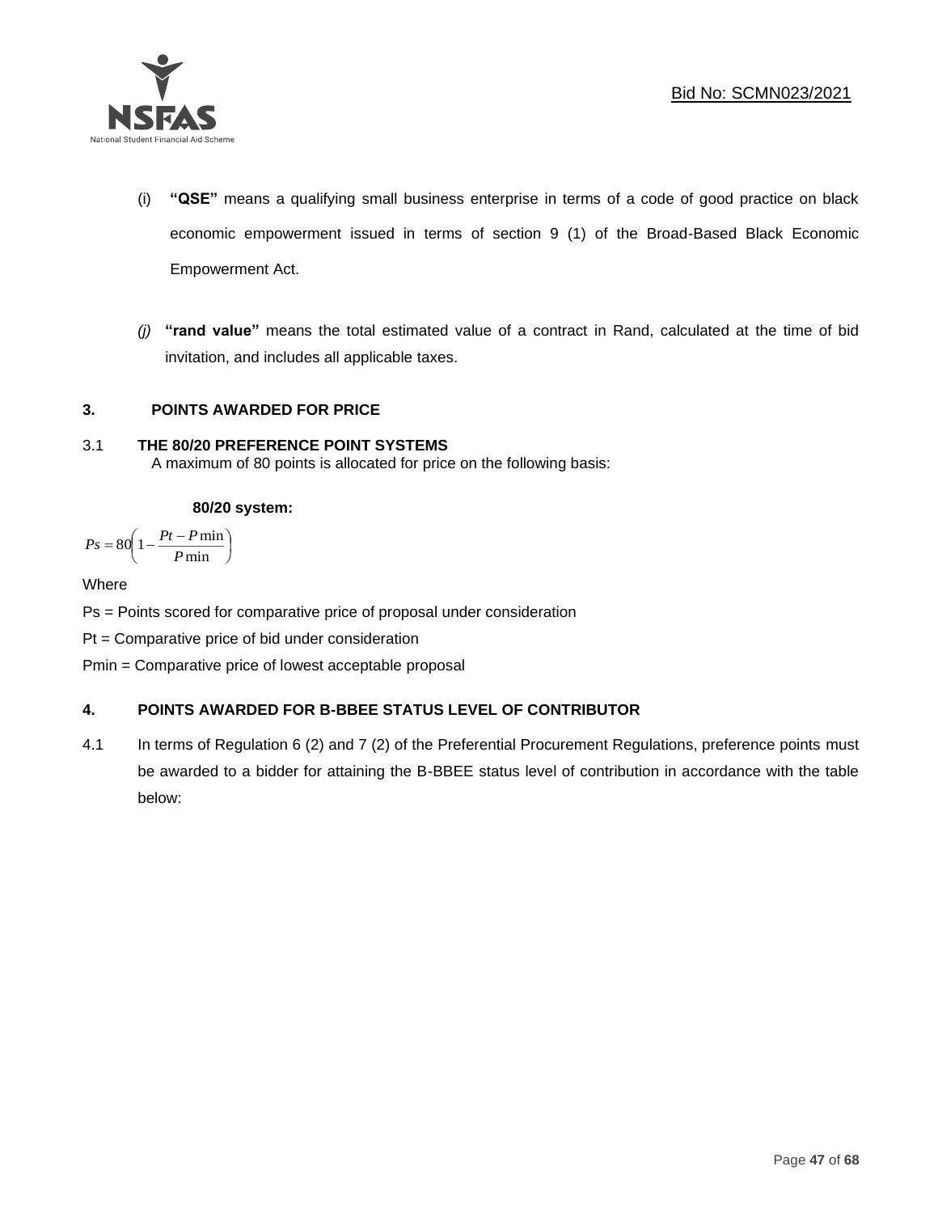(i) **"QSE"** means a qualifying small business enterprise in terms of a code of good practice on black economic empowerment issued in terms of section 9 (1) of the Broad-Based Black Economic Empowerment Act.

*(j)* **"rand value"** means the total estimated value of a contract in Rand, calculated at the time of bid invitation, and includes all applicable taxes.

## 3. POINTS AWARDED FOR PRICE

### 3.1 THE 80/20 PREFERENCE POINT SYSTEMS

A maximum of 80 points is allocated for price on the following basis:

**80/20 system:**

$$Ps = 80\left(1 - \frac{Pt - P\min}{P\min}\right)$$

Where

Ps = Points scored for comparative price of proposal under consideration

Pt = Comparative price of bid under consideration

Pmin = Comparative price of lowest acceptable proposal

## 4. POINTS AWARDED FOR B-BBEE STATUS LEVEL OF CONTRIBUTOR

4.1 In terms of Regulation 6 (2) and 7 (2) of the Preferential Procurement Regulations, preference points must be awarded to a bidder for attaining the B-BBEE status level of contribution in accordance with the table below: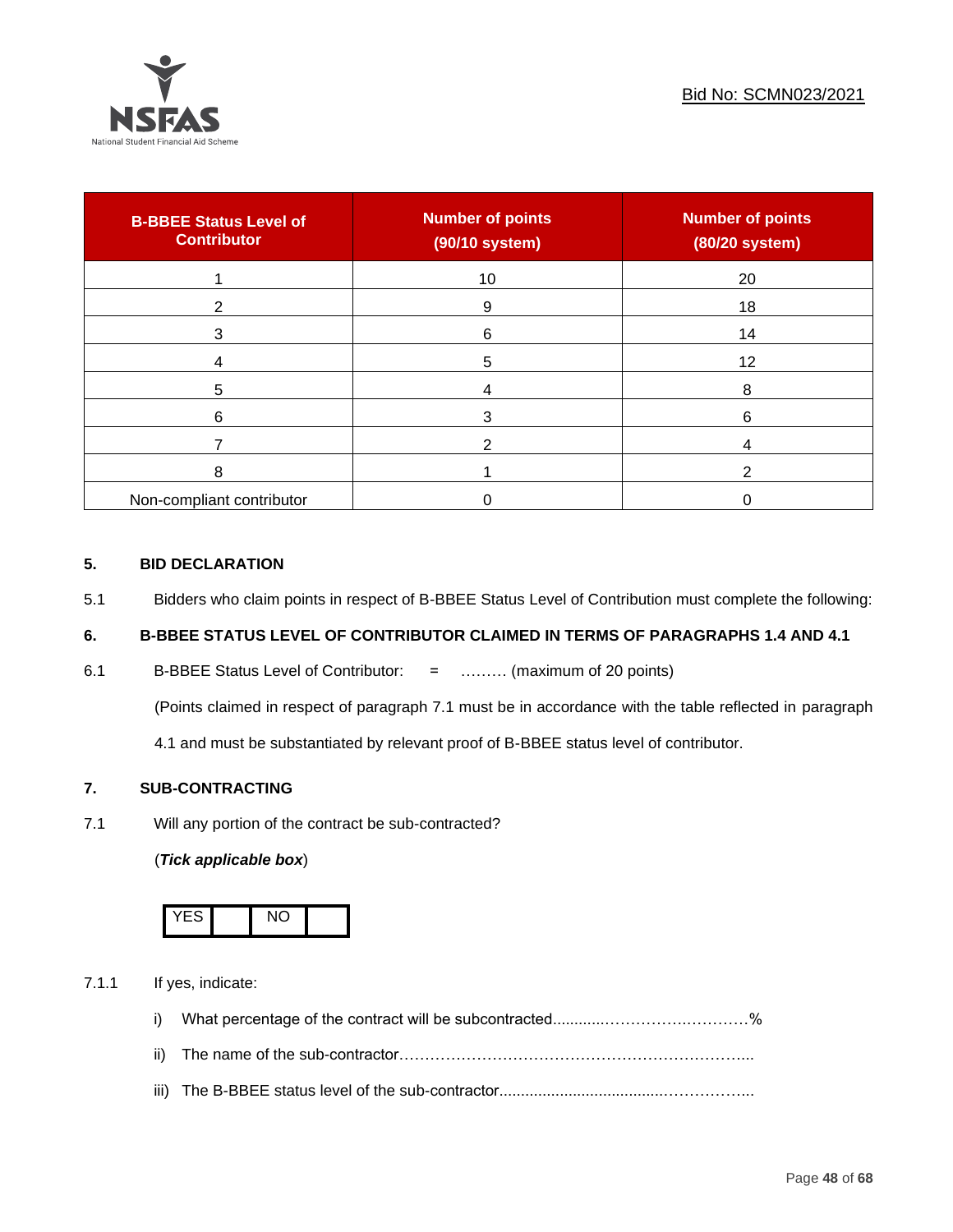| B-BBEE Status Level of Contributor | Number of points (90/10 system) | Number of points (80/20 system) |
|---|---|---|
| 1 | 10 | 20 |
| 2 | 9 | 18 |
| 3 | 6 | 14 |
| 4 | 5 | 12 |
| 5 | 4 | 8 |
| 6 | 3 | 6 |
| 7 | 2 | 4 |
| 8 | 1 | 2 |
| Non-compliant contributor | 0 | 0 |

## 5. BID DECLARATION

5.1 Bidders who claim points in respect of B-BBEE Status Level of Contribution must complete the following:

## 6. B-BBEE STATUS LEVEL OF CONTRIBUTOR CLAIMED IN TERMS OF PARAGRAPHS 1.4 AND 4.1

6.1 B-BBEE Status Level of Contributor: = ……… (maximum of 20 points)

(Points claimed in respect of paragraph 7.1 must be in accordance with the table reflected in paragraph 4.1 and must be substantiated by relevant proof of B-BBEE status level of contributor.

## 7. SUB-CONTRACTING

7.1 Will any portion of the contract be sub-contracted?

(***Tick applicable box***)

| YES | | NO | |
|---|---|---|---|

7.1.1 If yes, indicate:

i) What percentage of the contract will be subcontracted............…………….…………%

ii) The name of the sub-contractor…………………………………………………………..

iii) The B-BBEE status level of the sub-contractor......................................……………..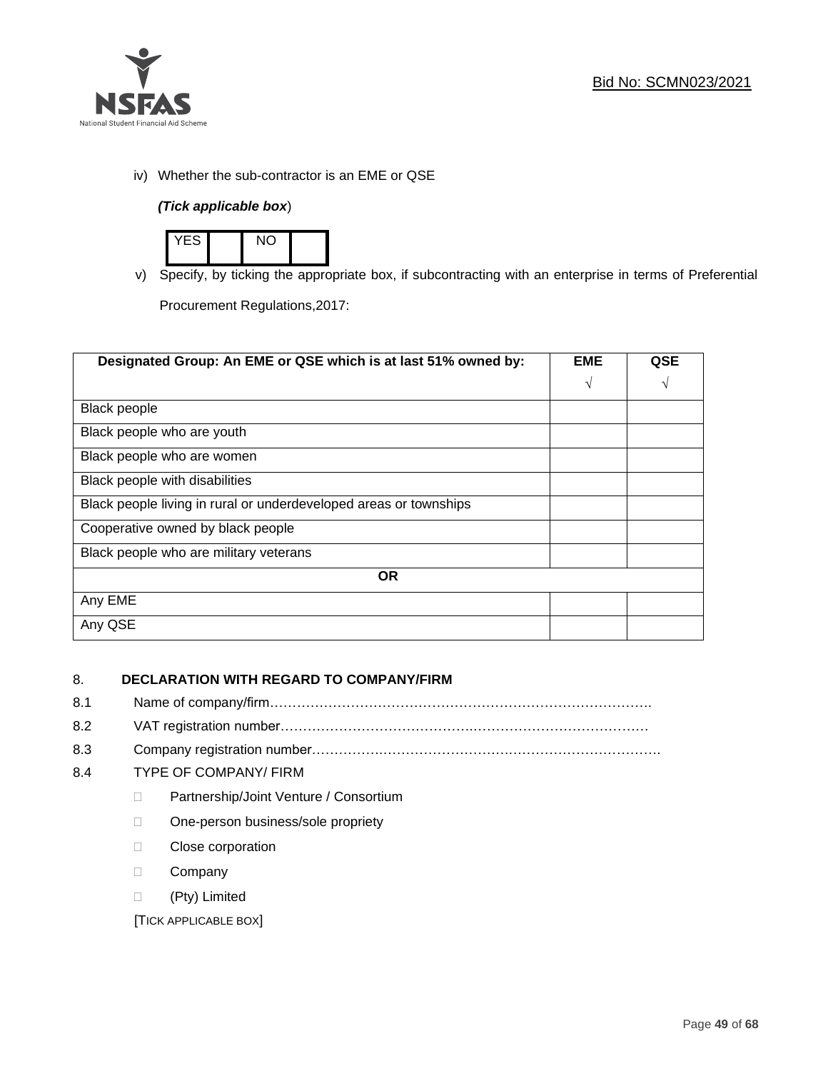iv) Whether the sub-contractor is an EME or QSE

*(Tick applicable box*)

| YES | | NO | |
|---|---|---|---|

v) Specify, by ticking the appropriate box, if subcontracting with an enterprise in terms of Preferential Procurement Regulations,2017:

| Designated Group: An EME or QSE which is at last 51% owned by: | EME √ | QSE √ |
|---|---|---|
| Black people | | |
| Black people who are youth | | |
| Black people who are women | | |
| Black people with disabilities | | |
| Black people living in rural or underdeveloped areas or townships | | |
| Cooperative owned by black people | | |
| Black people who are military veterans | | |
| **OR** | | |
| Any EME | | |
| Any QSE | | |

## 8. DECLARATION WITH REGARD TO COMPANY/FIRM

8.1 Name of company/firm…………………………………………………………………………….

8.2 VAT registration number……………………………………………………………………….

8.3 Company registration number…………………………………………………………………….

8.4 TYPE OF COMPANY/ FIRM

- ☐ Partnership/Joint Venture / Consortium
- ☐ One-person business/sole propriety
- ☐ Close corporation
- ☐ Company
- ☐ (Pty) Limited

[TICK APPLICABLE BOX]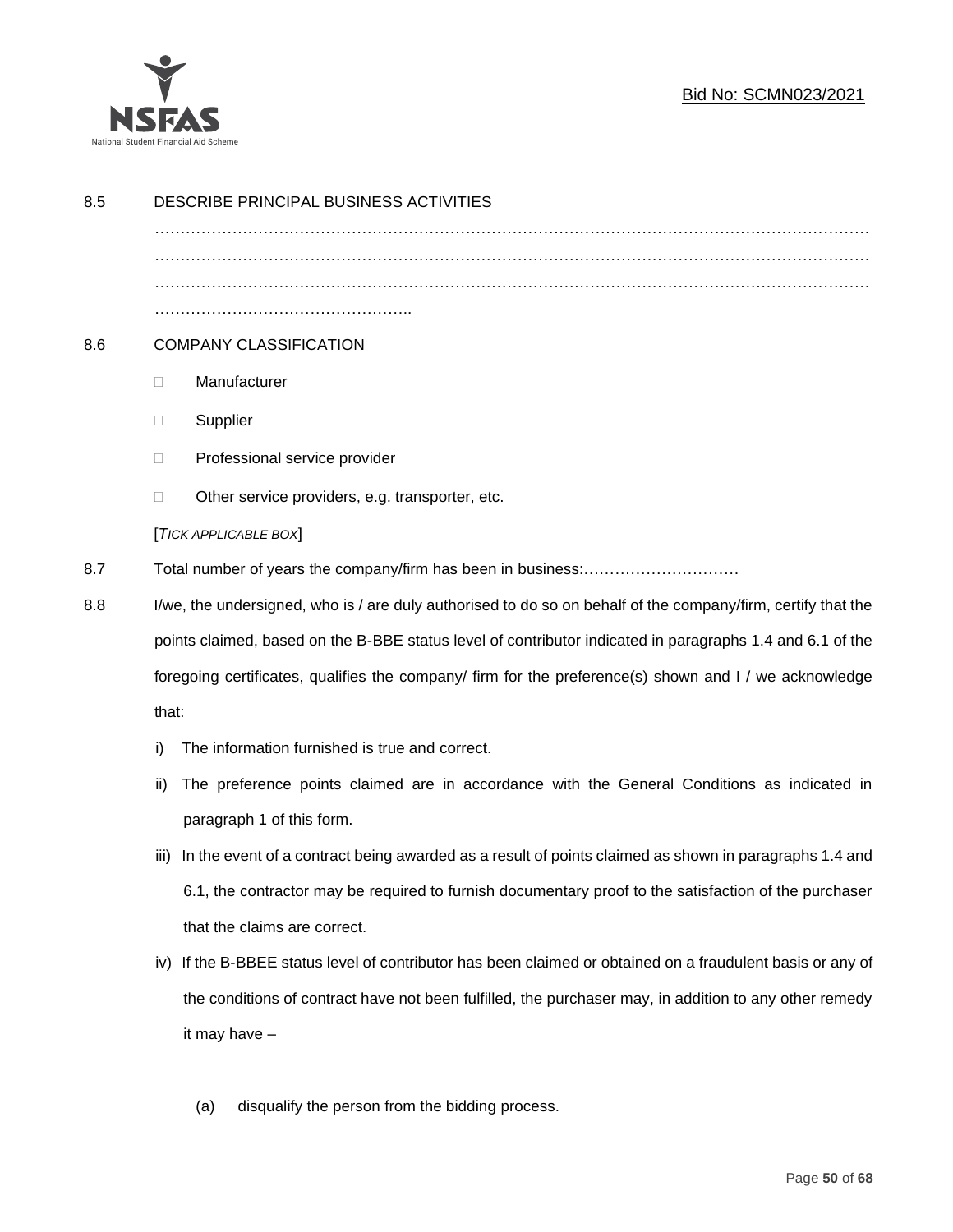8.5 DESCRIBE PRINCIPAL BUSINESS ACTIVITIES

……………………………………………………………………………………………………………………
……………………………………………………………………………………………………………………
……………………………………………………………………………………………………………………
…………………………………………..

8.6 COMPANY CLASSIFICATION

- ☐ Manufacturer
- ☐ Supplier
- ☐ Professional service provider
- ☐ Other service providers, e.g. transporter, etc.

[*TICK APPLICABLE BOX*]

8.7 Total number of years the company/firm has been in business:…………………………

8.8 I/we, the undersigned, who is / are duly authorised to do so on behalf of the company/firm, certify that the points claimed, based on the B-BBE status level of contributor indicated in paragraphs 1.4 and 6.1 of the foregoing certificates, qualifies the company/ firm for the preference(s) shown and I / we acknowledge that:

i) The information furnished is true and correct.

ii) The preference points claimed are in accordance with the General Conditions as indicated in paragraph 1 of this form.

iii) In the event of a contract being awarded as a result of points claimed as shown in paragraphs 1.4 and 6.1, the contractor may be required to furnish documentary proof to the satisfaction of the purchaser that the claims are correct.

iv) If the B-BBEE status level of contributor has been claimed or obtained on a fraudulent basis or any of the conditions of contract have not been fulfilled, the purchaser may, in addition to any other remedy it may have –

(a) disqualify the person from the bidding process.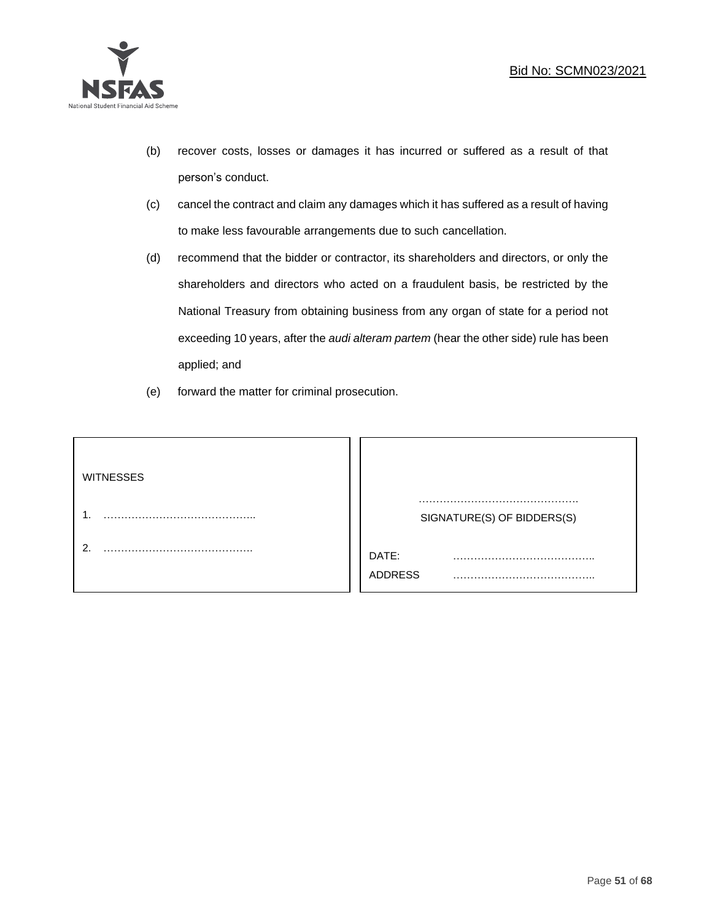(b) recover costs, losses or damages it has incurred or suffered as a result of that person's conduct.

(c) cancel the contract and claim any damages which it has suffered as a result of having to make less favourable arrangements due to such cancellation.

(d) recommend that the bidder or contractor, its shareholders and directors, or only the shareholders and directors who acted on a fraudulent basis, be restricted by the National Treasury from obtaining business from any organ of state for a period not exceeding 10 years, after the *audi alteram partem* (hear the other side) rule has been applied; and

(e) forward the matter for criminal prosecution.

| WITNESSES | |
|---|---|
| 1. …………………………………….. | ………………………………………<br>SIGNATURE(S) OF BIDDERS(S) |
| 2. ……………………………………. | DATE: ………………………………….. |
| | ADDRESS ………………………………….. |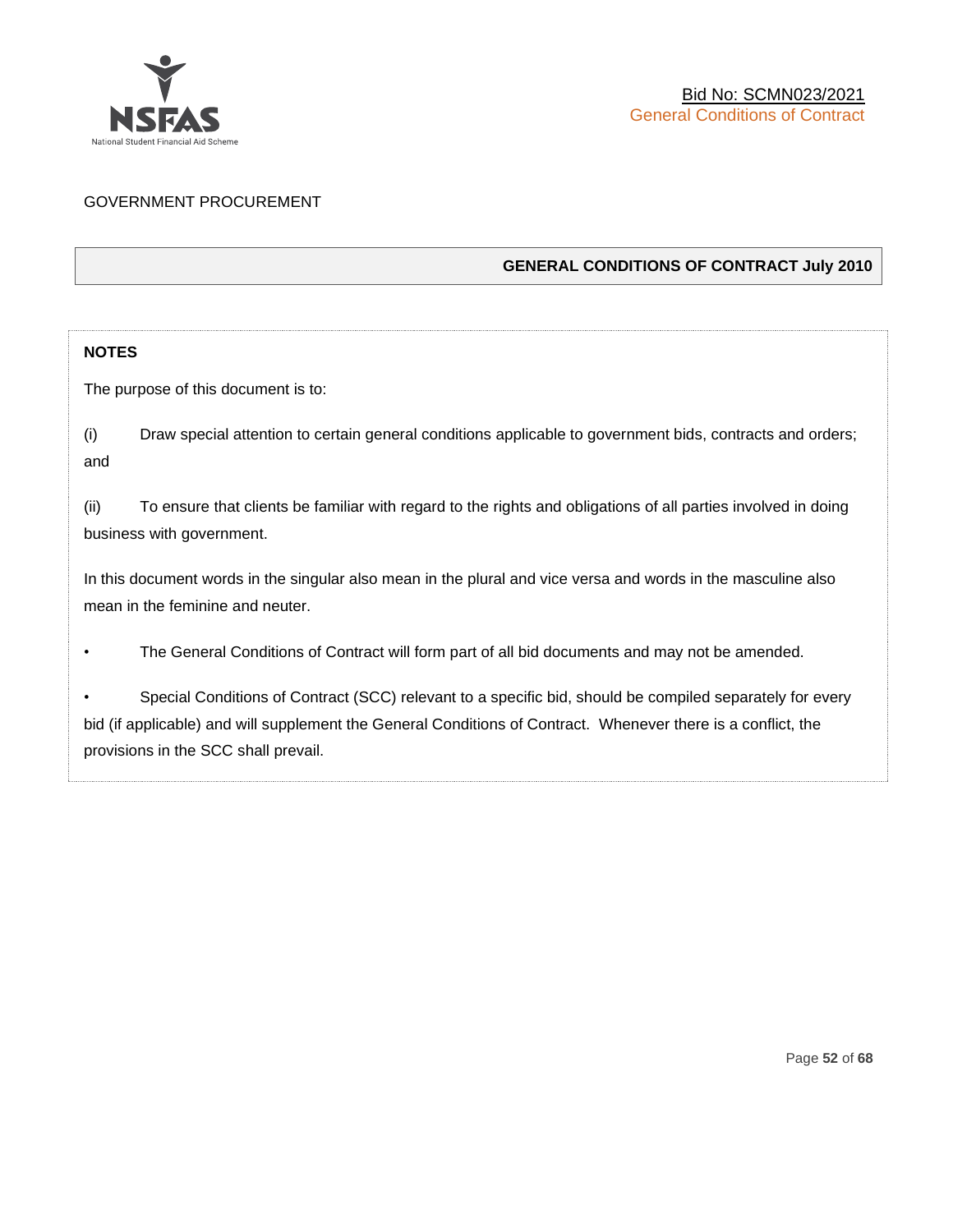GOVERNMENT PROCUREMENT

## GENERAL CONDITIONS OF CONTRACT July 2010

**NOTES**

The purpose of this document is to:

(i) Draw special attention to certain general conditions applicable to government bids, contracts and orders; and

(ii) To ensure that clients be familiar with regard to the rights and obligations of all parties involved in doing business with government.

In this document words in the singular also mean in the plural and vice versa and words in the masculine also mean in the feminine and neuter.

- The General Conditions of Contract will form part of all bid documents and may not be amended.
- Special Conditions of Contract (SCC) relevant to a specific bid, should be compiled separately for every bid (if applicable) and will supplement the General Conditions of Contract. Whenever there is a conflict, the provisions in the SCC shall prevail.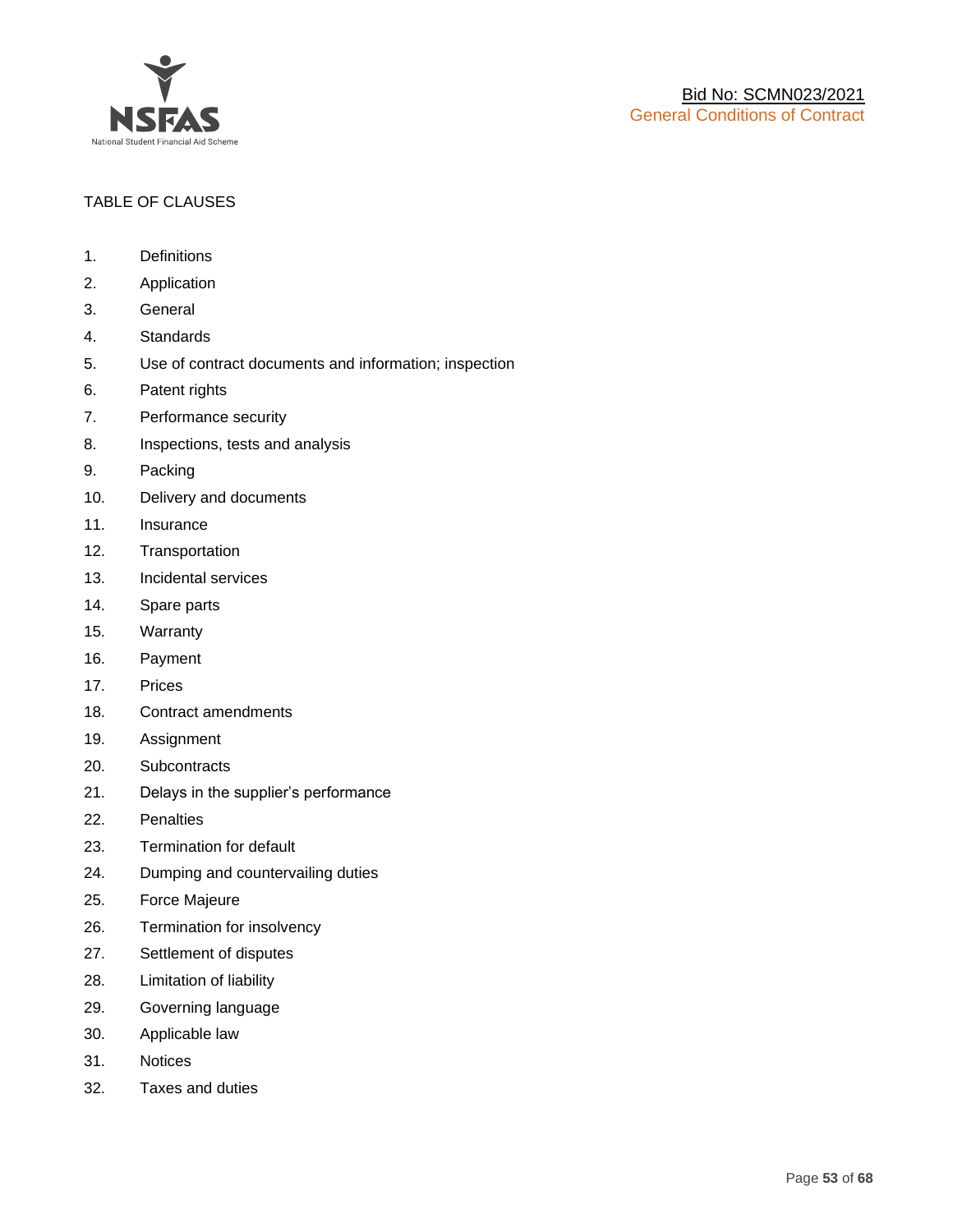TABLE OF CLAUSES

1. Definitions
2. Application
3. General
4. Standards
5. Use of contract documents and information; inspection
6. Patent rights
7. Performance security
8. Inspections, tests and analysis
9. Packing
10. Delivery and documents
11. Insurance
12. Transportation
13. Incidental services
14. Spare parts
15. Warranty
16. Payment
17. Prices
18. Contract amendments
19. Assignment
20. Subcontracts
21. Delays in the supplier's performance
22. Penalties
23. Termination for default
24. Dumping and countervailing duties
25. Force Majeure
26. Termination for insolvency
27. Settlement of disputes
28. Limitation of liability
29. Governing language
30. Applicable law
31. Notices
32. Taxes and duties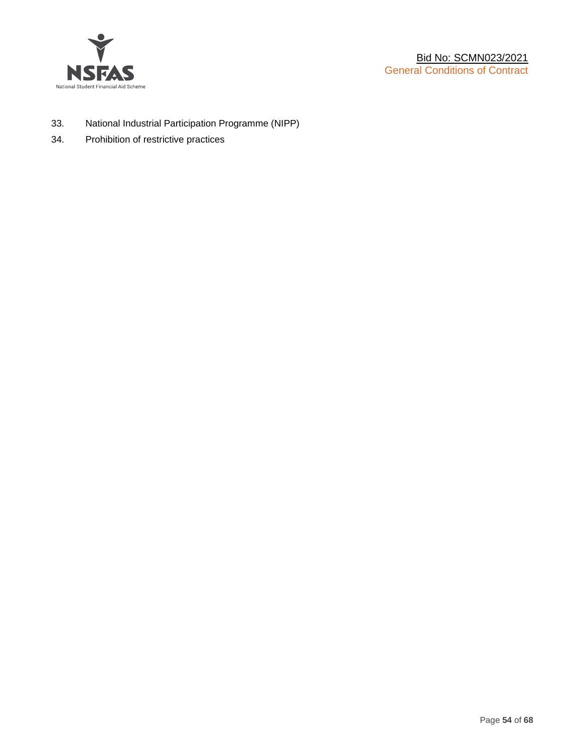33. National Industrial Participation Programme (NIPP)
34. Prohibition of restrictive practices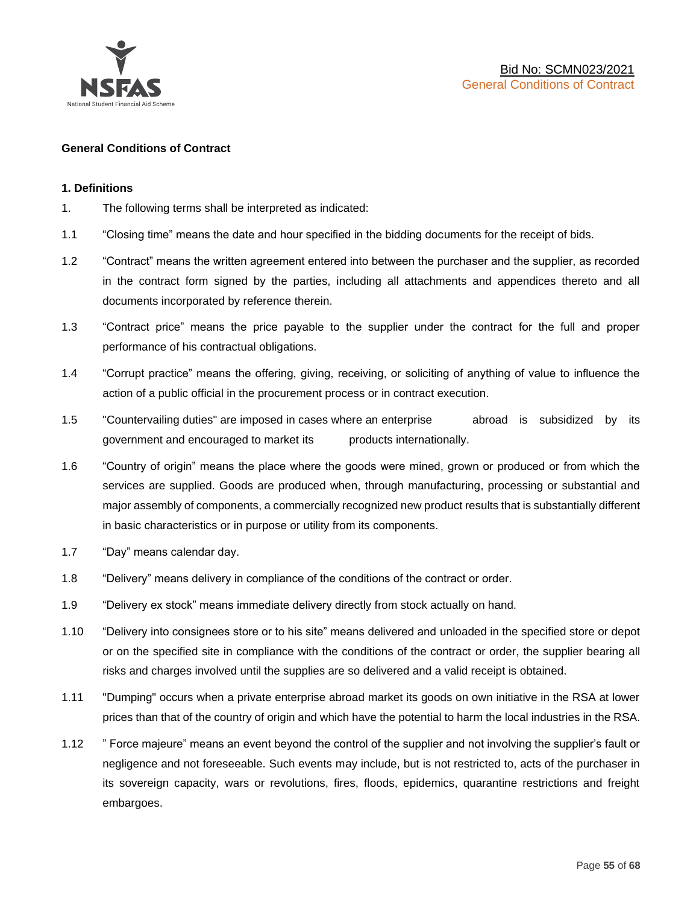**General Conditions of Contract**

**1. Definitions**

1. The following terms shall be interpreted as indicated:

1.1 "Closing time" means the date and hour specified in the bidding documents for the receipt of bids.

1.2 "Contract" means the written agreement entered into between the purchaser and the supplier, as recorded in the contract form signed by the parties, including all attachments and appendices thereto and all documents incorporated by reference therein.

1.3 "Contract price" means the price payable to the supplier under the contract for the full and proper performance of his contractual obligations.

1.4 "Corrupt practice" means the offering, giving, receiving, or soliciting of anything of value to influence the action of a public official in the procurement process or in contract execution.

1.5 "Countervailing duties" are imposed in cases where an enterprise abroad is subsidized by its government and encouraged to market its products internationally.

1.6 "Country of origin" means the place where the goods were mined, grown or produced or from which the services are supplied. Goods are produced when, through manufacturing, processing or substantial and major assembly of components, a commercially recognized new product results that is substantially different in basic characteristics or in purpose or utility from its components.

1.7 "Day" means calendar day.

1.8 "Delivery" means delivery in compliance of the conditions of the contract or order.

1.9 "Delivery ex stock" means immediate delivery directly from stock actually on hand.

1.10 "Delivery into consignees store or to his site" means delivered and unloaded in the specified store or depot or on the specified site in compliance with the conditions of the contract or order, the supplier bearing all risks and charges involved until the supplies are so delivered and a valid receipt is obtained.

1.11 "Dumping" occurs when a private enterprise abroad market its goods on own initiative in the RSA at lower prices than that of the country of origin and which have the potential to harm the local industries in the RSA.

1.12 " Force majeure" means an event beyond the control of the supplier and not involving the supplier's fault or negligence and not foreseeable. Such events may include, but is not restricted to, acts of the purchaser in its sovereign capacity, wars or revolutions, fires, floods, epidemics, quarantine restrictions and freight embargoes.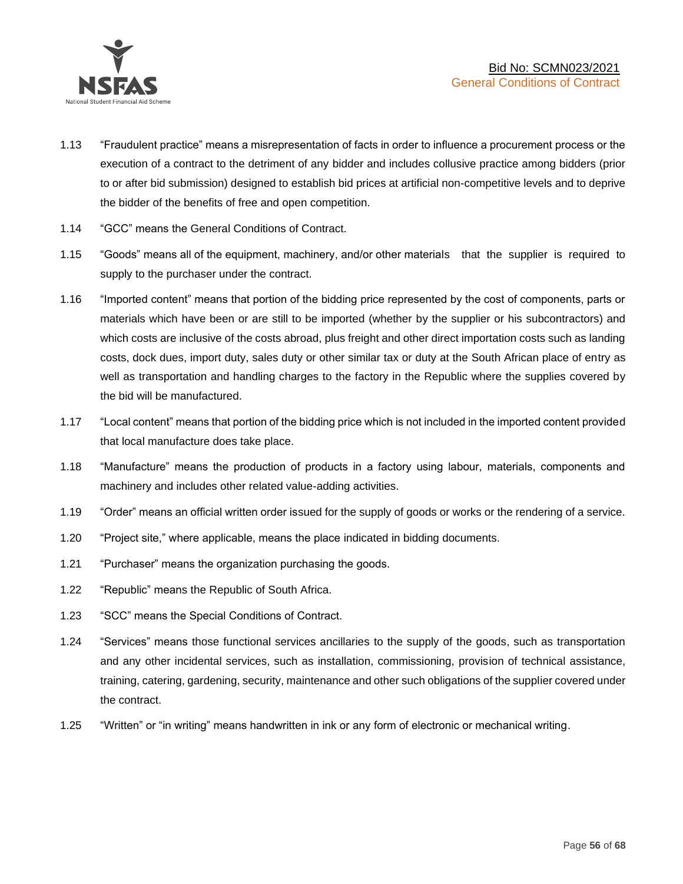1.13 "Fraudulent practice" means a misrepresentation of facts in order to influence a procurement process or the execution of a contract to the detriment of any bidder and includes collusive practice among bidders (prior to or after bid submission) designed to establish bid prices at artificial non-competitive levels and to deprive the bidder of the benefits of free and open competition.

1.14 "GCC" means the General Conditions of Contract.

1.15 "Goods" means all of the equipment, machinery, and/or other materials that the supplier is required to supply to the purchaser under the contract.

1.16 "Imported content" means that portion of the bidding price represented by the cost of components, parts or materials which have been or are still to be imported (whether by the supplier or his subcontractors) and which costs are inclusive of the costs abroad, plus freight and other direct importation costs such as landing costs, dock dues, import duty, sales duty or other similar tax or duty at the South African place of entry as well as transportation and handling charges to the factory in the Republic where the supplies covered by the bid will be manufactured.

1.17 "Local content" means that portion of the bidding price which is not included in the imported content provided that local manufacture does take place.

1.18 "Manufacture" means the production of products in a factory using labour, materials, components and machinery and includes other related value-adding activities.

1.19 "Order" means an official written order issued for the supply of goods or works or the rendering of a service.

1.20 "Project site," where applicable, means the place indicated in bidding documents.

1.21 "Purchaser" means the organization purchasing the goods.

1.22 "Republic" means the Republic of South Africa.

1.23 "SCC" means the Special Conditions of Contract.

1.24 "Services" means those functional services ancillaries to the supply of the goods, such as transportation and any other incidental services, such as installation, commissioning, provision of technical assistance, training, catering, gardening, security, maintenance and other such obligations of the supplier covered under the contract.

1.25 "Written" or "in writing" means handwritten in ink or any form of electronic or mechanical writing.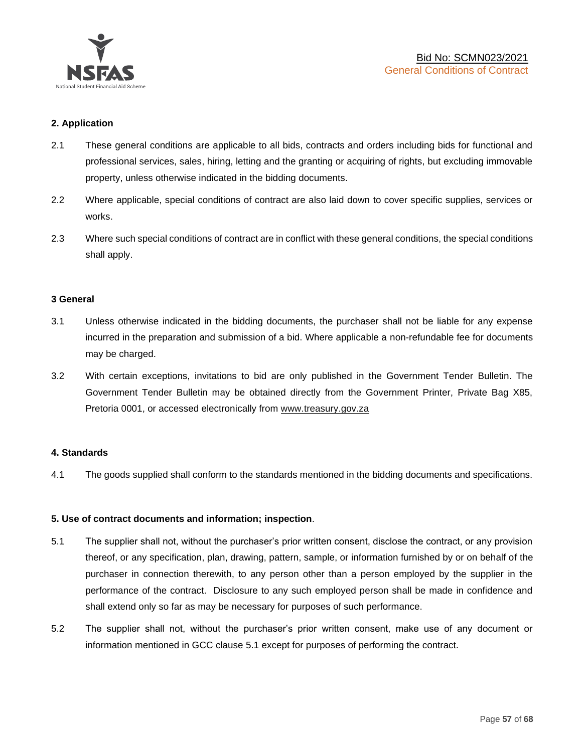**2. Application**

2.1 These general conditions are applicable to all bids, contracts and orders including bids for functional and professional services, sales, hiring, letting and the granting or acquiring of rights, but excluding immovable property, unless otherwise indicated in the bidding documents.

2.2 Where applicable, special conditions of contract are also laid down to cover specific supplies, services or works.

2.3 Where such special conditions of contract are in conflict with these general conditions, the special conditions shall apply.

**3 General**

3.1 Unless otherwise indicated in the bidding documents, the purchaser shall not be liable for any expense incurred in the preparation and submission of a bid. Where applicable a non-refundable fee for documents may be charged.

3.2 With certain exceptions, invitations to bid are only published in the Government Tender Bulletin. The Government Tender Bulletin may be obtained directly from the Government Printer, Private Bag X85, Pretoria 0001, or accessed electronically from www.treasury.gov.za

**4. Standards**

4.1 The goods supplied shall conform to the standards mentioned in the bidding documents and specifications.

**5. Use of contract documents and information; inspection**.

5.1 The supplier shall not, without the purchaser's prior written consent, disclose the contract, or any provision thereof, or any specification, plan, drawing, pattern, sample, or information furnished by or on behalf of the purchaser in connection therewith, to any person other than a person employed by the supplier in the performance of the contract. Disclosure to any such employed person shall be made in confidence and shall extend only so far as may be necessary for purposes of such performance.

5.2 The supplier shall not, without the purchaser's prior written consent, make use of any document or information mentioned in GCC clause 5.1 except for purposes of performing the contract.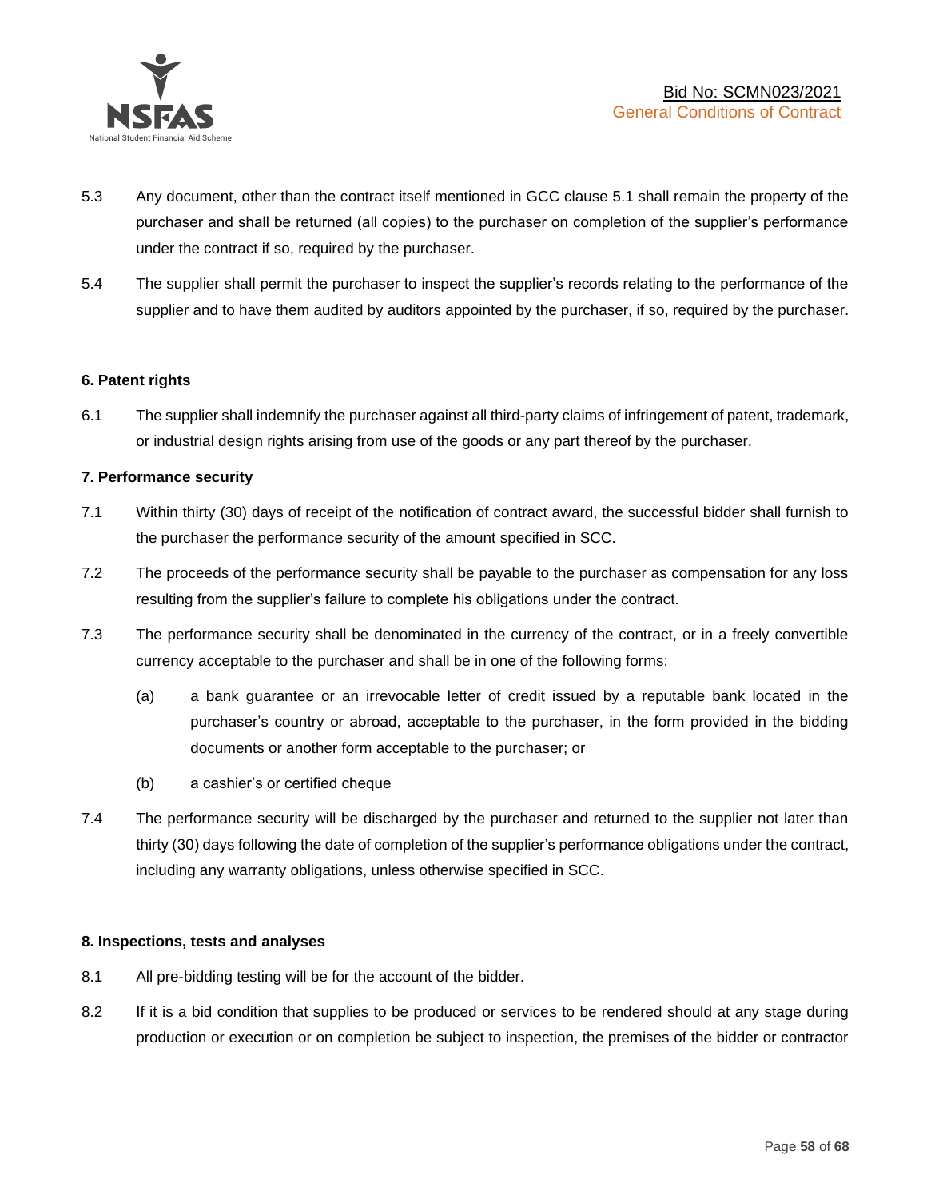5.3 Any document, other than the contract itself mentioned in GCC clause 5.1 shall remain the property of the purchaser and shall be returned (all copies) to the purchaser on completion of the supplier's performance under the contract if so, required by the purchaser.

5.4 The supplier shall permit the purchaser to inspect the supplier's records relating to the performance of the supplier and to have them audited by auditors appointed by the purchaser, if so, required by the purchaser.

**6. Patent rights**

6.1 The supplier shall indemnify the purchaser against all third-party claims of infringement of patent, trademark, or industrial design rights arising from use of the goods or any part thereof by the purchaser.

**7. Performance security**

7.1 Within thirty (30) days of receipt of the notification of contract award, the successful bidder shall furnish to the purchaser the performance security of the amount specified in SCC.

7.2 The proceeds of the performance security shall be payable to the purchaser as compensation for any loss resulting from the supplier's failure to complete his obligations under the contract.

7.3 The performance security shall be denominated in the currency of the contract, or in a freely convertible currency acceptable to the purchaser and shall be in one of the following forms:

(a) a bank guarantee or an irrevocable letter of credit issued by a reputable bank located in the purchaser's country or abroad, acceptable to the purchaser, in the form provided in the bidding documents or another form acceptable to the purchaser; or

(b) a cashier's or certified cheque

7.4 The performance security will be discharged by the purchaser and returned to the supplier not later than thirty (30) days following the date of completion of the supplier's performance obligations under the contract, including any warranty obligations, unless otherwise specified in SCC.

**8. Inspections, tests and analyses**

8.1 All pre-bidding testing will be for the account of the bidder.

8.2 If it is a bid condition that supplies to be produced or services to be rendered should at any stage during production or execution or on completion be subject to inspection, the premises of the bidder or contractor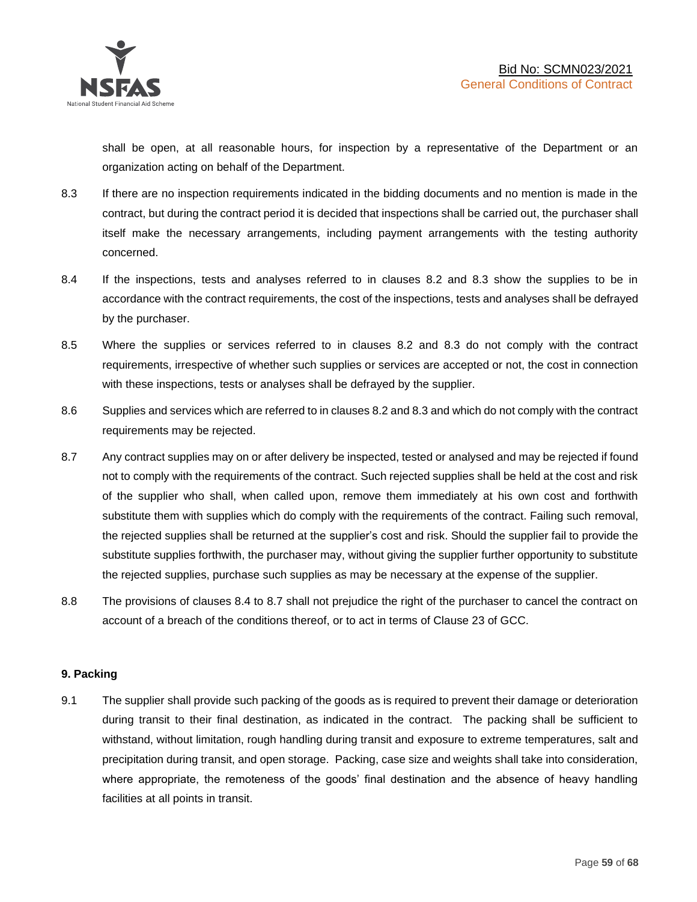shall be open, at all reasonable hours, for inspection by a representative of the Department or an organization acting on behalf of the Department.

8.3 If there are no inspection requirements indicated in the bidding documents and no mention is made in the contract, but during the contract period it is decided that inspections shall be carried out, the purchaser shall itself make the necessary arrangements, including payment arrangements with the testing authority concerned.

8.4 If the inspections, tests and analyses referred to in clauses 8.2 and 8.3 show the supplies to be in accordance with the contract requirements, the cost of the inspections, tests and analyses shall be defrayed by the purchaser.

8.5 Where the supplies or services referred to in clauses 8.2 and 8.3 do not comply with the contract requirements, irrespective of whether such supplies or services are accepted or not, the cost in connection with these inspections, tests or analyses shall be defrayed by the supplier.

8.6 Supplies and services which are referred to in clauses 8.2 and 8.3 and which do not comply with the contract requirements may be rejected.

8.7 Any contract supplies may on or after delivery be inspected, tested or analysed and may be rejected if found not to comply with the requirements of the contract. Such rejected supplies shall be held at the cost and risk of the supplier who shall, when called upon, remove them immediately at his own cost and forthwith substitute them with supplies which do comply with the requirements of the contract. Failing such removal, the rejected supplies shall be returned at the supplier's cost and risk. Should the supplier fail to provide the substitute supplies forthwith, the purchaser may, without giving the supplier further opportunity to substitute the rejected supplies, purchase such supplies as may be necessary at the expense of the supplier.

8.8 The provisions of clauses 8.4 to 8.7 shall not prejudice the right of the purchaser to cancel the contract on account of a breach of the conditions thereof, or to act in terms of Clause 23 of GCC.

**9. Packing**

9.1 The supplier shall provide such packing of the goods as is required to prevent their damage or deterioration during transit to their final destination, as indicated in the contract. The packing shall be sufficient to withstand, without limitation, rough handling during transit and exposure to extreme temperatures, salt and precipitation during transit, and open storage. Packing, case size and weights shall take into consideration, where appropriate, the remoteness of the goods' final destination and the absence of heavy handling facilities at all points in transit.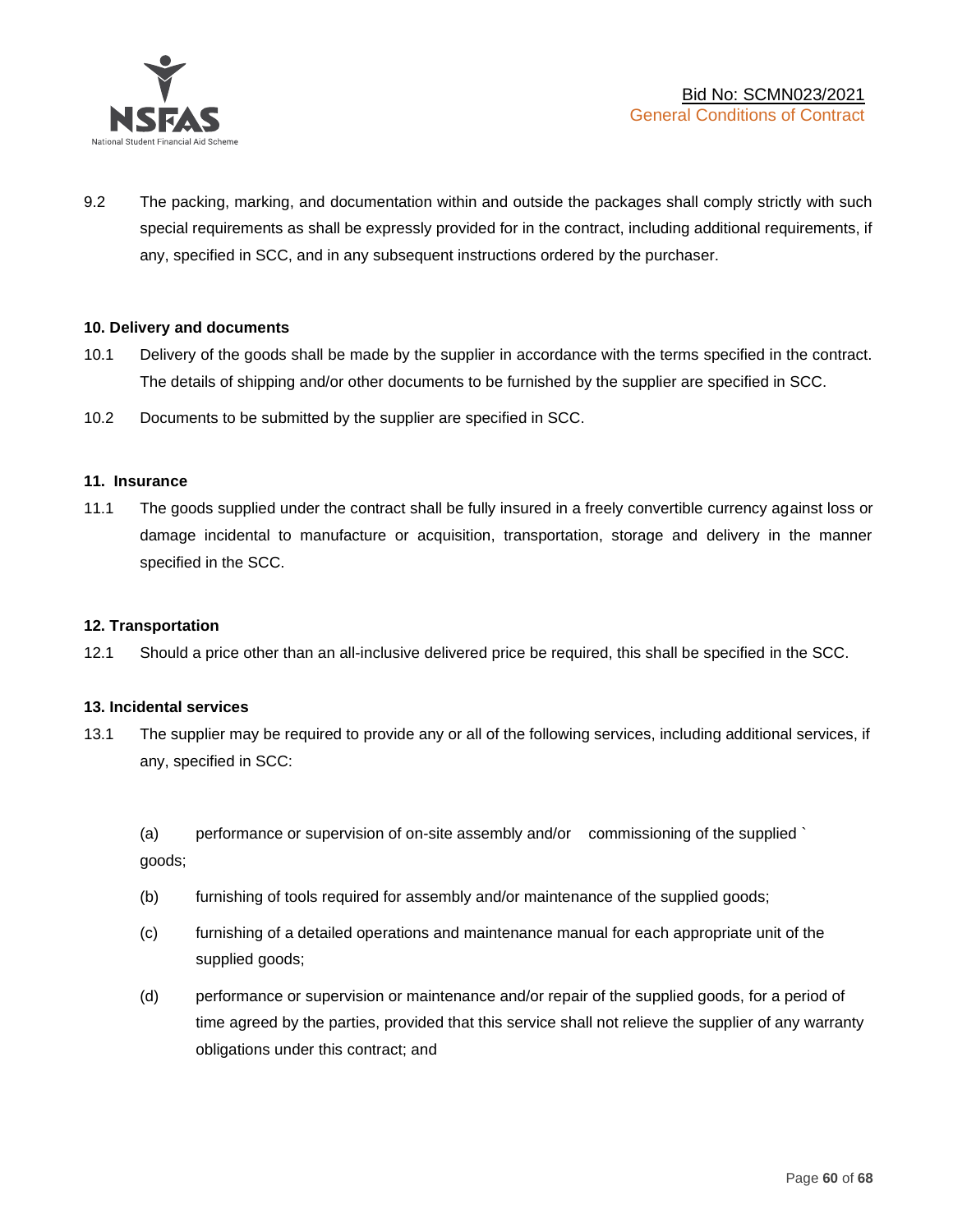9.2 The packing, marking, and documentation within and outside the packages shall comply strictly with such special requirements as shall be expressly provided for in the contract, including additional requirements, if any, specified in SCC, and in any subsequent instructions ordered by the purchaser.

**10. Delivery and documents**

10.1 Delivery of the goods shall be made by the supplier in accordance with the terms specified in the contract. The details of shipping and/or other documents to be furnished by the supplier are specified in SCC.

10.2 Documents to be submitted by the supplier are specified in SCC.

**11. Insurance**

11.1 The goods supplied under the contract shall be fully insured in a freely convertible currency against loss or damage incidental to manufacture or acquisition, transportation, storage and delivery in the manner specified in the SCC.

**12. Transportation**

12.1 Should a price other than an all-inclusive delivered price be required, this shall be specified in the SCC.

**13. Incidental services**

13.1 The supplier may be required to provide any or all of the following services, including additional services, if any, specified in SCC:

(a) performance or supervision of on-site assembly and/or commissioning of the supplied ` goods;

(b) furnishing of tools required for assembly and/or maintenance of the supplied goods;

(c) furnishing of a detailed operations and maintenance manual for each appropriate unit of the supplied goods;

(d) performance or supervision or maintenance and/or repair of the supplied goods, for a period of time agreed by the parties, provided that this service shall not relieve the supplier of any warranty obligations under this contract; and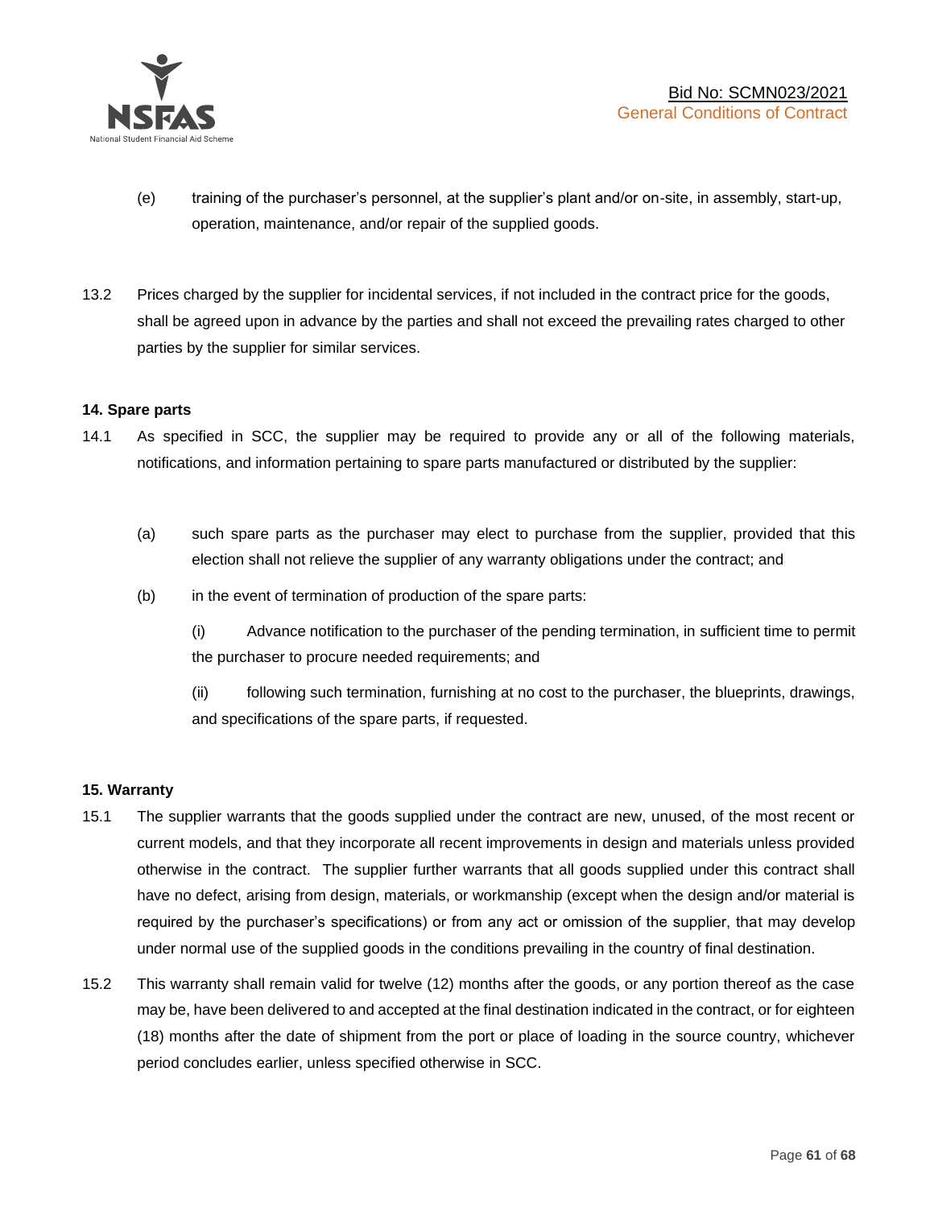(e) training of the purchaser's personnel, at the supplier's plant and/or on-site, in assembly, start-up, operation, maintenance, and/or repair of the supplied goods.

13.2 Prices charged by the supplier for incidental services, if not included in the contract price for the goods, shall be agreed upon in advance by the parties and shall not exceed the prevailing rates charged to other parties by the supplier for similar services.

**14. Spare parts**

14.1 As specified in SCC, the supplier may be required to provide any or all of the following materials, notifications, and information pertaining to spare parts manufactured or distributed by the supplier:

(a) such spare parts as the purchaser may elect to purchase from the supplier, provided that this election shall not relieve the supplier of any warranty obligations under the contract; and

(b) in the event of termination of production of the spare parts:

(i) Advance notification to the purchaser of the pending termination, in sufficient time to permit the purchaser to procure needed requirements; and

(ii) following such termination, furnishing at no cost to the purchaser, the blueprints, drawings, and specifications of the spare parts, if requested.

**15. Warranty**

15.1 The supplier warrants that the goods supplied under the contract are new, unused, of the most recent or current models, and that they incorporate all recent improvements in design and materials unless provided otherwise in the contract. The supplier further warrants that all goods supplied under this contract shall have no defect, arising from design, materials, or workmanship (except when the design and/or material is required by the purchaser's specifications) or from any act or omission of the supplier, that may develop under normal use of the supplied goods in the conditions prevailing in the country of final destination.

15.2 This warranty shall remain valid for twelve (12) months after the goods, or any portion thereof as the case may be, have been delivered to and accepted at the final destination indicated in the contract, or for eighteen (18) months after the date of shipment from the port or place of loading in the source country, whichever period concludes earlier, unless specified otherwise in SCC.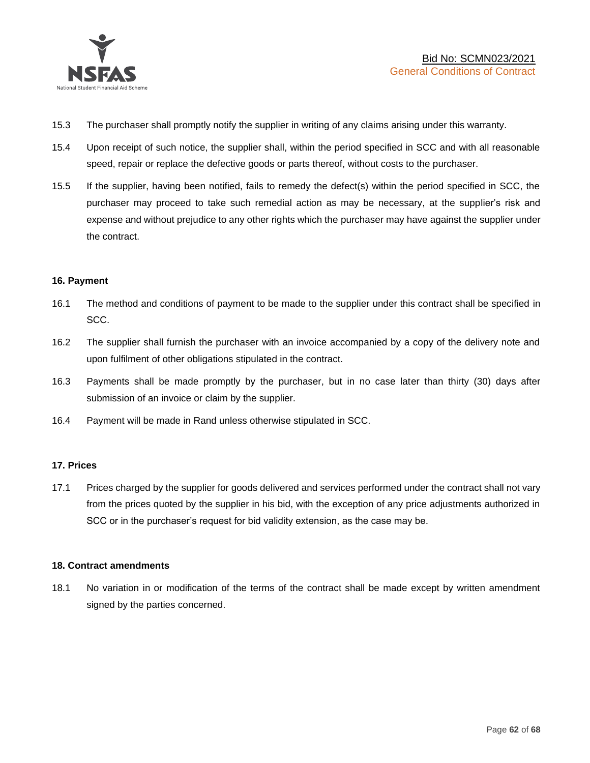15.3 The purchaser shall promptly notify the supplier in writing of any claims arising under this warranty.

15.4 Upon receipt of such notice, the supplier shall, within the period specified in SCC and with all reasonable speed, repair or replace the defective goods or parts thereof, without costs to the purchaser.

15.5 If the supplier, having been notified, fails to remedy the defect(s) within the period specified in SCC, the purchaser may proceed to take such remedial action as may be necessary, at the supplier's risk and expense and without prejudice to any other rights which the purchaser may have against the supplier under the contract.

**16. Payment**

16.1 The method and conditions of payment to be made to the supplier under this contract shall be specified in SCC.

16.2 The supplier shall furnish the purchaser with an invoice accompanied by a copy of the delivery note and upon fulfilment of other obligations stipulated in the contract.

16.3 Payments shall be made promptly by the purchaser, but in no case later than thirty (30) days after submission of an invoice or claim by the supplier.

16.4 Payment will be made in Rand unless otherwise stipulated in SCC.

**17. Prices**

17.1 Prices charged by the supplier for goods delivered and services performed under the contract shall not vary from the prices quoted by the supplier in his bid, with the exception of any price adjustments authorized in SCC or in the purchaser's request for bid validity extension, as the case may be.

**18. Contract amendments**

18.1 No variation in or modification of the terms of the contract shall be made except by written amendment signed by the parties concerned.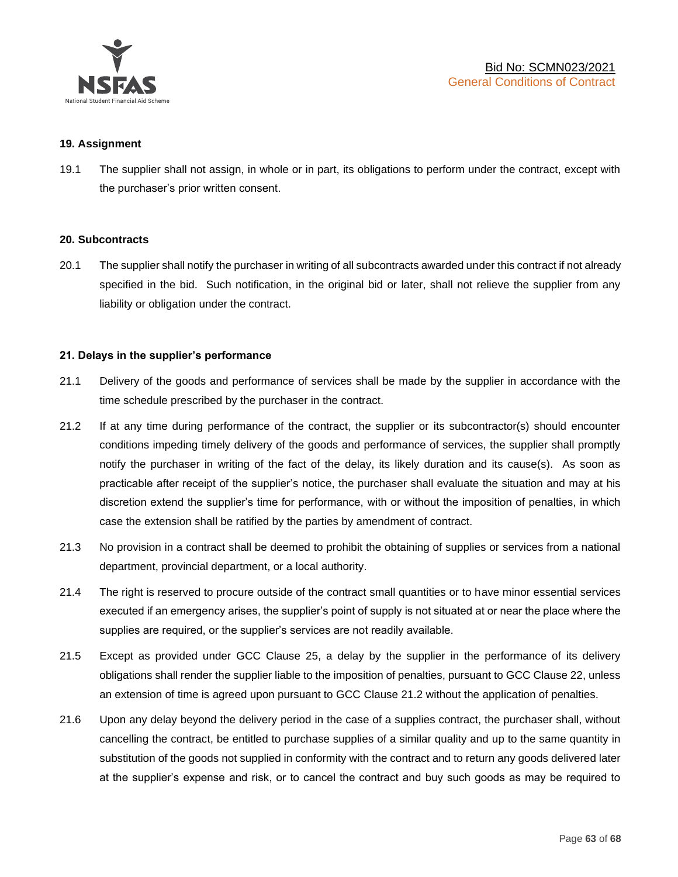**19. Assignment**

19.1 The supplier shall not assign, in whole or in part, its obligations to perform under the contract, except with the purchaser's prior written consent.

**20. Subcontracts**

20.1 The supplier shall notify the purchaser in writing of all subcontracts awarded under this contract if not already specified in the bid. Such notification, in the original bid or later, shall not relieve the supplier from any liability or obligation under the contract.

**21. Delays in the supplier's performance**

21.1 Delivery of the goods and performance of services shall be made by the supplier in accordance with the time schedule prescribed by the purchaser in the contract.

21.2 If at any time during performance of the contract, the supplier or its subcontractor(s) should encounter conditions impeding timely delivery of the goods and performance of services, the supplier shall promptly notify the purchaser in writing of the fact of the delay, its likely duration and its cause(s). As soon as practicable after receipt of the supplier's notice, the purchaser shall evaluate the situation and may at his discretion extend the supplier's time for performance, with or without the imposition of penalties, in which case the extension shall be ratified by the parties by amendment of contract.

21.3 No provision in a contract shall be deemed to prohibit the obtaining of supplies or services from a national department, provincial department, or a local authority.

21.4 The right is reserved to procure outside of the contract small quantities or to have minor essential services executed if an emergency arises, the supplier's point of supply is not situated at or near the place where the supplies are required, or the supplier's services are not readily available.

21.5 Except as provided under GCC Clause 25, a delay by the supplier in the performance of its delivery obligations shall render the supplier liable to the imposition of penalties, pursuant to GCC Clause 22, unless an extension of time is agreed upon pursuant to GCC Clause 21.2 without the application of penalties.

21.6 Upon any delay beyond the delivery period in the case of a supplies contract, the purchaser shall, without cancelling the contract, be entitled to purchase supplies of a similar quality and up to the same quantity in substitution of the goods not supplied in conformity with the contract and to return any goods delivered later at the supplier's expense and risk, or to cancel the contract and buy such goods as may be required to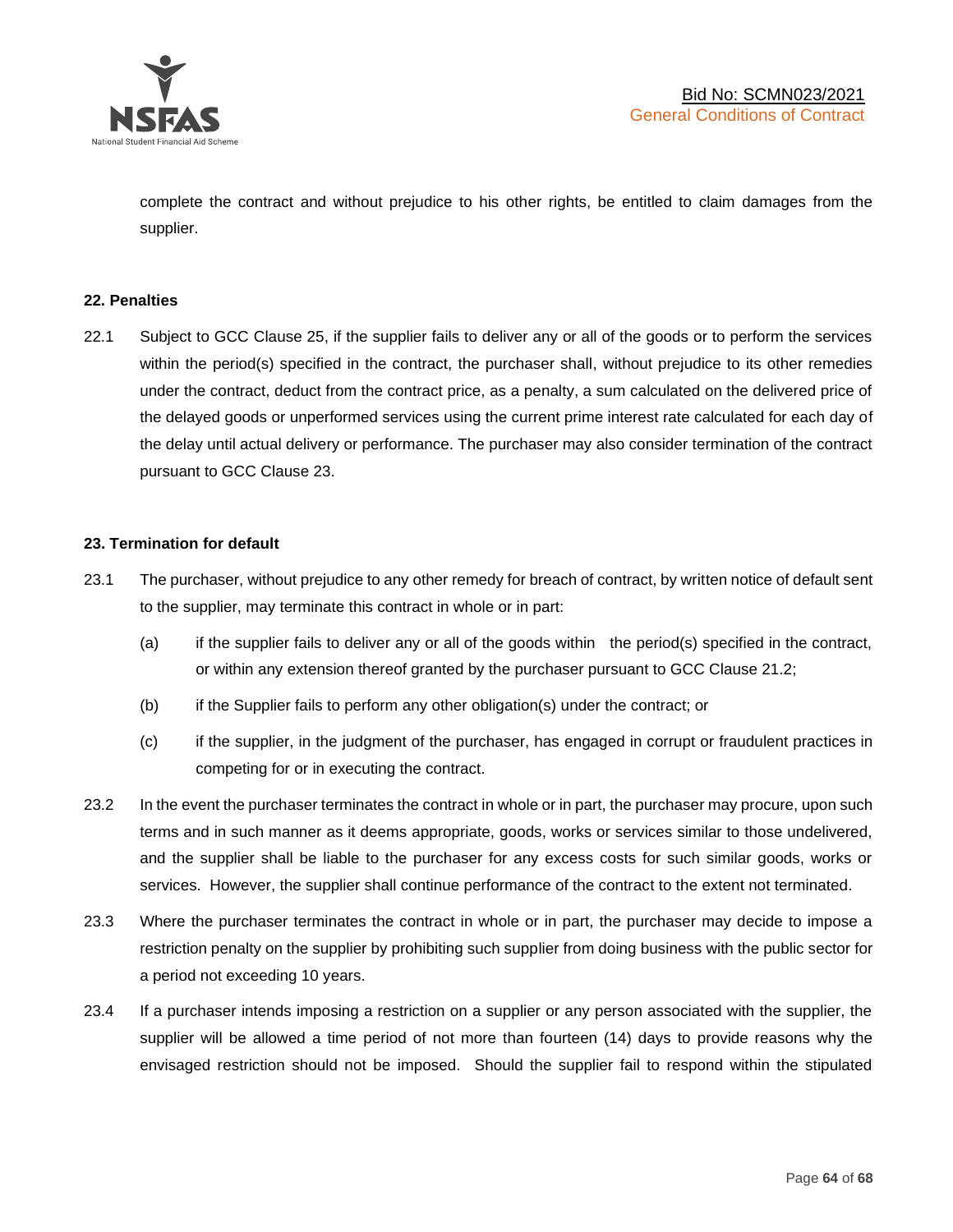complete the contract and without prejudice to his other rights, be entitled to claim damages from the supplier.

**22. Penalties**

22.1 Subject to GCC Clause 25, if the supplier fails to deliver any or all of the goods or to perform the services within the period(s) specified in the contract, the purchaser shall, without prejudice to its other remedies under the contract, deduct from the contract price, as a penalty, a sum calculated on the delivered price of the delayed goods or unperformed services using the current prime interest rate calculated for each day of the delay until actual delivery or performance. The purchaser may also consider termination of the contract pursuant to GCC Clause 23.

**23. Termination for default**

23.1 The purchaser, without prejudice to any other remedy for breach of contract, by written notice of default sent to the supplier, may terminate this contract in whole or in part:

(a) if the supplier fails to deliver any or all of the goods within the period(s) specified in the contract, or within any extension thereof granted by the purchaser pursuant to GCC Clause 21.2;

(b) if the Supplier fails to perform any other obligation(s) under the contract; or

(c) if the supplier, in the judgment of the purchaser, has engaged in corrupt or fraudulent practices in competing for or in executing the contract.

23.2 In the event the purchaser terminates the contract in whole or in part, the purchaser may procure, upon such terms and in such manner as it deems appropriate, goods, works or services similar to those undelivered, and the supplier shall be liable to the purchaser for any excess costs for such similar goods, works or services. However, the supplier shall continue performance of the contract to the extent not terminated.

23.3 Where the purchaser terminates the contract in whole or in part, the purchaser may decide to impose a restriction penalty on the supplier by prohibiting such supplier from doing business with the public sector for a period not exceeding 10 years.

23.4 If a purchaser intends imposing a restriction on a supplier or any person associated with the supplier, the supplier will be allowed a time period of not more than fourteen (14) days to provide reasons why the envisaged restriction should not be imposed. Should the supplier fail to respond within the stipulated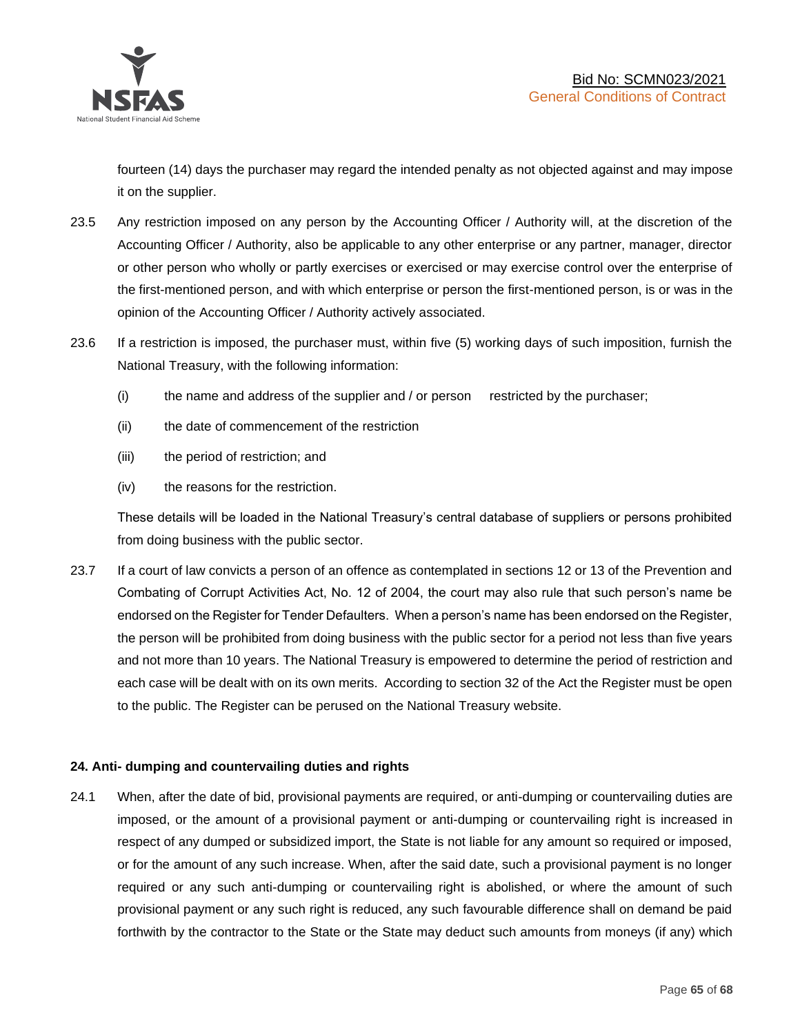fourteen (14) days the purchaser may regard the intended penalty as not objected against and may impose it on the supplier.

23.5 Any restriction imposed on any person by the Accounting Officer / Authority will, at the discretion of the Accounting Officer / Authority, also be applicable to any other enterprise or any partner, manager, director or other person who wholly or partly exercises or exercised or may exercise control over the enterprise of the first-mentioned person, and with which enterprise or person the first-mentioned person, is or was in the opinion of the Accounting Officer / Authority actively associated.

23.6 If a restriction is imposed, the purchaser must, within five (5) working days of such imposition, furnish the National Treasury, with the following information:

(i) the name and address of the supplier and / or person restricted by the purchaser;

(ii) the date of commencement of the restriction

(iii) the period of restriction; and

(iv) the reasons for the restriction.

These details will be loaded in the National Treasury's central database of suppliers or persons prohibited from doing business with the public sector.

23.7 If a court of law convicts a person of an offence as contemplated in sections 12 or 13 of the Prevention and Combating of Corrupt Activities Act, No. 12 of 2004, the court may also rule that such person's name be endorsed on the Register for Tender Defaulters. When a person's name has been endorsed on the Register, the person will be prohibited from doing business with the public sector for a period not less than five years and not more than 10 years. The National Treasury is empowered to determine the period of restriction and each case will be dealt with on its own merits. According to section 32 of the Act the Register must be open to the public. The Register can be perused on the National Treasury website.

**24. Anti- dumping and countervailing duties and rights**

24.1 When, after the date of bid, provisional payments are required, or anti-dumping or countervailing duties are imposed, or the amount of a provisional payment or anti-dumping or countervailing right is increased in respect of any dumped or subsidized import, the State is not liable for any amount so required or imposed, or for the amount of any such increase. When, after the said date, such a provisional payment is no longer required or any such anti-dumping or countervailing right is abolished, or where the amount of such provisional payment or any such right is reduced, any such favourable difference shall on demand be paid forthwith by the contractor to the State or the State may deduct such amounts from moneys (if any) which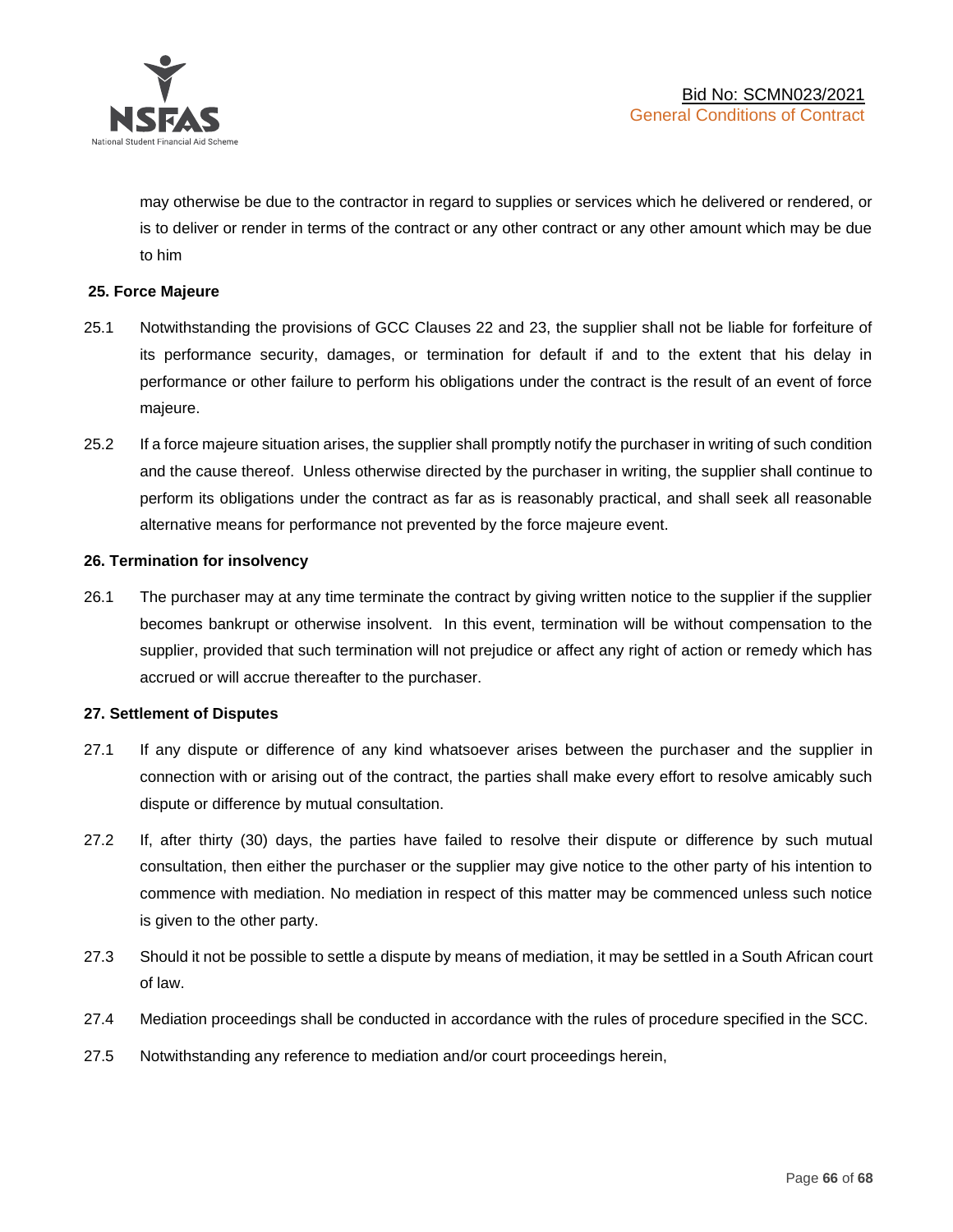may otherwise be due to the contractor in regard to supplies or services which he delivered or rendered, or is to deliver or render in terms of the contract or any other contract or any other amount which may be due to him

**25. Force Majeure**

25.1 Notwithstanding the provisions of GCC Clauses 22 and 23, the supplier shall not be liable for forfeiture of its performance security, damages, or termination for default if and to the extent that his delay in performance or other failure to perform his obligations under the contract is the result of an event of force majeure.

25.2 If a force majeure situation arises, the supplier shall promptly notify the purchaser in writing of such condition and the cause thereof. Unless otherwise directed by the purchaser in writing, the supplier shall continue to perform its obligations under the contract as far as is reasonably practical, and shall seek all reasonable alternative means for performance not prevented by the force majeure event.

**26. Termination for insolvency**

26.1 The purchaser may at any time terminate the contract by giving written notice to the supplier if the supplier becomes bankrupt or otherwise insolvent. In this event, termination will be without compensation to the supplier, provided that such termination will not prejudice or affect any right of action or remedy which has accrued or will accrue thereafter to the purchaser.

**27. Settlement of Disputes**

27.1 If any dispute or difference of any kind whatsoever arises between the purchaser and the supplier in connection with or arising out of the contract, the parties shall make every effort to resolve amicably such dispute or difference by mutual consultation.

27.2 If, after thirty (30) days, the parties have failed to resolve their dispute or difference by such mutual consultation, then either the purchaser or the supplier may give notice to the other party of his intention to commence with mediation. No mediation in respect of this matter may be commenced unless such notice is given to the other party.

27.3 Should it not be possible to settle a dispute by means of mediation, it may be settled in a South African court of law.

27.4 Mediation proceedings shall be conducted in accordance with the rules of procedure specified in the SCC.

27.5 Notwithstanding any reference to mediation and/or court proceedings herein,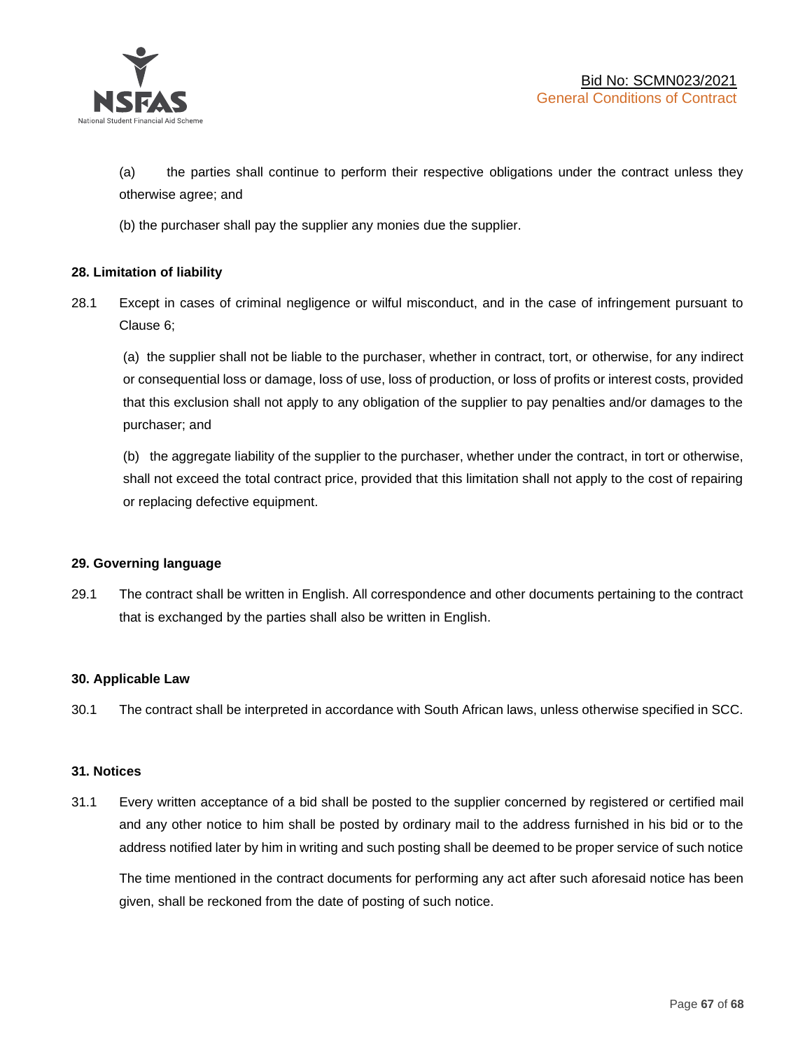(a) the parties shall continue to perform their respective obligations under the contract unless they otherwise agree; and

(b) the purchaser shall pay the supplier any monies due the supplier.

**28. Limitation of liability**

28.1 Except in cases of criminal negligence or wilful misconduct, and in the case of infringement pursuant to Clause 6;

(a) the supplier shall not be liable to the purchaser, whether in contract, tort, or otherwise, for any indirect or consequential loss or damage, loss of use, loss of production, or loss of profits or interest costs, provided that this exclusion shall not apply to any obligation of the supplier to pay penalties and/or damages to the purchaser; and

(b) the aggregate liability of the supplier to the purchaser, whether under the contract, in tort or otherwise, shall not exceed the total contract price, provided that this limitation shall not apply to the cost of repairing or replacing defective equipment.

**29. Governing language**

29.1 The contract shall be written in English. All correspondence and other documents pertaining to the contract that is exchanged by the parties shall also be written in English.

**30. Applicable Law**

30.1 The contract shall be interpreted in accordance with South African laws, unless otherwise specified in SCC.

**31. Notices**

31.1 Every written acceptance of a bid shall be posted to the supplier concerned by registered or certified mail and any other notice to him shall be posted by ordinary mail to the address furnished in his bid or to the address notified later by him in writing and such posting shall be deemed to be proper service of such notice

The time mentioned in the contract documents for performing any act after such aforesaid notice has been given, shall be reckoned from the date of posting of such notice.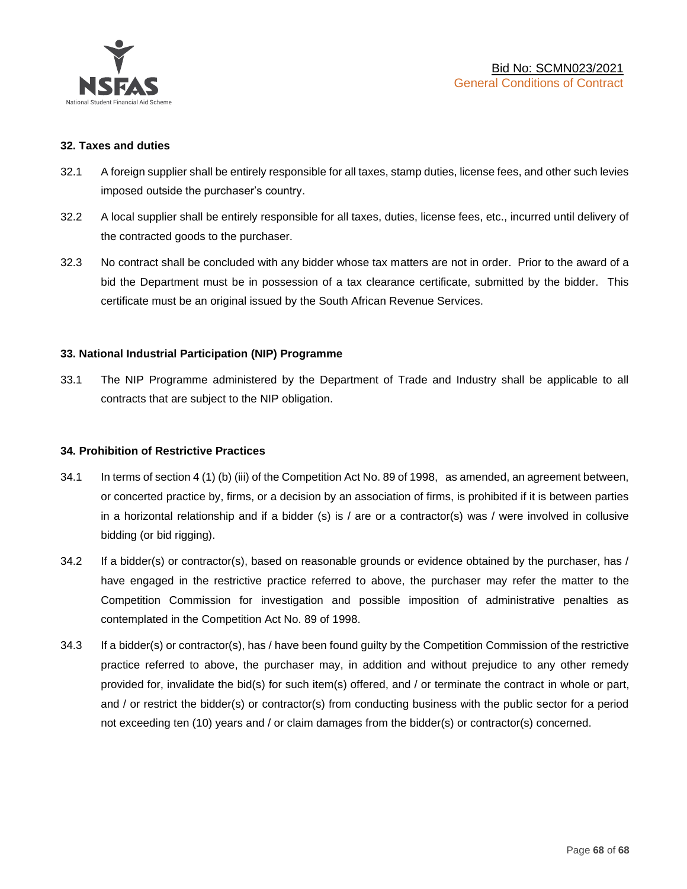### 32. Taxes and duties

32.1 A foreign supplier shall be entirely responsible for all taxes, stamp duties, license fees, and other such levies imposed outside the purchaser's country.

32.2 A local supplier shall be entirely responsible for all taxes, duties, license fees, etc., incurred until delivery of the contracted goods to the purchaser.

32.3 No contract shall be concluded with any bidder whose tax matters are not in order. Prior to the award of a bid the Department must be in possession of a tax clearance certificate, submitted by the bidder. This certificate must be an original issued by the South African Revenue Services.

### 33. National Industrial Participation (NIP) Programme

33.1 The NIP Programme administered by the Department of Trade and Industry shall be applicable to all contracts that are subject to the NIP obligation.

### 34. Prohibition of Restrictive Practices

34.1 In terms of section 4 (1) (b) (iii) of the Competition Act No. 89 of 1998, as amended, an agreement between, or concerted practice by, firms, or a decision by an association of firms, is prohibited if it is between parties in a horizontal relationship and if a bidder (s) is / are or a contractor(s) was / were involved in collusive bidding (or bid rigging).

34.2 If a bidder(s) or contractor(s), based on reasonable grounds or evidence obtained by the purchaser, has / have engaged in the restrictive practice referred to above, the purchaser may refer the matter to the Competition Commission for investigation and possible imposition of administrative penalties as contemplated in the Competition Act No. 89 of 1998.

34.3 If a bidder(s) or contractor(s), has / have been found guilty by the Competition Commission of the restrictive practice referred to above, the purchaser may, in addition and without prejudice to any other remedy provided for, invalidate the bid(s) for such item(s) offered, and / or terminate the contract in whole or part, and / or restrict the bidder(s) or contractor(s) from conducting business with the public sector for a period not exceeding ten (10) years and / or claim damages from the bidder(s) or contractor(s) concerned.